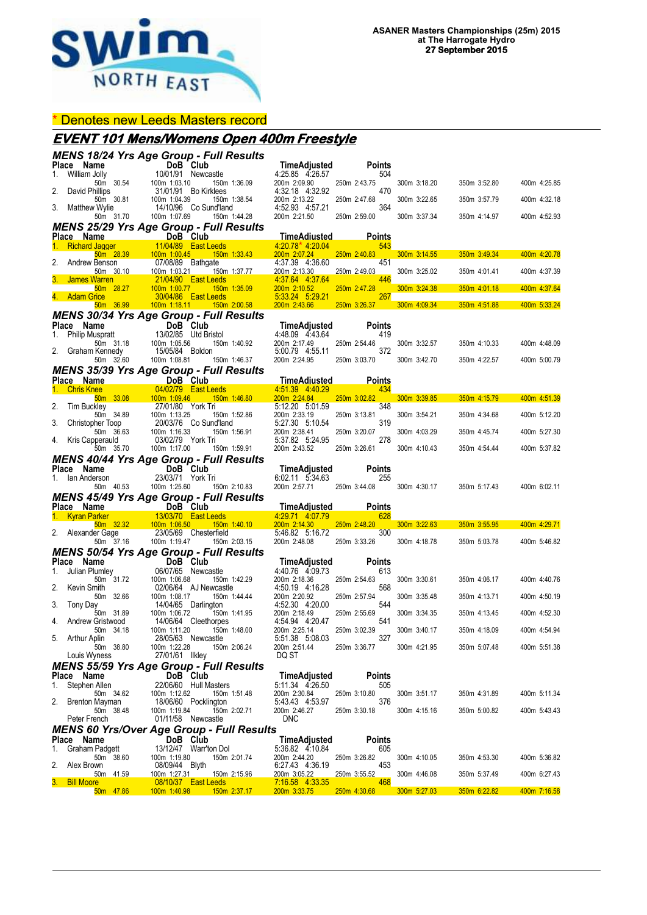**ASANER Masters Championships (25m) 2015**
**at The Harrogate Hydro**
**27 September 2015**

\* Denotes new Leeds Masters record

# EVENT 101 Mens/Womens Open 400m Freestyle

## MENS 18/24 Yrs Age Group - Full Results

| Place | Name | DoB | Club | Time | Adjusted | Points |
|---|---|---|---|---|---|---|
| 1. | William Jolly | 10/01/91 | Newcastle | 4:25.85 | 4:26.57 | 504 |
| | 50m 30.54 | 100m 1:03.10 | 150m 1:36.09 | 200m 2:09.90 | 250m 2:43.75 | 300m 3:18.20 · 350m 3:52.80 · 400m 4:25.85 |
| 2. | David Phillips | 31/01/91 | Bo Kirklees | 4:32.18 | 4:32.92 | 470 |
| | 50m 30.81 | 100m 1:04.39 | 150m 1:38.54 | 200m 2:13.22 | 250m 2:47.68 | 300m 3:22.65 · 350m 3:57.79 · 400m 4:32.18 |
| 3. | Matthew Wylie | 14/10/96 | Co Sund'land | 4:52.93 | 4:57.21 | 364 |
| | 50m 31.70 | 100m 1:07.69 | 150m 1:44.28 | 200m 2:21.50 | 250m 2:59.00 | 300m 3:37.34 · 350m 4:14.97 · 400m 4:52.93 |

## MENS 25/29 Yrs Age Group - Full Results

| Place | Name | DoB | Club | Time | Adjusted | Points |
|---|---|---|---|---|---|---|
| 1. | Richard Jagger | 11/04/89 | East Leeds | 4:20.78* | 4:20.04 | 543 |
| | 50m 28.39 | 100m 1:00.45 | 150m 1:33.43 | 200m 2:07.24 | 250m 2:40.83 | 300m 3:14.55 · 350m 3:49.34 · 400m 4:20.78 |
| 2. | Andrew Benson | 07/08/89 | Bathgate | 4:37.39 | 4:36.60 | 451 |
| | 50m 30.10 | 100m 1:03.21 | 150m 1:37.77 | 200m 2:13.30 | 250m 2:49.03 | 300m 3:25.02 · 350m 4:01.41 · 400m 4:37.39 |
| 3. | James Warren | 21/04/90 | East Leeds | 4:37.64 | 4:37.64 | 446 |
| | 50m 28.27 | 100m 1:00.77 | 150m 1:35.09 | 200m 2:10.52 | 250m 2:47.28 | 300m 3:24.38 · 350m 4:01.18 · 400m 4:37.64 |
| 4. | Adam Grice | 30/04/86 | East Leeds | 5:33.24 | 5:29.21 | 267 |
| | 50m 36.99 | 100m 1:18.11 | 150m 2:00.58 | 200m 2:43.66 | 250m 3:26.37 | 300m 4:09.34 · 350m 4:51.88 · 400m 5:33.24 |

## MENS 30/34 Yrs Age Group - Full Results

| Place | Name | DoB | Club | Time | Adjusted | Points |
|---|---|---|---|---|---|---|
| 1. | Philip Muspratt | 13/02/85 | Utd Bristol | 4:48.09 | 4:43.64 | 419 |
| | 50m 31.18 | 100m 1:05.56 | 150m 1:40.92 | 200m 2:17.49 | 250m 2:54.46 | 300m 3:32.57 · 350m 4:10.33 · 400m 4:48.09 |
| 2. | Graham Kennedy | 15/05/84 | Boldon | 5:00.79 | 4:55.11 | 372 |
| | 50m 32.60 | 100m 1:08.81 | 150m 1:46.37 | 200m 2:24.95 | 250m 3:03.70 | 300m 3:42.70 · 350m 4:22.57 · 400m 5:00.79 |

## MENS 35/39 Yrs Age Group - Full Results

| Place | Name | DoB | Club | Time | Adjusted | Points |
|---|---|---|---|---|---|---|
| 1. | Chris Knee | 04/02/79 | East Leeds | 4:51.39 | 4:40.29 | 434 |
| | 50m 33.08 | 100m 1:09.46 | 150m 1:46.80 | 200m 2:24.84 | 250m 3:02.82 | 300m 3:39.85 · 350m 4:15.79 · 400m 4:51.39 |
| 2. | Tim Buckley | 27/01/80 | York Tri | 5:12.20 | 5:01.59 | 348 |
| | 50m 34.89 | 100m 1:13.25 | 150m 1:52.86 | 200m 2:33.19 | 250m 3:13.81 | 300m 3:54.21 · 350m 4:34.68 · 400m 5:12.20 |
| 3. | Christopher Toop | 20/03/76 | Co Sund'land | 5:27.30 | 5:10.54 | 319 |
| | 50m 36.63 | 100m 1:16.33 | 150m 1:56.91 | 200m 2:38.41 | 250m 3:20.07 | 300m 4:03.29 · 350m 4:45.74 · 400m 5:27.30 |
| 4. | Kris Capperauld | 03/02/79 | York Tri | 5:37.82 | 5:24.95 | 278 |
| | 50m 35.70 | 100m 1:17.00 | 150m 1:59.91 | 200m 2:43.52 | 250m 3:26.61 | 300m 4:10.43 · 350m 4:54.44 · 400m 5:37.82 |

## MENS 40/44 Yrs Age Group - Full Results

| Place | Name | DoB | Club | Time | Adjusted | Points |
|---|---|---|---|---|---|---|
| 1. | Ian Anderson | 23/03/71 | York Tri | 6:02.11 | 5:34.63 | 255 |
| | 50m 40.53 | 100m 1:25.60 | 150m 2:10.83 | 200m 2:57.71 | 250m 3:44.08 | 300m 4:30.17 · 350m 5:17.43 · 400m 6:02.11 |

## MENS 45/49 Yrs Age Group - Full Results

| Place | Name | DoB | Club | Time | Adjusted | Points |
|---|---|---|---|---|---|---|
| 1. | Kyran Parker | 13/03/70 | East Leeds | 4:29.71 | 4:07.79 | 628 |
| | 50m 32.32 | 100m 1:06.50 | 150m 1:40.10 | 200m 2:14.30 | 250m 2:48.20 | 300m 3:22.63 · 350m 3:55.95 · 400m 4:29.71 |
| 2. | Alexander Gage | 23/05/69 | Chesterfield | 5:46.82 | 5:16.72 | 300 |
| | 50m 37.16 | 100m 1:19.47 | 150m 2:03.15 | 200m 2:48.08 | 250m 3:33.26 | 300m 4:18.78 · 350m 5:03.78 · 400m 5:46.82 |

## MENS 50/54 Yrs Age Group - Full Results

| Place | Name | DoB | Club | Time | Adjusted | Points |
|---|---|---|---|---|---|---|
| 1. | Julian Plumley | 06/07/65 | Newcastle | 4:40.76 | 4:09.73 | 613 |
| | 50m 31.72 | 100m 1:06.68 | 150m 1:42.29 | 200m 2:18.36 | 250m 2:54.63 | 300m 3:30.61 · 350m 4:06.17 · 400m 4:40.76 |
| 2. | Kevin Smith | 02/06/64 | AJ Newcastle | 4:50.19 | 4:16.28 | 568 |
| | 50m 32.66 | 100m 1:08.17 | 150m 1:44.44 | 200m 2:20.92 | 250m 2:57.94 | 300m 3:35.48 · 350m 4:13.71 · 400m 4:50.19 |
| 3. | Tony Day | 14/04/65 | Darlington | 4:52.30 | 4:20.00 | 544 |
| | 50m 31.89 | 100m 1:06.72 | 150m 1:41.95 | 200m 2:18.49 | 250m 2:55.69 | 300m 3:34.35 · 350m 4:13.45 · 400m 4:52.30 |
| 4. | Andrew Gristwood | 14/06/64 | Cleethorpes | 4:54.94 | 4:20.47 | 541 |
| | 50m 34.18 | 100m 1:11.20 | 150m 1:48.00 | 200m 2:25.14 | 250m 3:02.39 | 300m 3:40.17 · 350m 4:18.09 · 400m 4:54.94 |
| 5. | Arthur Aplin | 28/05/63 | Newcastle | 5:51.38 | 5:08.03 | 327 |
| | 50m 38.80 | 100m 1:22.28 | 150m 2:06.24 | 200m 2:51.44 | 250m 3:36.77 | 300m 4:21.95 · 350m 5:07.48 · 400m 5:51.38 |
| | Louis Wyness | 27/01/61 | Ilkley | DQ ST | | |

## MENS 55/59 Yrs Age Group - Full Results

| Place | Name | DoB | Club | Time | Adjusted | Points |
|---|---|---|---|---|---|---|
| 1. | Stephen Allen | 22/06/60 | Hull Masters | 5:11.34 | 4:26.50 | 505 |
| | 50m 34.62 | 100m 1:12.62 | 150m 1:51.48 | 200m 2:30.84 | 250m 3:10.80 | 300m 3:51.17 · 350m 4:31.89 · 400m 5:11.34 |
| 2. | Brenton Mayman | 18/06/60 | Pocklington | 5:43.43 | 4:53.97 | 376 |
| | 50m 38.48 | 100m 1:19.84 | 150m 2:02.71 | 200m 2:46.27 | 250m 3:30.18 | 300m 4:15.16 · 350m 5:00.82 · 400m 5:43.43 |
| | Peter French | 01/11/58 | Newcastle | DNC | | |

## MENS 60 Yrs/Over Age Group - Full Results

| Place | Name | DoB | Club | Time | Adjusted | Points |
|---|---|---|---|---|---|---|
| 1. | Graham Padgett | 13/12/47 | Warr'ton Dol | 5:36.82 | 4:10.84 | 605 |
| | 50m 38.60 | 100m 1:19.80 | 150m 2:01.74 | 200m 2:44.20 | 250m 3:26.82 | 300m 4:10.05 · 350m 4:53.30 · 400m 5:36.82 |
| 2. | Alex Brown | 08/09/44 | Blyth | 6:27.43 | 4:36.19 | 453 |
| | 50m 41.59 | 100m 1:27.31 | 150m 2:15.96 | 200m 3:05.22 | 250m 3:55.52 | 300m 4:46.08 · 350m 5:37.49 · 400m 6:27.43 |
| 3. | Bill Moore | 08/10/37 | East Leeds | 7:16.58 | 4:33.35 | 468 |
| | 50m 47.86 | 100m 1:40.98 | 150m 2:37.17 | 200m 3:33.75 | 250m 4:30.68 | 300m 5:27.03 · 350m 6:22.82 · 400m 7:16.58 |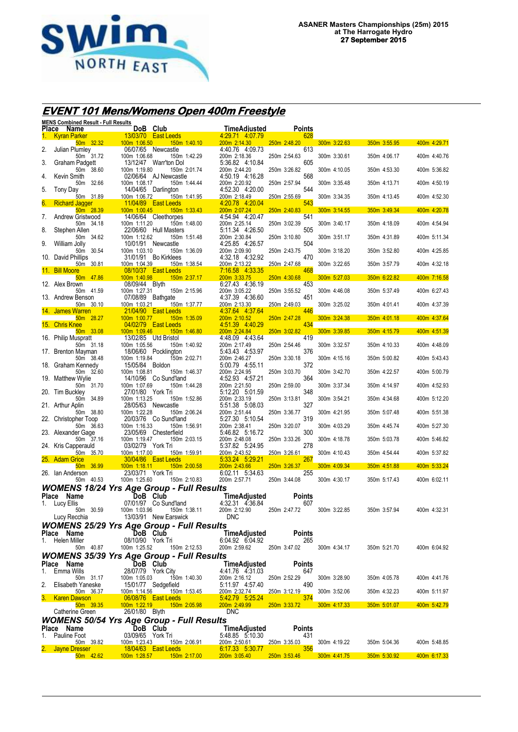**ASANER Masters Championships (25m) 2015**
**at The Harrogate Hydro**
**27 September 2015**

# EVENT 101 Mens/Womens Open 400m Freestyle

## MENS Combined Result - Full Results

| Place | Name | DoB | Club | Time | Adjusted | Points |
|---|---|---|---|---|---|---|
| 1. | Kyran Parker | 13/03/70 | East Leeds | 4:29.71 | 4:07.79 | 628 |
| | 50m 32.32 | 100m 1:06.50 | 150m 1:40.10 | 200m 2:14.30 | 250m 2:48.20 | 300m 3:22.63 / 350m 3:55.95 / 400m 4:29.71 |
| 2. | Julian Plumley | 06/07/65 | Newcastle | 4:40.76 | 4:09.73 | 613 |
| | 50m 31.72 | 100m 1:06.68 | 150m 1:42.29 | 200m 2:18.36 | 250m 2:54.63 | 300m 3:30.61 / 350m 4:06.17 / 400m 4:40.76 |
| 3. | Graham Padgett | 13/12/47 | Warr'ton Dol | 5:36.82 | 4:10.84 | 605 |
| | 50m 38.60 | 100m 1:19.80 | 150m 2:01.74 | 200m 2:44.20 | 250m 3:26.82 | 300m 4:10.05 / 350m 4:53.30 / 400m 5:36.82 |
| 4. | Kevin Smith | 02/06/64 | AJ Newcastle | 4:50.19 | 4:16.28 | 568 |
| | 50m 32.66 | 100m 1:08.17 | 150m 1:44.44 | 200m 2:20.92 | 250m 2:57.94 | 300m 3:35.48 / 350m 4:13.71 / 400m 4:50.19 |
| 5. | Tony Day | 14/04/65 | Darlington | 4:52.30 | 4:20.00 | 544 |
| | 50m 31.89 | 100m 1:06.72 | 150m 1:41.95 | 200m 2:18.49 | 250m 2:55.69 | 300m 3:34.35 / 350m 4:13.45 / 400m 4:52.30 |
| 6. | Richard Jagger | 11/04/89 | East Leeds | 4:20.78 | 4:20.04 | 543 |
| | 50m 28.39 | 100m 1:00.45 | 150m 1:33.43 | 200m 2:07.24 | 250m 2:40.83 | 300m 3:14.55 / 350m 3:49.34 / 400m 4:20.78 |
| 7. | Andrew Gristwood | 14/06/64 | Cleethorpes | 4:54.94 | 4:20.47 | 541 |
| | 50m 34.18 | 100m 1:11.20 | 150m 1:48.00 | 200m 2:25.14 | 250m 3:02.39 | 300m 3:40.17 / 350m 4:18.09 / 400m 4:54.94 |
| 8. | Stephen Allen | 22/06/60 | Hull Masters | 5:11.34 | 4:26.50 | 505 |
| | 50m 34.62 | 100m 1:12.62 | 150m 1:51.48 | 200m 2:30.84 | 250m 3:10.80 | 300m 3:51.17 / 350m 4:31.89 / 400m 5:11.34 |
| 9. | William Jolly | 10/01/91 | Newcastle | 4:25.85 | 4:26.57 | 504 |
| | 50m 30.54 | 100m 1:03.10 | 150m 1:36.09 | 200m 2:09.90 | 250m 2:43.75 | 300m 3:18.20 / 350m 3:52.80 / 400m 4:25.85 |
| 10. | David Phillips | 31/01/91 | Bo Kirklees | 4:32.18 | 4:32.92 | 470 |
| | 50m 30.81 | 100m 1:04.39 | 150m 1:38.54 | 200m 2:13.22 | 250m 2:47.68 | 300m 3:22.65 / 350m 3:57.79 / 400m 4:32.18 |
| 11. | Bill Moore | 08/10/37 | East Leeds | 7:16.58 | 4:33.35 | 468 |
| | 50m 47.86 | 100m 1:40.98 | 150m 2:37.17 | 200m 3:33.75 | 250m 4:30.68 | 300m 5:27.03 / 350m 6:22.82 / 400m 7:16.58 |
| 12. | Alex Brown | 08/09/44 | Blyth | 6:27.43 | 4:36.19 | 453 |
| | 50m 41.59 | 100m 1:27.31 | 150m 2:15.96 | 200m 3:05.22 | 250m 3:55.52 | 300m 4:46.08 / 350m 5:37.49 / 400m 6:27.43 |
| 13. | Andrew Benson | 07/08/89 | Bathgate | 4:37.39 | 4:36.60 | 451 |
| | 50m 30.10 | 100m 1:03.21 | 150m 1:37.77 | 200m 2:13.30 | 250m 2:49.03 | 300m 3:25.02 / 350m 4:01.41 / 400m 4:37.39 |
| 14. | James Warren | 21/04/90 | East Leeds | 4:37.64 | 4:37.64 | 446 |
| | 50m 28.27 | 100m 1:00.77 | 150m 1:35.09 | 200m 2:10.52 | 250m 2:47.28 | 300m 3:24.38 / 350m 4:01.18 / 400m 4:37.64 |
| 15. | Chris Knee | 04/02/79 | East Leeds | 4:51.39 | 4:40.29 | 434 |
| | 50m 33.08 | 100m 1:09.46 | 150m 1:46.80 | 200m 2:24.84 | 250m 3:02.82 | 300m 3:39.85 / 350m 4:15.79 / 400m 4:51.39 |
| 16. | Philip Muspratt | 13/02/85 | Utd Bristol | 4:48.09 | 4:43.64 | 419 |
| | 50m 31.18 | 100m 1:05.56 | 150m 1:40.92 | 200m 2:17.49 | 250m 2:54.46 | 300m 3:32.57 / 350m 4:10.33 / 400m 4:48.09 |
| 17. | Brenton Mayman | 18/06/60 | Pocklington | 5:43.43 | 4:53.97 | 376 |
| | 50m 38.48 | 100m 1:19.84 | 150m 2:02.71 | 200m 2:46.27 | 250m 3:30.18 | 300m 4:15.16 / 350m 5:00.82 / 400m 5:43.43 |
| 18. | Graham Kennedy | 15/05/84 | Boldon | 5:00.79 | 4:55.11 | 372 |
| | 50m 32.60 | 100m 1:08.81 | 150m 1:46.37 | 200m 2:24.95 | 250m 3:03.70 | 300m 3:42.70 / 350m 4:22.57 / 400m 5:00.79 |
| 19. | Matthew Wylie | 14/10/96 | Co Sund'land | 4:52.93 | 4:57.21 | 364 |
| | 50m 31.70 | 100m 1:07.69 | 150m 1:44.28 | 200m 2:21.50 | 250m 2:59.00 | 300m 3:37.34 / 350m 4:14.97 / 400m 4:52.93 |
| 20. | Tim Buckley | 27/01/80 | York Tri | 5:12.20 | 5:01.59 | 348 |
| | 50m 34.89 | 100m 1:13.25 | 150m 1:52.86 | 200m 2:33.19 | 250m 3:13.81 | 300m 3:54.21 / 350m 4:34.68 / 400m 5:12.20 |
| 21. | Arthur Aplin | 28/05/63 | Newcastle | 5:51.38 | 5:08.03 | 327 |
| | 50m 38.80 | 100m 1:22.28 | 150m 2:06.24 | 200m 2:51.44 | 250m 3:36.77 | 300m 4:21.95 / 350m 5:07.48 / 400m 5:51.38 |
| 22. | Christopher Toop | 20/03/76 | Co Sund'land | 5:27.30 | 5:10.54 | 319 |
| | 50m 36.63 | 100m 1:16.33 | 150m 1:56.91 | 200m 2:38.41 | 250m 3:20.07 | 300m 4:03.29 / 350m 4:45.74 / 400m 5:27.30 |
| 23. | Alexander Gage | 23/05/69 | Chesterfield | 5:46.82 | 5:16.72 | 300 |
| | 50m 37.16 | 100m 1:19.47 | 150m 2:03.15 | 200m 2:48.08 | 250m 3:33.26 | 300m 4:18.78 / 350m 5:03.78 / 400m 5:46.82 |
| 24. | Kris Capperauld | 03/02/79 | York Tri | 5:37.82 | 5:24.95 | 278 |
| | 50m 35.70 | 100m 1:17.00 | 150m 1:59.91 | 200m 2:43.52 | 250m 3:26.61 | 300m 4:10.43 / 350m 4:54.44 / 400m 5:37.82 |
| 25. | Adam Grice | 30/04/86 | East Leeds | 5:33.24 | 5:29.21 | 267 |
| | 50m 36.99 | 100m 1:18.11 | 150m 2:00.58 | 200m 2:43.66 | 250m 3:26.37 | 300m 4:09.34 / 350m 4:51.88 / 400m 5:33.24 |
| 26. | Ian Anderson | 23/03/71 | York Tri | 6:02.11 | 5:34.63 | 255 |
| | 50m 40.53 | 100m 1:25.60 | 150m 2:10.83 | 200m 2:57.71 | 250m 3:44.08 | 300m 4:30.17 / 350m 5:17.43 / 400m 6:02.11 |

## WOMENS 18/24 Yrs Age Group - Full Results

| Place | Name | DoB | Club | Time | Adjusted | Points |
|---|---|---|---|---|---|---|
| 1. | Lucy Ellis | 07/01/97 | Co Sund'land | 4:32.31 | 4:36.84 | 607 |
| | 50m 30.59 | 100m 1:03.96 | 150m 1:38.11 | 200m 2:12.90 | 250m 2:47.72 | 300m 3:22.85 / 350m 3:57.94 / 400m 4:32.31 |
| | Lucy Recchia | 13/03/91 | New Earswick | DNC | | |

## WOMENS 25/29 Yrs Age Group - Full Results

| Place | Name | DoB | Club | Time | Adjusted | Points |
|---|---|---|---|---|---|---|
| 1. | Helen Miller | 08/10/90 | York Tri | 6:04.92 | 6:04.92 | 265 |
| | 50m 40.87 | 100m 1:25.52 | 150m 2:12.53 | 200m 2:59.62 | 250m 3:47.02 | 300m 4:34.17 / 350m 5:21.70 / 400m 6:04.92 |

## WOMENS 35/39 Yrs Age Group - Full Results

| Place | Name | DoB | Club | Time | Adjusted | Points |
|---|---|---|---|---|---|---|
| 1. | Emma Wills | 28/07/79 | York City | 4:41.76 | 4:31.03 | 647 |
| | 50m 31.17 | 100m 1:05.03 | 150m 1:40.30 | 200m 2:16.12 | 250m 2:52.29 | 300m 3:28.90 / 350m 4:05.78 / 400m 4:41.76 |
| 2. | Elisabeth Yaneske | 15/01/77 | Sedgefield | 5:11.97 | 4:57.40 | 490 |
| | 50m 36.37 | 100m 1:14.56 | 150m 1:53.45 | 200m 2:32.74 | 250m 3:12.19 | 300m 3:52.06 / 350m 4:32.23 / 400m 5:11.97 |
| 3. | Karen Dawson | 06/08/76 | East Leeds | 5:42.79 | 5:25.24 | 374 |
| | 50m 39.35 | 100m 1:22.19 | 150m 2:05.98 | 200m 2:49.99 | 250m 3:33.72 | 300m 4:17.33 / 350m 5:01.07 / 400m 5:42.79 |
| | Catherine Green | 26/01/80 | Blyth | DNC | | |

## WOMENS 50/54 Yrs Age Group - Full Results

| Place | Name | DoB | Club | Time | Adjusted | Points |
|---|---|---|---|---|---|---|
| 1. | Pauline Foot | 03/09/65 | York Tri | 5:48.85 | 5:10.30 | 431 |
| | 50m 39.82 | 100m 1:23.43 | 150m 2:06.91 | 200m 2:50.61 | 250m 3:35.03 | 300m 4:19.22 / 350m 5:04.36 / 400m 5:48.85 |
| 2. | Jayne Dresser | 18/04/63 | East Leeds | 6:17.33 | 5:30.77 | 356 |
| | 50m 42.62 | 100m 1:28.57 | 150m 2:17.00 | 200m 3:05.40 | 250m 3:53.46 | 300m 4:41.75 / 350m 5:30.92 / 400m 6:17.33 |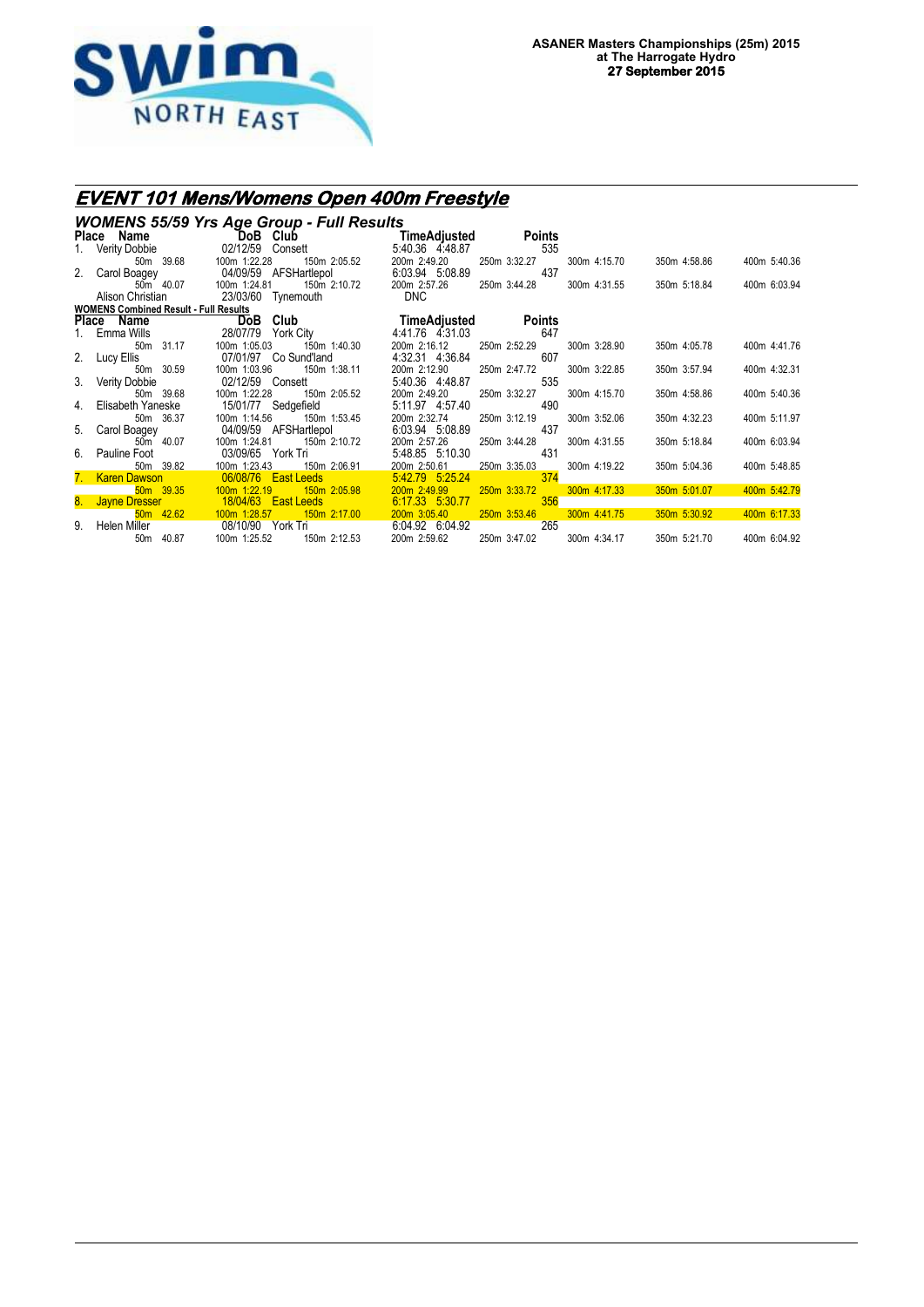**ASANER Masters Championships (25m) 2015**
**at The Harrogate Hydro**
**27 September 2015**

# EVENT 101 Mens/Womens Open 400m Freestyle

## WOMENS 55/59 Yrs Age Group - Full Results

| Place | Name | DoB | Club | Time | Adjusted | Points | | | |
|---|---|---|---|---|---|---|---|---|---|
| 1. | Verity Dobbie | 02/12/59 | Consett | 5:40.36 | 4:48.87 | 535 | | | |
| | 50m 39.68 | 100m 1:22.28 | 150m 2:05.52 | 200m 2:49.20 | 250m 3:32.27 | 300m 4:15.70 | 350m 4:58.86 | 400m 5:40.36 | |
| 2. | Carol Boagey | 04/09/59 | AFSHartlepol | 6:03.94 | 5:08.89 | 437 | | | |
| | 50m 40.07 | 100m 1:24.81 | 150m 2:10.72 | 200m 2:57.26 | 250m 3:44.28 | 300m 4:31.55 | 350m 5:18.84 | 400m 6:03.94 | |
| | Alison Christian | 23/03/60 | Tynemouth | DNC | | | | | |

## WOMENS Combined Result - Full Results

| Place | Name | DoB | Club | Time | Adjusted | Points | | | |
|---|---|---|---|---|---|---|---|---|---|
| 1. | Emma Wills | 28/07/79 | York City | 4:41.76 | 4:31.03 | 647 | | | |
| | 50m 31.17 | 100m 1:05.03 | 150m 1:40.30 | 200m 2:16.12 | 250m 2:52.29 | 300m 3:28.90 | 350m 4:05.78 | 400m 4:41.76 | |
| 2. | Lucy Ellis | 07/01/97 | Co Sund'land | 4:32.31 | 4:36.84 | 607 | | | |
| | 50m 30.59 | 100m 1:03.96 | 150m 1:38.11 | 200m 2:12.90 | 250m 2:47.72 | 300m 3:22.85 | 350m 3:57.94 | 400m 4:32.31 | |
| 3. | Verity Dobbie | 02/12/59 | Consett | 5:40.36 | 4:48.87 | 535 | | | |
| | 50m 39.68 | 100m 1:22.28 | 150m 2:05.52 | 200m 2:49.20 | 250m 3:32.27 | 300m 4:15.70 | 350m 4:58.86 | 400m 5:40.36 | |
| 4. | Elisabeth Yaneske | 15/01/77 | Sedgefield | 5:11.97 | 4:57.40 | 490 | | | |
| | 50m 36.37 | 100m 1:14.56 | 150m 1:53.45 | 200m 2:32.74 | 250m 3:12.19 | 300m 3:52.06 | 350m 4:32.23 | 400m 5:11.97 | |
| 5. | Carol Boagey | 04/09/59 | AFSHartlepol | 6:03.94 | 5:08.89 | 437 | | | |
| | 50m 40.07 | 100m 1:24.81 | 150m 2:10.72 | 200m 2:57.26 | 250m 3:44.28 | 300m 4:31.55 | 350m 5:18.84 | 400m 6:03.94 | |
| 6. | Pauline Foot | 03/09/65 | York Tri | 5:48.85 | 5:10.30 | 431 | | | |
| | 50m 39.82 | 100m 1:23.43 | 150m 2:06.91 | 200m 2:50.61 | 250m 3:35.03 | 300m 4:19.22 | 350m 5:04.36 | 400m 5:48.85 | |
| 7. | Karen Dawson | 06/08/76 | East Leeds | 5:42.79 | 5:25.24 | 374 | | | |
| | 50m 39.35 | 100m 1:22.19 | 150m 2:05.98 | 200m 2:49.99 | 250m 3:33.72 | 300m 4:17.33 | 350m 5:01.07 | 400m 5:42.79 | |
| 8. | Jayne Dresser | 18/04/63 | East Leeds | 6:17.33 | 5:30.77 | 356 | | | |
| | 50m 42.62 | 100m 1:28.57 | 150m 2:17.00 | 200m 3:05.40 | 250m 3:53.46 | 300m 4:41.75 | 350m 5:30.92 | 400m 6:17.33 | |
| 9. | Helen Miller | 08/10/90 | York Tri | 6:04.92 | 6:04.92 | 265 | | | |
| | 50m 40.87 | 100m 1:25.52 | 150m 2:12.53 | 200m 2:59.62 | 250m 3:47.02 | 300m 4:34.17 | 350m 5:21.70 | 400m 6:04.92 | |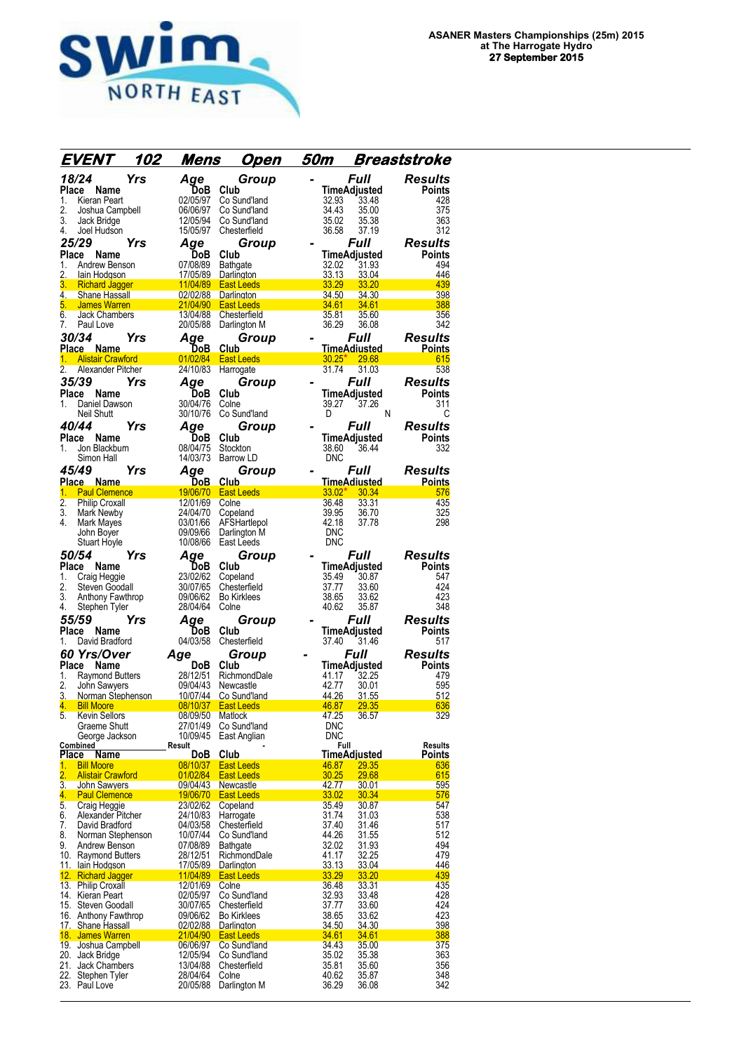ASANER Masters Championships (25m) 2015
at The Harrogate Hydro
27 September 2015

## EVENT 102 Mens Open 50m Breaststroke

### 18/24 Yrs Age Group - Full Results

| Place | Name | DoB | Club | Time | Adjusted | Points |
|---|---|---|---|---|---|---|
| 1. | Kieran Peart | 02/05/97 | Co Sund'land | 32.93 | 33.48 | 428 |
| 2. | Joshua Campbell | 06/06/97 | Co Sund'land | 34.43 | 35.00 | 375 |
| 3. | Jack Bridge | 12/05/94 | Co Sund'land | 35.02 | 35.38 | 363 |
| 4. | Joel Hudson | 15/05/97 | Chesterfield | 36.58 | 37.19 | 312 |

### 25/29 Yrs Age Group - Full Results

| Place | Name | DoB | Club | Time | Adjusted | Points |
|---|---|---|---|---|---|---|
| 1. | Andrew Benson | 07/08/89 | Bathgate | 32.02 | 31.93 | 494 |
| 2. | Iain Hodgson | 17/05/89 | Darlington | 33.13 | 33.04 | 446 |
| 3. | Richard Jagger | 11/04/89 | East Leeds | 33.29 | 33.20 | 439 |
| 4. | Shane Hassall | 02/02/88 | Darlington | 34.50 | 34.30 | 398 |
| 5. | James Warren | 21/04/90 | East Leeds | 34.61 | 34.61 | 388 |
| 6. | Jack Chambers | 13/04/88 | Chesterfield | 35.81 | 35.60 | 356 |
| 7. | Paul Love | 20/05/88 | Darlington M | 36.29 | 36.08 | 342 |

### 30/34 Yrs Age Group - Full Results

| Place | Name | DoB | Club | Time | Adjusted | Points |
|---|---|---|---|---|---|---|
| 1. | Alistair Crawford | 01/02/84 | East Leeds | 30.25* | 29.68 | 615 |
| 2. | Alexander Pitcher | 24/10/83 | Harrogate | 31.74 | 31.03 | 538 |

### 35/39 Yrs Age Group - Full Results

| Place | Name | DoB | Club | Time | Adjusted | Points |
|---|---|---|---|---|---|---|
| 1. | Daniel Dawson | 30/04/76 | Colne | 39.27 | 37.26 | 311 |
| | Neil Shutt | 30/10/76 | Co Sund'land | D | N | C |

### 40/44 Yrs Age Group - Full Results

| Place | Name | DoB | Club | Time | Adjusted | Points |
|---|---|---|---|---|---|---|
| 1. | Jon Blackburn | 08/04/75 | Stockton | 38.60 | 36.44 | 332 |
| | Simon Hall | 14/03/73 | Barrow LD | DNC | | |

### 45/49 Yrs Age Group - Full Results

| Place | Name | DoB | Club | Time | Adjusted | Points |
|---|---|---|---|---|---|---|
| 1. | Paul Clemence | 19/06/70 | East Leeds | 33.02* | 30.34 | 576 |
| 2. | Philip Croxall | 12/01/69 | Colne | 36.48 | 33.31 | 435 |
| 3. | Mark Newby | 24/04/70 | Copeland | 39.95 | 36.70 | 325 |
| 4. | Mark Mayes | 03/01/66 | AFSHartlepol | 42.18 | 37.78 | 298 |
| | John Boyer | 09/09/66 | Darlington M | DNC | | |
| | Stuart Hoyle | 10/08/66 | East Leeds | DNC | | |

### 50/54 Yrs Age Group - Full Results

| Place | Name | DoB | Club | Time | Adjusted | Points |
|---|---|---|---|---|---|---|
| 1. | Craig Heggie | 23/02/62 | Copeland | 35.49 | 30.87 | 547 |
| 2. | Steven Goodall | 30/07/65 | Chesterfield | 37.77 | 33.60 | 424 |
| 3. | Anthony Fawthrop | 09/06/62 | Bo Kirklees | 38.65 | 33.62 | 423 |
| 4. | Stephen Tyler | 28/04/64 | Colne | 40.62 | 35.87 | 348 |

### 55/59 Yrs Age Group - Full Results

| Place | Name | DoB | Club | Time | Adjusted | Points |
|---|---|---|---|---|---|---|
| 1. | David Bradford | 04/03/58 | Chesterfield | 37.40 | 31.46 | 517 |

### 60 Yrs/Over Age Group - Full Results

| Place | Name | DoB | Club | Time | Adjusted | Points |
|---|---|---|---|---|---|---|
| 1. | Raymond Butters | 28/12/51 | RichmondDale | 41.17 | 32.25 | 479 |
| 2. | John Sawyers | 09/04/43 | Newcastle | 42.77 | 30.01 | 595 |
| 3. | Norman Stephenson | 10/07/44 | Co Sund'land | 44.26 | 31.55 | 512 |
| 4. | Bill Moore | 08/10/37 | East Leeds | 46.87 | 29.35 | 636 |
| 5. | Kevin Sellors | 08/09/50 | Matlock | 47.25 | 36.57 | 329 |
| | Graeme Shutt | 27/01/49 | Co Sund'land | DNC | | |
| | George Jackson | 10/09/45 | East Anglian | DNC | | |

### Combined Result - Full Results

| Place | Name | DoB | Club | Time | Adjusted | Points |
|---|---|---|---|---|---|---|
| 1. | Bill Moore | 08/10/37 | East Leeds | 46.87 | 29.35 | 636 |
| 2. | Alistair Crawford | 01/02/84 | East Leeds | 30.25 | 29.68 | 615 |
| 3. | John Sawyers | 09/04/43 | Newcastle | 42.77 | 30.01 | 595 |
| 4. | Paul Clemence | 19/06/70 | East Leeds | 33.02 | 30.34 | 576 |
| 5. | Craig Heggie | 23/02/62 | Copeland | 35.49 | 30.87 | 547 |
| 6. | Alexander Pitcher | 24/10/83 | Harrogate | 31.74 | 31.03 | 538 |
| 7. | David Bradford | 04/03/58 | Chesterfield | 37.40 | 31.46 | 517 |
| 8. | Norman Stephenson | 10/07/44 | Co Sund'land | 44.26 | 31.55 | 512 |
| 9. | Andrew Benson | 07/08/89 | Bathgate | 32.02 | 31.93 | 494 |
| 10. | Raymond Butters | 28/12/51 | RichmondDale | 41.17 | 32.25 | 479 |
| 11. | Iain Hodgson | 17/05/89 | Darlington | 33.13 | 33.04 | 446 |
| 12. | Richard Jagger | 11/04/89 | East Leeds | 33.29 | 33.20 | 439 |
| 13. | Philip Croxall | 12/01/69 | Colne | 36.48 | 33.31 | 435 |
| 14. | Kieran Peart | 02/05/97 | Co Sund'land | 32.93 | 33.48 | 428 |
| 15. | Steven Goodall | 30/07/65 | Chesterfield | 37.77 | 33.60 | 424 |
| 16. | Anthony Fawthrop | 09/06/62 | Bo Kirklees | 38.65 | 33.62 | 423 |
| 17. | Shane Hassall | 02/02/88 | Darlington | 34.50 | 34.30 | 398 |
| 18. | James Warren | 21/04/90 | East Leeds | 34.61 | 34.61 | 388 |
| 19. | Joshua Campbell | 06/06/97 | Co Sund'land | 34.43 | 35.00 | 375 |
| 20. | Jack Bridge | 12/05/94 | Co Sund'land | 35.02 | 35.38 | 363 |
| 21. | Jack Chambers | 13/04/88 | Chesterfield | 35.81 | 35.60 | 356 |
| 22. | Stephen Tyler | 28/04/64 | Colne | 40.62 | 35.87 | 348 |
| 23. | Paul Love | 20/05/88 | Darlington M | 36.29 | 36.08 | 342 |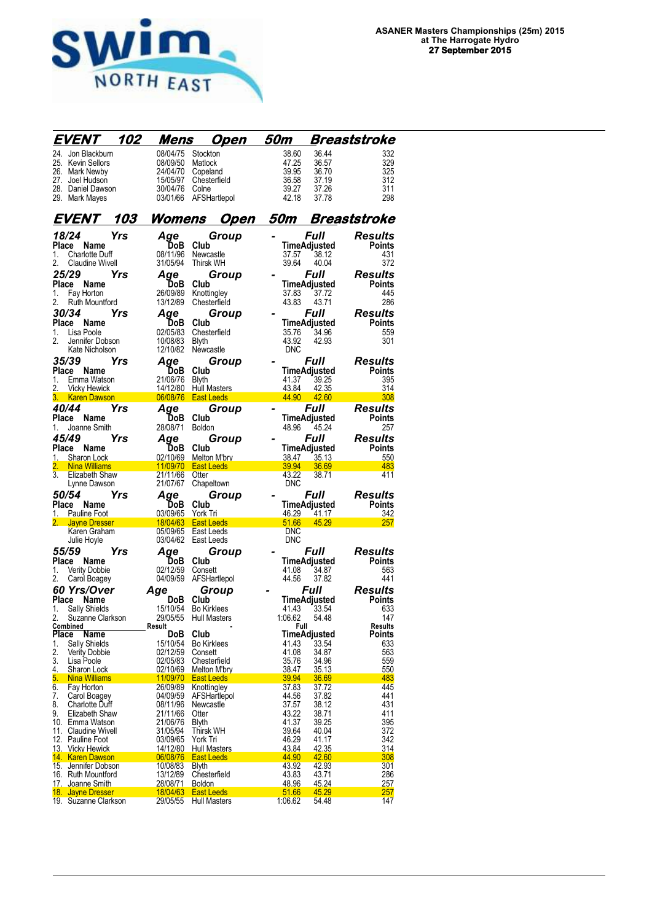ASANER Masters Championships (25m) 2015
at The Harrogate Hydro
27 September 2015

## EVENT 102 Mens Open 50m Breaststroke

| Place | Name | DoB | Club | Time | Adjusted | Points |
|---|---|---|---|---|---|---|
| 24. | Jon Blackburn | 08/04/75 | Stockton | 38.60 | 36.44 | 332 |
| 25. | Kevin Sellors | 08/09/50 | Matlock | 47.25 | 36.57 | 329 |
| 26. | Mark Newby | 24/04/70 | Copeland | 39.95 | 36.70 | 325 |
| 27. | Joel Hudson | 15/05/97 | Chesterfield | 36.58 | 37.19 | 312 |
| 28. | Daniel Dawson | 30/04/76 | Colne | 39.27 | 37.26 | 311 |
| 29. | Mark Mayes | 03/01/66 | AFSHartlepol | 42.18 | 37.78 | 298 |

## EVENT 103 Womens Open 50m Breaststroke

### 18/24 Yrs Age Group - Full Results

| Place | Name | DoB | Club | Time | Adjusted | Points |
|---|---|---|---|---|---|---|
| 1. | Charlotte Duff | 08/11/96 | Newcastle | 37.57 | 38.12 | 431 |
| 2. | Claudine Wivell | 31/05/94 | Thirsk WH | 39.64 | 40.04 | 372 |

### 25/29 Yrs Age Group - Full Results

| Place | Name | DoB | Club | Time | Adjusted | Points |
|---|---|---|---|---|---|---|
| 1. | Fay Horton | 26/09/89 | Knottingley | 37.83 | 37.72 | 445 |
| 2. | Ruth Mountford | 13/12/89 | Chesterfield | 43.83 | 43.71 | 286 |

### 30/34 Yrs Age Group - Full Results

| Place | Name | DoB | Club | Time | Adjusted | Points |
|---|---|---|---|---|---|---|
| 1. | Lisa Poole | 02/05/83 | Chesterfield | 35.76 | 34.96 | 559 |
| 2. | Jennifer Dobson | 10/08/83 | Blyth | 43.92 | 42.93 | 301 |
| | Kate Nicholson | 12/10/82 | Newcastle | DNC | | |

### 35/39 Yrs Age Group - Full Results

| Place | Name | DoB | Club | Time | Adjusted | Points |
|---|---|---|---|---|---|---|
| 1. | Emma Watson | 21/06/76 | Blyth | 41.37 | 39.25 | 395 |
| 2. | Vicky Hewick | 14/12/80 | Hull Masters | 43.84 | 42.35 | 314 |
| 3. | Karen Dawson | 06/08/76 | East Leeds | 44.90 | 42.60 | 308 |

### 40/44 Yrs Age Group - Full Results

| Place | Name | DoB | Club | Time | Adjusted | Points |
|---|---|---|---|---|---|---|
| 1. | Joanne Smith | 28/08/71 | Boldon | 48.96 | 45.24 | 257 |

### 45/49 Yrs Age Group - Full Results

| Place | Name | DoB | Club | Time | Adjusted | Points |
|---|---|---|---|---|---|---|
| 1. | Sharon Lock | 02/10/69 | Melton M'bry | 38.47 | 35.13 | 550 |
| 2. | Nina Williams | 11/09/70 | East Leeds | 39.94 | 36.69 | 483 |
| 3. | Elizabeth Shaw | 21/11/66 | Otter | 43.22 | 38.71 | 411 |
| | Lynne Dawson | 21/07/67 | Chapeltown | DNC | | |

### 50/54 Yrs Age Group - Full Results

| Place | Name | DoB | Club | Time | Adjusted | Points |
|---|---|---|---|---|---|---|
| 1. | Pauline Foot | 03/09/65 | York Tri | 46.29 | 41.17 | 342 |
| 2. | Jayne Dresser | 18/04/63 | East Leeds | 51.66 | 45.29 | 257 |
| | Karen Graham | 05/09/65 | East Leeds | DNC | | |
| | Julie Hoyle | 03/04/62 | East Leeds | DNC | | |

### 55/59 Yrs Age Group - Full Results

| Place | Name | DoB | Club | Time | Adjusted | Points |
|---|---|---|---|---|---|---|
| 1. | Verity Dobbie | 02/12/59 | Consett | 41.08 | 34.87 | 563 |
| 2. | Carol Boagey | 04/09/59 | AFSHartlepol | 44.56 | 37.82 | 441 |

### 60 Yrs/Over Age Group - Full Results

| Place | Name | DoB | Club | Time | Adjusted | Points |
|---|---|---|---|---|---|---|
| 1. | Sally Shields | 15/10/54 | Bo Kirklees | 41.43 | 33.54 | 633 |
| 2. | Suzanne Clarkson | 29/05/55 | Hull Masters | 1:06.62 | 54.48 | 147 |

### Combined Result - Full Results

| Place | Name | DoB | Club | Time | Adjusted | Points |
|---|---|---|---|---|---|---|
| 1. | Sally Shields | 15/10/54 | Bo Kirklees | 41.43 | 33.54 | 633 |
| 2. | Verity Dobbie | 02/12/59 | Consett | 41.08 | 34.87 | 563 |
| 3. | Lisa Poole | 02/05/83 | Chesterfield | 35.76 | 34.96 | 559 |
| 4. | Sharon Lock | 02/10/69 | Melton M'bry | 38.47 | 35.13 | 550 |
| 5. | Nina Williams | 11/09/70 | East Leeds | 39.94 | 36.69 | 483 |
| 6. | Fay Horton | 26/09/89 | Knottingley | 37.83 | 37.72 | 445 |
| 7. | Carol Boagey | 04/09/59 | AFSHartlepol | 44.56 | 37.82 | 441 |
| 8. | Charlotte Duff | 08/11/96 | Newcastle | 37.57 | 38.12 | 431 |
| 9. | Elizabeth Shaw | 21/11/66 | Otter | 43.22 | 38.71 | 411 |
| 10. | Emma Watson | 21/06/76 | Blyth | 41.37 | 39.25 | 395 |
| 11. | Claudine Wivell | 31/05/94 | Thirsk WH | 39.64 | 40.04 | 372 |
| 12. | Pauline Foot | 03/09/65 | York Tri | 46.29 | 41.17 | 342 |
| 13. | Vicky Hewick | 14/12/80 | Hull Masters | 43.84 | 42.35 | 314 |
| 14. | Karen Dawson | 06/08/76 | East Leeds | 44.90 | 42.60 | 308 |
| 15. | Jennifer Dobson | 10/08/83 | Blyth | 43.92 | 42.93 | 301 |
| 16. | Ruth Mountford | 13/12/89 | Chesterfield | 43.83 | 43.71 | 286 |
| 17. | Joanne Smith | 28/08/71 | Boldon | 48.96 | 45.24 | 257 |
| 18. | Jayne Dresser | 18/04/63 | East Leeds | 51.66 | 45.29 | 257 |
| 19. | Suzanne Clarkson | 29/05/55 | Hull Masters | 1:06.62 | 54.48 | 147 |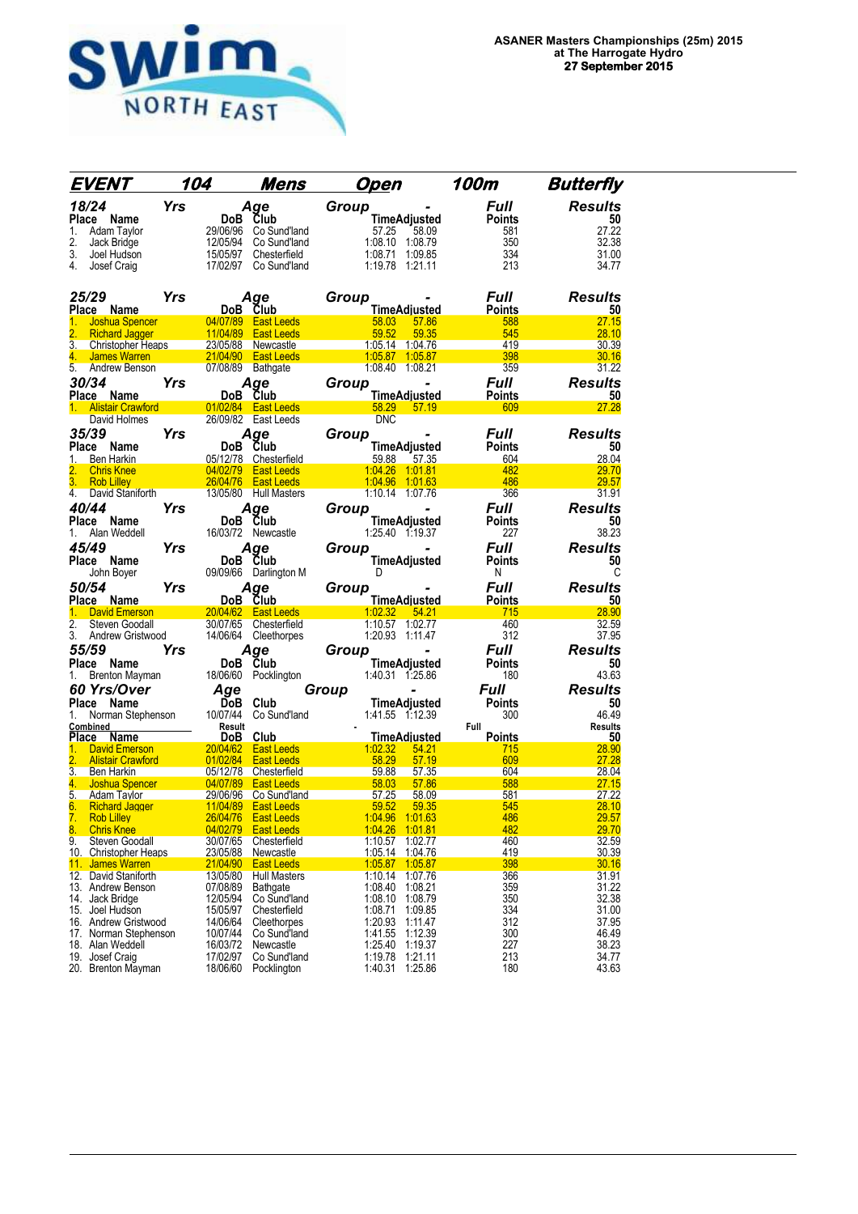**ASANER Masters Championships (25m) 2015**
**at The Harrogate Hydro**
**27 September 2015**

## EVENT 104 Mens Open 100m Butterfly

### 18/24 Yrs Age Group - Full Results

| Place | Name | DoB | Club | Time | Adjusted | Points | 50 |
|---|---|---|---|---|---|---|---|
| 1. | Adam Taylor | 29/06/96 | Co Sund'land | 57.25 | 58.09 | 581 | 27.22 |
| 2. | Jack Bridge | 12/05/94 | Co Sund'land | 1:08.10 | 1:08.79 | 350 | 32.38 |
| 3. | Joel Hudson | 15/05/97 | Chesterfield | 1:08.71 | 1:09.85 | 334 | 31.00 |
| 4. | Josef Craig | 17/02/97 | Co Sund'land | 1:19.78 | 1:21.11 | 213 | 34.77 |

### 25/29 Yrs Age Group - Full Results

| Place | Name | DoB | Club | Time | Adjusted | Points | 50 |
|---|---|---|---|---|---|---|---|
| 1. | Joshua Spencer | 04/07/89 | East Leeds | 58.03 | 57.86 | 588 | 27.15 |
| 2. | Richard Jagger | 11/04/89 | East Leeds | 59.52 | 59.35 | 545 | 28.10 |
| 3. | Christopher Heaps | 23/05/88 | Newcastle | 1:05.14 | 1:04.76 | 419 | 30.39 |
| 4. | James Warren | 21/04/90 | East Leeds | 1:05.87 | 1:05.87 | 398 | 30.16 |
| 5. | Andrew Benson | 07/08/89 | Bathgate | 1:08.40 | 1:08.21 | 359 | 31.22 |

### 30/34 Yrs Age Group - Full Results

| Place | Name | DoB | Club | Time | Adjusted | Points | 50 |
|---|---|---|---|---|---|---|---|
| 1. | Alistair Crawford | 01/02/84 | East Leeds | 58.29 | 57.19 | 609 | 27.28 |
| | David Holmes | 26/09/82 | East Leeds | DNC | | | |

### 35/39 Yrs Age Group - Full Results

| Place | Name | DoB | Club | Time | Adjusted | Points | 50 |
|---|---|---|---|---|---|---|---|
| 1. | Ben Harkin | 05/12/78 | Chesterfield | 59.88 | 57.35 | 604 | 28.04 |
| 2. | Chris Knee | 04/02/79 | East Leeds | 1:04.26 | 1:01.81 | 482 | 29.70 |
| 3. | Rob Lilley | 26/04/76 | East Leeds | 1:04.96 | 1:01.63 | 486 | 29.57 |
| 4. | David Staniforth | 13/05/80 | Hull Masters | 1:10.14 | 1:07.76 | 366 | 31.91 |

### 40/44 Yrs Age Group - Full Results

| Place | Name | DoB | Club | Time | Adjusted | Points | 50 |
|---|---|---|---|---|---|---|---|
| 1. | Alan Weddell | 16/03/72 | Newcastle | 1:25.40 | 1:19.37 | 227 | 38.23 |

### 45/49 Yrs Age Group - Full Results

| Place | Name | DoB | Club | Time | Adjusted | Points | 50 |
|---|---|---|---|---|---|---|---|
| | John Boyer | 09/09/66 | Darlington M | D | | N | C |

### 50/54 Yrs Age Group - Full Results

| Place | Name | DoB | Club | Time | Adjusted | Points | 50 |
|---|---|---|---|---|---|---|---|
| 1. | David Emerson | 20/04/62 | East Leeds | 1:02.32 | 54.21 | 715 | 28.90 |
| 2. | Steven Goodall | 30/07/65 | Chesterfield | 1:10.57 | 1:02.77 | 460 | 32.59 |
| 3. | Andrew Gristwood | 14/06/64 | Cleethorpes | 1:20.93 | 1:11.47 | 312 | 37.95 |

### 55/59 Yrs Age Group - Full Results

| Place | Name | DoB | Club | Time | Adjusted | Points | 50 |
|---|---|---|---|---|---|---|---|
| 1. | Brenton Mayman | 18/06/60 | Pocklington | 1:40.31 | 1:25.86 | 180 | 43.63 |

### 60 Yrs/Over Age Group - Full Results

| Place | Name | DoB | Club | Time | Adjusted | Points | 50 |
|---|---|---|---|---|---|---|---|
| 1. | Norman Stephenson | 10/07/44 | Co Sund'land | 1:41.55 | 1:12.39 | 300 | 46.49 |

### Combined Result - Full Results

| Place | Name | DoB | Club | Time | Adjusted | Points | 50 |
|---|---|---|---|---|---|---|---|
| 1. | David Emerson | 20/04/62 | East Leeds | 1:02.32 | 54.21 | 715 | 28.90 |
| 2. | Alistair Crawford | 01/02/84 | East Leeds | 58.29 | 57.19 | 609 | 27.28 |
| 3. | Ben Harkin | 05/12/78 | Chesterfield | 59.88 | 57.35 | 604 | 28.04 |
| 4. | Joshua Spencer | 04/07/89 | East Leeds | 58.03 | 57.86 | 588 | 27.15 |
| 5. | Adam Taylor | 29/06/96 | Co Sund'land | 57.25 | 58.09 | 581 | 27.22 |
| 6. | Richard Jagger | 11/04/89 | East Leeds | 59.52 | 59.35 | 545 | 28.10 |
| 7. | Rob Lilley | 26/04/76 | East Leeds | 1:04.96 | 1:01.63 | 486 | 29.57 |
| 8. | Chris Knee | 04/02/79 | East Leeds | 1:04.26 | 1:01.81 | 482 | 29.70 |
| 9. | Steven Goodall | 30/07/65 | Chesterfield | 1:10.57 | 1:02.77 | 460 | 32.59 |
| 10. | Christopher Heaps | 23/05/88 | Newcastle | 1:05.14 | 1:04.76 | 419 | 30.39 |
| 11. | James Warren | 21/04/90 | East Leeds | 1:05.87 | 1:05.87 | 398 | 30.16 |
| 12. | David Staniforth | 13/05/80 | Hull Masters | 1:10.14 | 1:07.76 | 366 | 31.91 |
| 13. | Andrew Benson | 07/08/89 | Bathgate | 1:08.40 | 1:08.21 | 359 | 31.22 |
| 14. | Jack Bridge | 12/05/94 | Co Sund'land | 1:08.10 | 1:08.79 | 350 | 32.38 |
| 15. | Joel Hudson | 15/05/97 | Chesterfield | 1:08.71 | 1:09.85 | 334 | 31.00 |
| 16. | Andrew Gristwood | 14/06/64 | Cleethorpes | 1:20.93 | 1:11.47 | 312 | 37.95 |
| 17. | Norman Stephenson | 10/07/44 | Co Sund'land | 1:41.55 | 1:12.39 | 300 | 46.49 |
| 18. | Alan Weddell | 16/03/72 | Newcastle | 1:25.40 | 1:19.37 | 227 | 38.23 |
| 19. | Josef Craig | 17/02/97 | Co Sund'land | 1:19.78 | 1:21.11 | 213 | 34.77 |
| 20. | Brenton Mayman | 18/06/60 | Pocklington | 1:40.31 | 1:25.86 | 180 | 43.63 |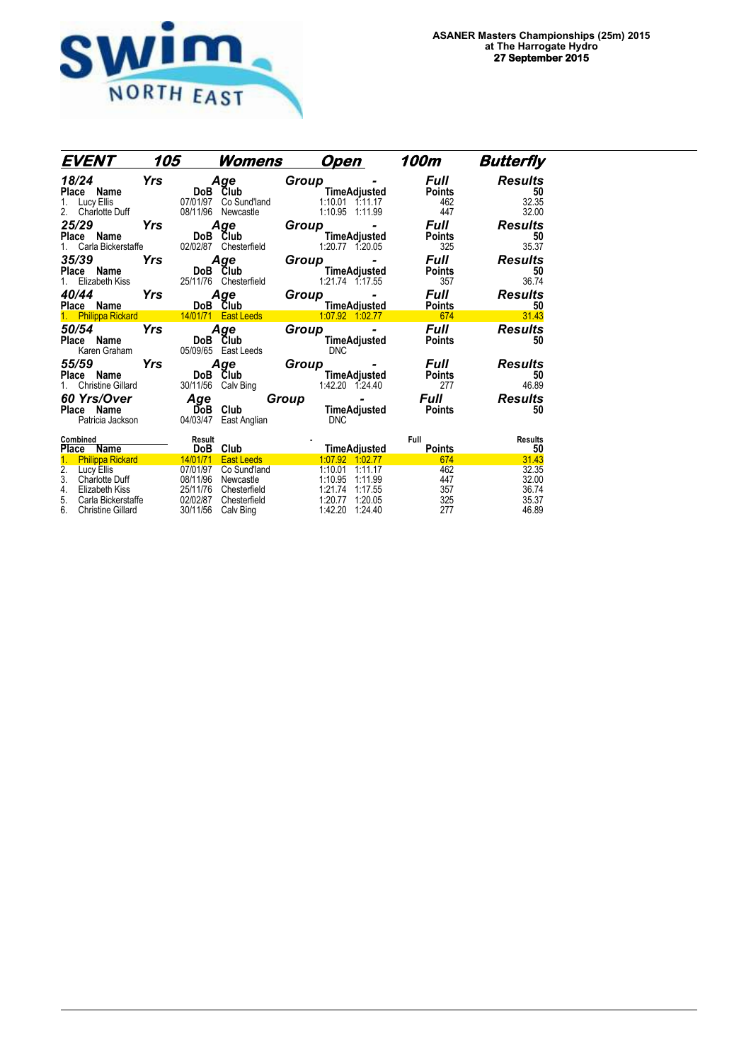**ASANER Masters Championships (25m) 2015**
**at The Harrogate Hydro**
**27 September 2015**

## EVENT 105 Womens Open 100m Butterfly

### 18/24 Yrs Age Group - Full Results

| Place | Name | DoB | Club | Time | Adjusted | Points | 50 |
|---|---|---|---|---|---|---|---|
| 1. | Lucy Ellis | 07/01/97 | Co Sund'land | 1:10.01 | 1:11.17 | 462 | 32.35 |
| 2. | Charlotte Duff | 08/11/96 | Newcastle | 1:10.95 | 1:11.99 | 447 | 32.00 |

### 25/29 Yrs Age Group - Full Results

| Place | Name | DoB | Club | Time | Adjusted | Points | 50 |
|---|---|---|---|---|---|---|---|
| 1. | Carla Bickerstaffe | 02/02/87 | Chesterfield | 1:20.77 | 1:20.05 | 325 | 35.37 |

### 35/39 Yrs Age Group - Full Results

| Place | Name | DoB | Club | Time | Adjusted | Points | 50 |
|---|---|---|---|---|---|---|---|
| 1. | Elizabeth Kiss | 25/11/76 | Chesterfield | 1:21.74 | 1:17.55 | 357 | 36.74 |

### 40/44 Yrs Age Group - Full Results

| Place | Name | DoB | Club | Time | Adjusted | Points | 50 |
|---|---|---|---|---|---|---|---|
| 1. | Philippa Rickard | 14/01/71 | East Leeds | 1:07.92 | 1:02.77 | 674 | 31.43 |

### 50/54 Yrs Age Group - Full Results

| Place | Name | DoB | Club | Time | Adjusted | Points | 50 |
|---|---|---|---|---|---|---|---|
| | Karen Graham | 05/09/65 | East Leeds | DNC | | | |

### 55/59 Yrs Age Group - Full Results

| Place | Name | DoB | Club | Time | Adjusted | Points | 50 |
|---|---|---|---|---|---|---|---|
| 1. | Christine Gillard | 30/11/56 | Calv Bing | 1:42.20 | 1:24.40 | 277 | 46.89 |

### 60 Yrs/Over Age Group - Full Results

| Place | Name | DoB | Club | Time | Adjusted | Points | 50 |
|---|---|---|---|---|---|---|---|
| | Patricia Jackson | 04/03/47 | East Anglian | DNC | | | |

### Combined Result - Full Results

| Place | Name | DoB | Club | Time | Adjusted | Points | 50 |
|---|---|---|---|---|---|---|---|
| 1. | Philippa Rickard | 14/01/71 | East Leeds | 1:07.92 | 1:02.77 | 674 | 31.43 |
| 2. | Lucy Ellis | 07/01/97 | Co Sund'land | 1:10.01 | 1:11.17 | 462 | 32.35 |
| 3. | Charlotte Duff | 08/11/96 | Newcastle | 1:10.95 | 1:11.99 | 447 | 32.00 |
| 4. | Elizabeth Kiss | 25/11/76 | Chesterfield | 1:21.74 | 1:17.55 | 357 | 36.74 |
| 5. | Carla Bickerstaffe | 02/02/87 | Chesterfield | 1:20.77 | 1:20.05 | 325 | 35.37 |
| 6. | Christine Gillard | 30/11/56 | Calv Bing | 1:42.20 | 1:24.40 | 277 | 46.89 |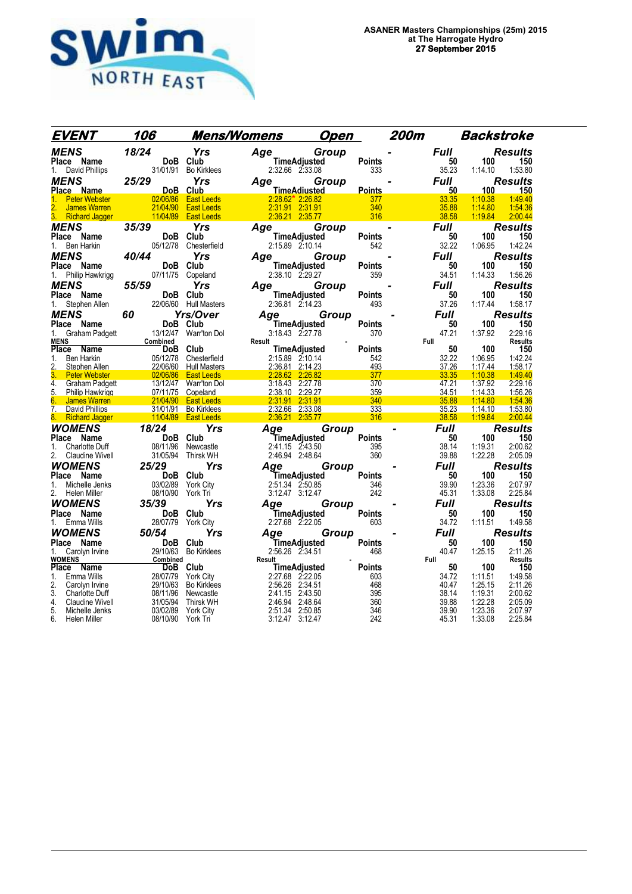ASANER Masters Championships (25m) 2015
at The Harrogate Hydro
27 September 2015

## EVENT 106 Mens/Womens Open 200m Backstroke

### MENS 18/24 Yrs Age Group - Full Results

| Place | Name | DoB | Club | Time | Adjusted | Points | 50 | 100 | 150 |
|---|---|---|---|---|---|---|---|---|---|
| 1. | David Phillips | 31/01/91 | Bo Kirklees | 2:32.66 | 2:33.08 | 333 | 35.23 | 1:14.10 | 1:53.80 |

### MENS 25/29 Yrs Age Group - Full Results

| Place | Name | DoB | Club | Time | Adjusted | Points | 50 | 100 | 150 |
|---|---|---|---|---|---|---|---|---|---|
| 1. | Peter Webster | 02/06/86 | East Leeds | 2:28.62* | 2:26.82 | 377 | 33.35 | 1:10.38 | 1:49.40 |
| 2. | James Warren | 21/04/90 | East Leeds | 2:31.91 | 2:31.91 | 340 | 35.88 | 1:14.80 | 1:54.36 |
| 3. | Richard Jagger | 11/04/89 | East Leeds | 2:36.21 | 2:35.77 | 316 | 38.58 | 1:19.84 | 2:00.44 |

### MENS 35/39 Yrs Age Group - Full Results

| Place | Name | DoB | Club | Time | Adjusted | Points | 50 | 100 | 150 |
|---|---|---|---|---|---|---|---|---|---|
| 1. | Ben Harkin | 05/12/78 | Chesterfield | 2:15.89 | 2:10.14 | 542 | 32.22 | 1:06.95 | 1:42.24 |

### MENS 40/44 Yrs Age Group - Full Results

| Place | Name | DoB | Club | Time | Adjusted | Points | 50 | 100 | 150 |
|---|---|---|---|---|---|---|---|---|---|
| 1. | Philip Hawkrigg | 07/11/75 | Copeland | 2:38.10 | 2:29.27 | 359 | 34.51 | 1:14.33 | 1:56.26 |

### MENS 55/59 Yrs Age Group - Full Results

| Place | Name | DoB | Club | Time | Adjusted | Points | 50 | 100 | 150 |
|---|---|---|---|---|---|---|---|---|---|
| 1. | Stephen Allen | 22/06/60 | Hull Masters | 2:36.81 | 2:14.23 | 493 | 37.26 | 1:17.44 | 1:58.17 |

### MENS 60 Yrs/Over Age Group - Full Results

| Place | Name | DoB | Club | Time | Adjusted | Points | 50 | 100 | 150 |
|---|---|---|---|---|---|---|---|---|---|
| 1. | Graham Padgett | 13/12/47 | Warr'ton Dol | 3:18.43 | 2:27.78 | 370 | 47.21 | 1:37.92 | 2:29.16 |

### MENS Combined Result - Full Results

| Place | Name | DoB | Club | Time | Adjusted | Points | 50 | 100 | 150 |
|---|---|---|---|---|---|---|---|---|---|
| 1. | Ben Harkin | 05/12/78 | Chesterfield | 2:15.89 | 2:10.14 | 542 | 32.22 | 1:06.95 | 1:42.24 |
| 2. | Stephen Allen | 22/06/60 | Hull Masters | 2:36.81 | 2:14.23 | 493 | 37.26 | 1:17.44 | 1:58.17 |
| 3. | Peter Webster | 02/06/86 | East Leeds | 2:28.62 | 2:26.82 | 377 | 33.35 | 1:10.38 | 1:49.40 |
| 4. | Graham Padgett | 13/12/47 | Warr'ton Dol | 3:18.43 | 2:27.78 | 370 | 47.21 | 1:37.92 | 2:29.16 |
| 5. | Philip Hawkrigg | 07/11/75 | Copeland | 2:38.10 | 2:29.27 | 359 | 34.51 | 1:14.33 | 1:56.26 |
| 6. | James Warren | 21/04/90 | East Leeds | 2:31.91 | 2:31.91 | 340 | 35.88 | 1:14.80 | 1:54.36 |
| 7. | David Phillips | 31/01/91 | Bo Kirklees | 2:32.66 | 2:33.08 | 333 | 35.23 | 1:14.10 | 1:53.80 |
| 8. | Richard Jagger | 11/04/89 | East Leeds | 2:36.21 | 2:35.77 | 316 | 38.58 | 1:19.84 | 2:00.44 |

### WOMENS 18/24 Yrs Age Group - Full Results

| Place | Name | DoB | Club | Time | Adjusted | Points | 50 | 100 | 150 |
|---|---|---|---|---|---|---|---|---|---|
| 1. | Charlotte Duff | 08/11/96 | Newcastle | 2:41.15 | 2:43.50 | 395 | 38.14 | 1:19.31 | 2:00.62 |
| 2. | Claudine Wivell | 31/05/94 | Thirsk WH | 2:46.94 | 2:48.64 | 360 | 39.88 | 1:22.28 | 2:05.09 |

### WOMENS 25/29 Yrs Age Group - Full Results

| Place | Name | DoB | Club | Time | Adjusted | Points | 50 | 100 | 150 |
|---|---|---|---|---|---|---|---|---|---|
| 1. | Michelle Jenks | 03/02/89 | York City | 2:51.34 | 2:50.85 | 346 | 39.90 | 1:23.36 | 2:07.97 |
| 2. | Helen Miller | 08/10/90 | York Tri | 3:12.47 | 3:12.47 | 242 | 45.31 | 1:33.08 | 2:25.84 |

### WOMENS 35/39 Yrs Age Group - Full Results

| Place | Name | DoB | Club | Time | Adjusted | Points | 50 | 100 | 150 |
|---|---|---|---|---|---|---|---|---|---|
| 1. | Emma Wills | 28/07/79 | York City | 2:27.68 | 2:22.05 | 603 | 34.72 | 1:11.51 | 1:49.58 |

### WOMENS 50/54 Yrs Age Group - Full Results

| Place | Name | DoB | Club | Time | Adjusted | Points | 50 | 100 | 150 |
|---|---|---|---|---|---|---|---|---|---|
| 1. | Carolyn Irvine | 29/10/63 | Bo Kirklees | 2:56.26 | 2:34.51 | 468 | 40.47 | 1:25.15 | 2:11.26 |

### WOMENS Combined Result - Full Results

| Place | Name | DoB | Club | Time | Adjusted | Points | 50 | 100 | 150 |
|---|---|---|---|---|---|---|---|---|---|
| 1. | Emma Wills | 28/07/79 | York City | 2:27.68 | 2:22.05 | 603 | 34.72 | 1:11.51 | 1:49.58 |
| 2. | Carolyn Irvine | 29/10/63 | Bo Kirklees | 2:56.26 | 2:34.51 | 468 | 40.47 | 1:25.15 | 2:11.26 |
| 3. | Charlotte Duff | 08/11/96 | Newcastle | 2:41.15 | 2:43.50 | 395 | 38.14 | 1:19.31 | 2:00.62 |
| 4. | Claudine Wivell | 31/05/94 | Thirsk WH | 2:46.94 | 2:48.64 | 360 | 39.88 | 1:22.28 | 2:05.09 |
| 5. | Michelle Jenks | 03/02/89 | York City | 2:51.34 | 2:50.85 | 346 | 39.90 | 1:23.36 | 2:07.97 |
| 6. | Helen Miller | 08/10/90 | York Tri | 3:12.47 | 3:12.47 | 242 | 45.31 | 1:33.08 | 2:25.84 |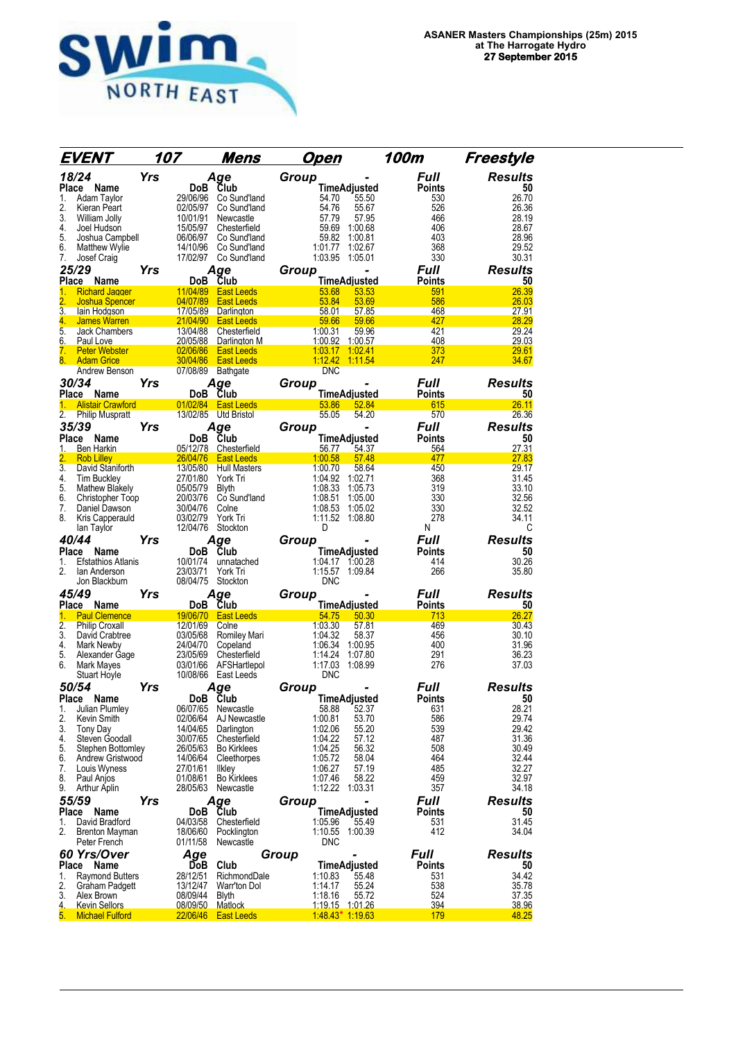**ASANER Masters Championships (25m) 2015**
**at The Harrogate Hydro**
**27 September 2015**

## EVENT 107 Mens Open 100m Freestyle

### 18/24 Yrs Age Group - Full Results

| Place | Name | DoB | Club | Time | Adjusted | Points | 50 |
|---|---|---|---|---|---|---|---|
| 1. | Adam Taylor | 29/06/96 | Co Sund'land | 54.70 | 55.50 | 530 | 26.70 |
| 2. | Kieran Peart | 02/05/97 | Co Sund'land | 54.76 | 55.67 | 526 | 26.36 |
| 3. | William Jolly | 10/01/91 | Newcastle | 57.79 | 57.95 | 466 | 28.19 |
| 4. | Joel Hudson | 15/05/97 | Chesterfield | 59.69 | 1:00.68 | 406 | 28.67 |
| 5. | Joshua Campbell | 06/06/97 | Co Sund'land | 59.82 | 1:00.81 | 403 | 28.96 |
| 6. | Matthew Wylie | 14/10/96 | Co Sund'land | 1:01.77 | 1:02.67 | 368 | 29.52 |
| 7. | Josef Craig | 17/02/97 | Co Sund'land | 1:03.95 | 1:05.01 | 330 | 30.31 |

### 25/29 Yrs Age Group - Full Results

| Place | Name | DoB | Club | Time | Adjusted | Points | 50 |
|---|---|---|---|---|---|---|---|
| 1. | Richard Jagger | 11/04/89 | East Leeds | 53.68 | 53.53 | 591 | 26.39 |
| 2. | Joshua Spencer | 04/07/89 | East Leeds | 53.84 | 53.69 | 586 | 26.03 |
| 3. | Iain Hodgson | 17/05/89 | Darlington | 58.01 | 57.85 | 468 | 27.91 |
| 4. | James Warren | 21/04/90 | East Leeds | 59.66 | 59.66 | 427 | 28.29 |
| 5. | Jack Chambers | 13/04/88 | Chesterfield | 1:00.31 | 59.96 | 421 | 29.24 |
| 6. | Paul Love | 20/05/88 | Darlington M | 1:00.92 | 1:00.57 | 408 | 29.03 |
| 7. | Peter Webster | 02/06/86 | East Leeds | 1:03.17 | 1:02.41 | 373 | 29.61 |
| 8. | Adam Grice | 30/04/86 | East Leeds | 1:12.42 | 1:11.54 | 247 | 34.67 |
| | Andrew Benson | 07/08/89 | Bathgate | DNC | | | |

### 30/34 Yrs Age Group - Full Results

| Place | Name | DoB | Club | Time | Adjusted | Points | 50 |
|---|---|---|---|---|---|---|---|
| 1. | Alistair Crawford | 01/02/84 | East Leeds | 53.86 | 52.84 | 615 | 26.11 |
| 2. | Philip Muspratt | 13/02/85 | Utd Bristol | 55.05 | 54.20 | 570 | 26.36 |

### 35/39 Yrs Age Group - Full Results

| Place | Name | DoB | Club | Time | Adjusted | Points | 50 |
|---|---|---|---|---|---|---|---|
| 1. | Ben Harkin | 05/12/78 | Chesterfield | 56.77 | 54.37 | 564 | 27.31 |
| 2. | Rob Lilley | 26/04/76 | East Leeds | 1:00.58 | 57.48 | 477 | 27.83 |
| 3. | David Staniforth | 13/05/80 | Hull Masters | 1:00.70 | 58.64 | 450 | 29.17 |
| 4. | Tim Buckley | 27/01/80 | York Tri | 1:04.92 | 1:02.71 | 368 | 31.45 |
| 5. | Mathew Blakely | 05/05/79 | Blyth | 1:08.33 | 1:05.73 | 319 | 33.10 |
| 6. | Christopher Toop | 20/03/76 | Co Sund'land | 1:08.51 | 1:05.00 | 330 | 32.56 |
| 7. | Daniel Dawson | 30/04/76 | Colne | 1:08.53 | 1:05.02 | 330 | 32.52 |
| 8. | Kris Capperauld | 03/02/79 | York Tri | 1:11.52 | 1:08.80 | 278 | 34.11 |
| | Ian Taylor | 12/04/76 | Stockton | D | | N | C |

### 40/44 Yrs Age Group - Full Results

| Place | Name | DoB | Club | Time | Adjusted | Points | 50 |
|---|---|---|---|---|---|---|---|
| 1. | Efstathios Atlanis | 10/01/74 | unnatached | 1:04.17 | 1:00.28 | 414 | 30.26 |
| 2. | Ian Anderson | 23/03/71 | York Tri | 1:15.57 | 1:09.84 | 266 | 35.80 |
| | Jon Blackburn | 08/04/75 | Stockton | DNC | | | |

### 45/49 Yrs Age Group - Full Results

| Place | Name | DoB | Club | Time | Adjusted | Points | 50 |
|---|---|---|---|---|---|---|---|
| 1. | Paul Clemence | 19/06/70 | East Leeds | 54.75 | 50.30 | 713 | 26.27 |
| 2. | Philip Croxall | 12/01/69 | Colne | 1:03.30 | 57.81 | 469 | 30.43 |
| 3. | David Crabtree | 03/05/68 | Romiley Mari | 1:04.32 | 58.37 | 456 | 30.10 |
| 4. | Mark Newby | 24/04/70 | Copeland | 1:06.34 | 1:00.95 | 400 | 31.96 |
| 5. | Alexander Gage | 23/05/69 | Chesterfield | 1:14.24 | 1:07.80 | 291 | 36.23 |
| 6. | Mark Mayes | 03/01/66 | AFSHartlepol | 1:17.03 | 1:08.99 | 276 | 37.03 |
| | Stuart Hoyle | 10/08/66 | East Leeds | DNC | | | |

### 50/54 Yrs Age Group - Full Results

| Place | Name | DoB | Club | Time | Adjusted | Points | 50 |
|---|---|---|---|---|---|---|---|
| 1. | Julian Plumley | 06/07/65 | Newcastle | 58.88 | 52.37 | 631 | 28.21 |
| 2. | Kevin Smith | 02/06/64 | AJ Newcastle | 1:00.81 | 53.70 | 586 | 29.74 |
| 3. | Tony Day | 14/04/65 | Darlington | 1:02.06 | 55.20 | 539 | 29.42 |
| 4. | Steven Goodall | 30/07/65 | Chesterfield | 1:04.22 | 57.12 | 487 | 31.36 |
| 5. | Stephen Bottomley | 26/05/63 | Bo Kirklees | 1:04.25 | 56.32 | 508 | 30.49 |
| 6. | Andrew Gristwood | 14/06/64 | Cleethorpes | 1:05.72 | 58.04 | 464 | 32.44 |
| 7. | Louis Wyness | 27/01/61 | Ilkley | 1:06.27 | 57.19 | 485 | 32.27 |
| 8. | Paul Anjos | 01/08/61 | Bo Kirklees | 1:07.46 | 58.22 | 459 | 32.97 |
| 9. | Arthur Aplin | 28/05/63 | Newcastle | 1:12.22 | 1:03.31 | 357 | 34.18 |

### 55/59 Yrs Age Group - Full Results

| Place | Name | DoB | Club | Time | Adjusted | Points | 50 |
|---|---|---|---|---|---|---|---|
| 1. | David Bradford | 04/03/58 | Chesterfield | 1:05.96 | 55.49 | 531 | 31.45 |
| 2. | Brenton Mayman | 18/06/60 | Pocklington | 1:10.55 | 1:00.39 | 412 | 34.04 |
| | Peter French | 01/11/58 | Newcastle | DNC | | | |

### 60 Yrs/Over Age Group - Full Results

| Place | Name | DoB | Club | Time | Adjusted | Points | 50 |
|---|---|---|---|---|---|---|---|
| 1. | Raymond Butters | 28/12/51 | RichmondDale | 1:10.83 | 55.48 | 531 | 34.42 |
| 2. | Graham Padgett | 13/12/47 | Warr'ton Dol | 1:14.17 | 55.24 | 538 | 35.78 |
| 3. | Alex Brown | 08/09/44 | Blyth | 1:18.16 | 55.72 | 524 | 37.35 |
| 4. | Kevin Sellors | 08/09/50 | Matlock | 1:19.15 | 1:01.26 | 394 | 38.96 |
| 5. | Michael Fulford | 22/06/46 | East Leeds | 1:48.43* | 1:19.63 | 179 | 48.25 |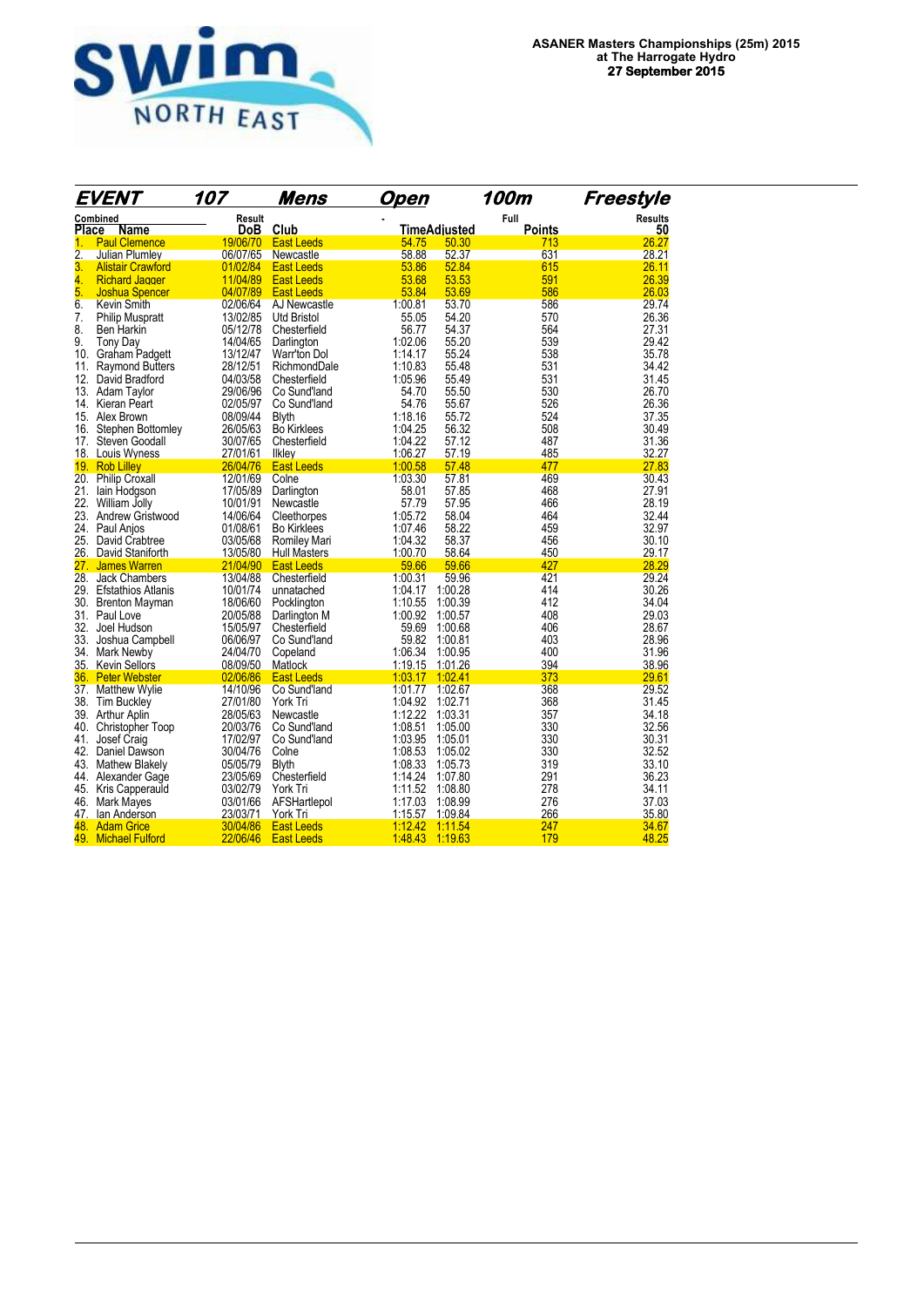**ASANER Masters Championships (25m) 2015**
**at The Harrogate Hydro**
**27 September 2015**

## EVENT 107 Mens Open 100m Freestyle

| Place | Name | DoB | Club | Time | Adjusted | Full Points | Results 50 |
|---|---|---|---|---|---|---|---|
| 1. | Paul Clemence | 19/06/70 | East Leeds | 54.75 | 50.30 | 713 | 26.27 |
| 2. | Julian Plumley | 06/07/65 | Newcastle | 58.88 | 52.37 | 631 | 28.21 |
| 3. | Alistair Crawford | 01/02/84 | East Leeds | 53.86 | 52.84 | 615 | 26.11 |
| 4. | Richard Jagger | 11/04/89 | East Leeds | 53.68 | 53.53 | 591 | 26.39 |
| 5. | Joshua Spencer | 04/07/89 | East Leeds | 53.84 | 53.69 | 586 | 26.03 |
| 6. | Kevin Smith | 02/06/64 | AJ Newcastle | 1:00.81 | 53.70 | 586 | 29.74 |
| 7. | Philip Muspratt | 13/02/85 | Utd Bristol | 55.05 | 54.20 | 570 | 26.36 |
| 8. | Ben Harkin | 05/12/78 | Chesterfield | 56.77 | 54.37 | 564 | 27.31 |
| 9. | Tony Day | 14/04/65 | Darlington | 1:02.06 | 55.20 | 539 | 29.42 |
| 10. | Graham Padgett | 13/12/47 | Warr'ton Dol | 1:14.17 | 55.24 | 538 | 35.78 |
| 11. | Raymond Butters | 28/12/51 | RichmondDale | 1:10.83 | 55.48 | 531 | 34.42 |
| 12. | David Bradford | 04/03/58 | Chesterfield | 1:05.96 | 55.49 | 531 | 31.45 |
| 13. | Adam Taylor | 29/06/96 | Co Sund'land | 54.70 | 55.50 | 530 | 26.70 |
| 14. | Kieran Peart | 02/05/97 | Co Sund'land | 54.76 | 55.67 | 526 | 26.36 |
| 15. | Alex Brown | 08/09/44 | Blyth | 1:18.16 | 55.72 | 524 | 37.35 |
| 16. | Stephen Bottomley | 26/05/63 | Bo Kirklees | 1:04.25 | 56.32 | 508 | 30.49 |
| 17. | Steven Goodall | 30/07/65 | Chesterfield | 1:04.22 | 57.12 | 487 | 31.36 |
| 18. | Louis Wyness | 27/01/61 | Ilkley | 1:06.27 | 57.19 | 485 | 32.27 |
| 19. | Rob Lilley | 26/04/76 | East Leeds | 1:00.58 | 57.48 | 477 | 27.83 |
| 20. | Philip Croxall | 12/01/69 | Colne | 1:03.30 | 57.81 | 469 | 30.43 |
| 21. | Iain Hodgson | 17/05/89 | Darlington | 58.01 | 57.85 | 468 | 27.91 |
| 22. | William Jolly | 10/01/91 | Newcastle | 57.79 | 57.95 | 466 | 28.19 |
| 23. | Andrew Gristwood | 14/06/64 | Cleethorpes | 1:05.72 | 58.04 | 464 | 32.44 |
| 24. | Paul Anjos | 01/08/61 | Bo Kirklees | 1:07.46 | 58.22 | 459 | 32.97 |
| 25. | David Crabtree | 03/05/68 | Romiley Mari | 1:04.32 | 58.37 | 456 | 30.10 |
| 26. | David Staniforth | 13/05/80 | Hull Masters | 1:00.70 | 58.64 | 450 | 29.17 |
| 27. | James Warren | 21/04/90 | East Leeds | 59.66 | 59.66 | 427 | 28.29 |
| 28. | Jack Chambers | 13/04/88 | Chesterfield | 1:00.31 | 59.96 | 421 | 29.24 |
| 29. | Efstathios Atlanis | 10/01/74 | unattached | 1:04.17 | 1:00.28 | 414 | 30.26 |
| 30. | Brenton Mayman | 18/06/60 | Pocklington | 1:10.55 | 1:00.39 | 412 | 34.04 |
| 31. | Paul Love | 20/05/88 | Darlington M | 1:00.92 | 1:00.57 | 408 | 29.03 |
| 32. | Joel Hudson | 15/05/97 | Chesterfield | 59.69 | 1:00.68 | 406 | 28.67 |
| 33. | Joshua Campbell | 06/06/97 | Co Sund'land | 59.82 | 1:00.81 | 403 | 28.96 |
| 34. | Mark Newby | 24/04/70 | Copeland | 1:06.34 | 1:00.95 | 400 | 31.96 |
| 35. | Kevin Sellors | 08/09/50 | Matlock | 1:19.15 | 1:01.26 | 394 | 38.96 |
| 36. | Peter Webster | 02/06/86 | East Leeds | 1:03.17 | 1:02.41 | 373 | 29.61 |
| 37. | Matthew Wylie | 14/10/96 | Co Sund'land | 1:01.77 | 1:02.67 | 368 | 29.52 |
| 38. | Tim Buckley | 27/01/80 | York Tri | 1:04.92 | 1:02.71 | 368 | 31.45 |
| 39. | Arthur Aplin | 28/05/63 | Newcastle | 1:12.22 | 1:03.31 | 357 | 34.18 |
| 40. | Christopher Toop | 20/03/76 | Co Sund'land | 1:08.51 | 1:05.00 | 330 | 32.56 |
| 41. | Josef Craig | 17/02/97 | Co Sund'land | 1:03.95 | 1:05.01 | 330 | 30.31 |
| 42. | Daniel Dawson | 30/04/76 | Colne | 1:08.53 | 1:05.02 | 330 | 32.52 |
| 43. | Mathew Blakely | 05/05/79 | Blyth | 1:08.33 | 1:05.73 | 319 | 33.10 |
| 44. | Alexander Gage | 23/05/69 | Chesterfield | 1:14.24 | 1:07.80 | 291 | 36.23 |
| 45. | Kris Capperauld | 03/02/79 | York Tri | 1:11.52 | 1:08.80 | 278 | 34.11 |
| 46. | Mark Mayes | 03/01/66 | AFSHartlepol | 1:17.03 | 1:08.99 | 276 | 37.03 |
| 47. | Ian Anderson | 23/03/71 | York Tri | 1:15.57 | 1:09.84 | 266 | 35.80 |
| 48. | Adam Grice | 30/04/86 | East Leeds | 1:12.42 | 1:11.54 | 247 | 34.67 |
| 49. | Michael Fulford | 22/06/46 | East Leeds | 1:48.43 | 1:19.63 | 179 | 48.25 |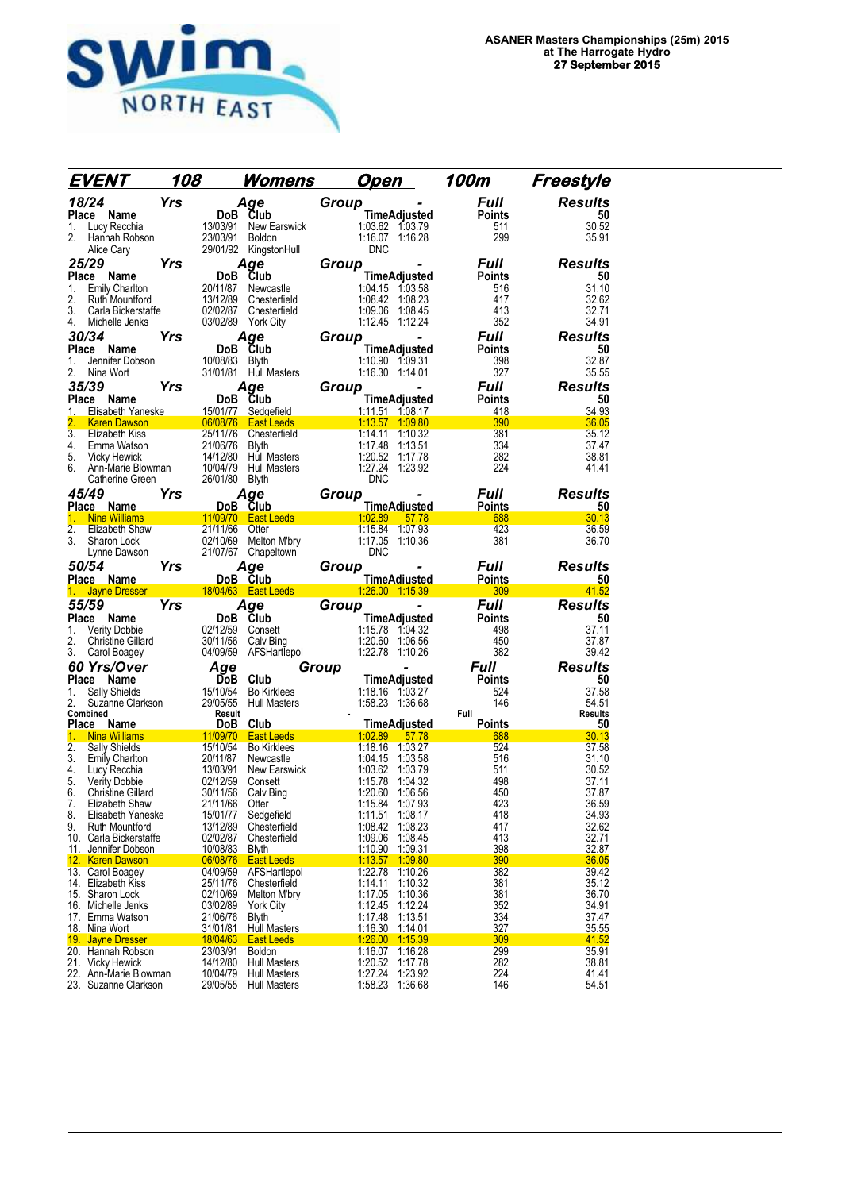**ASANER Masters Championships (25m) 2015**
**at The Harrogate Hydro**
**27 September 2015**

## EVENT 108 Womens Open 100m Freestyle

### 18/24 Yrs Age Group - Full Results

| Place | Name | DoB | Club | Time | Adjusted | Points | 50 |
|---|---|---|---|---|---|---|---|
| 1. | Lucy Recchia | 13/03/91 | New Earswick | 1:03.62 | 1:03.79 | 511 | 30.52 |
| 2. | Hannah Robson | 23/03/91 | Boldon | 1:16.07 | 1:16.28 | 299 | 35.91 |
| | Alice Cary | 29/01/92 | KingstonHull | DNC | | | |

### 25/29 Yrs Age Group - Full Results

| Place | Name | DoB | Club | Time | Adjusted | Points | 50 |
|---|---|---|---|---|---|---|---|
| 1. | Emily Charlton | 20/11/87 | Newcastle | 1:04.15 | 1:03.58 | 516 | 31.10 |
| 2. | Ruth Mountford | 13/12/89 | Chesterfield | 1:08.42 | 1:08.23 | 417 | 32.62 |
| 3. | Carla Bickerstaffe | 02/02/87 | Chesterfield | 1:09.06 | 1:08.45 | 413 | 32.71 |
| 4. | Michelle Jenks | 03/02/89 | York City | 1:12.45 | 1:12.24 | 352 | 34.91 |

### 30/34 Yrs Age Group - Full Results

| Place | Name | DoB | Club | Time | Adjusted | Points | 50 |
|---|---|---|---|---|---|---|---|
| 1. | Jennifer Dobson | 10/08/83 | Blyth | 1:10.90 | 1:09.31 | 398 | 32.87 |
| 2. | Nina Wort | 31/01/81 | Hull Masters | 1:16.30 | 1:14.01 | 327 | 35.55 |

### 35/39 Yrs Age Group - Full Results

| Place | Name | DoB | Club | Time | Adjusted | Points | 50 |
|---|---|---|---|---|---|---|---|
| 1. | Elisabeth Yaneske | 15/01/77 | Sedgefield | 1:11.51 | 1:08.17 | 418 | 34.93 |
| 2. | Karen Dawson | 06/08/76 | East Leeds | 1:13.57 | 1:09.80 | 390 | 36.05 |
| 3. | Elizabeth Kiss | 25/11/76 | Chesterfield | 1:14.11 | 1:10.32 | 381 | 35.12 |
| 4. | Emma Watson | 21/06/76 | Blyth | 1:17.48 | 1:13.51 | 334 | 37.47 |
| 5. | Vicky Hewick | 14/12/80 | Hull Masters | 1:20.52 | 1:17.78 | 282 | 38.81 |
| 6. | Ann-Marie Blowman | 10/04/79 | Hull Masters | 1:27.24 | 1:23.92 | 224 | 41.41 |
| | Catherine Green | 26/01/80 | Blyth | DNC | | | |

### 45/49 Yrs Age Group - Full Results

| Place | Name | DoB | Club | Time | Adjusted | Points | 50 |
|---|---|---|---|---|---|---|---|
| 1. | Nina Williams | 11/09/70 | East Leeds | 1:02.89 | 57.78 | 688 | 30.13 |
| 2. | Elizabeth Shaw | 21/11/66 | Otter | 1:15.84 | 1:07.93 | 423 | 36.59 |
| 3. | Sharon Lock | 02/10/69 | Melton M'bry | 1:17.05 | 1:10.36 | 381 | 36.70 |
| | Lynne Dawson | 21/07/67 | Chapeltown | DNC | | | |

### 50/54 Yrs Age Group - Full Results

| Place | Name | DoB | Club | Time | Adjusted | Points | 50 |
|---|---|---|---|---|---|---|---|
| 1. | Jayne Dresser | 18/04/63 | East Leeds | 1:26.00 | 1:15.39 | 309 | 41.52 |

### 55/59 Yrs Age Group - Full Results

| Place | Name | DoB | Club | Time | Adjusted | Points | 50 |
|---|---|---|---|---|---|---|---|
| 1. | Verity Dobbie | 02/12/59 | Consett | 1:15.78 | 1:04.32 | 498 | 37.11 |
| 2. | Christine Gillard | 30/11/56 | Calv Bing | 1:20.60 | 1:06.56 | 450 | 37.87 |
| 3. | Carol Boagey | 04/09/59 | AFSHartlepol | 1:22.78 | 1:10.26 | 382 | 39.42 |

### 60 Yrs/Over Age Group - Full Results

| Place | Name | DoB | Club | Time | Adjusted | Points | 50 |
|---|---|---|---|---|---|---|---|
| 1. | Sally Shields | 15/10/54 | Bo Kirklees | 1:18.16 | 1:03.27 | 524 | 37.58 |
| 2. | Suzanne Clarkson | 29/05/55 | Hull Masters | 1:58.23 | 1:36.68 | 146 | 54.51 |

### Combined Result - Full Results

| Place | Name | DoB | Club | Time | Adjusted | Points | 50 |
|---|---|---|---|---|---|---|---|
| 1. | Nina Williams | 11/09/70 | East Leeds | 1:02.89 | 57.78 | 688 | 30.13 |
| 2. | Sally Shields | 15/10/54 | Bo Kirklees | 1:18.16 | 1:03.27 | 524 | 37.58 |
| 3. | Emily Charlton | 20/11/87 | Newcastle | 1:04.15 | 1:03.58 | 516 | 31.10 |
| 4. | Lucy Recchia | 13/03/91 | New Earswick | 1:03.62 | 1:03.79 | 511 | 30.52 |
| 5. | Verity Dobbie | 02/12/59 | Consett | 1:15.78 | 1:04.32 | 498 | 37.11 |
| 6. | Christine Gillard | 30/11/56 | Calv Bing | 1:20.60 | 1:06.56 | 450 | 37.87 |
| 7. | Elizabeth Shaw | 21/11/66 | Otter | 1:15.84 | 1:07.93 | 423 | 36.59 |
| 8. | Elisabeth Yaneske | 15/01/77 | Sedgefield | 1:11.51 | 1:08.17 | 418 | 34.93 |
| 9. | Ruth Mountford | 13/12/89 | Chesterfield | 1:08.42 | 1:08.23 | 417 | 32.62 |
| 10. | Carla Bickerstaffe | 02/02/87 | Chesterfield | 1:09.06 | 1:08.45 | 413 | 32.71 |
| 11. | Jennifer Dobson | 10/08/83 | Blyth | 1:10.90 | 1:09.31 | 398 | 32.87 |
| 12. | Karen Dawson | 06/08/76 | East Leeds | 1:13.57 | 1:09.80 | 390 | 36.05 |
| 13. | Carol Boagey | 04/09/59 | AFSHartlepol | 1:22.78 | 1:10.26 | 382 | 39.42 |
| 14. | Elizabeth Kiss | 25/11/76 | Chesterfield | 1:14.11 | 1:10.32 | 381 | 35.12 |
| 15. | Sharon Lock | 02/10/69 | Melton M'bry | 1:17.05 | 1:10.36 | 381 | 36.70 |
| 16. | Michelle Jenks | 03/02/89 | York City | 1:12.45 | 1:12.24 | 352 | 34.91 |
| 17. | Emma Watson | 21/06/76 | Blyth | 1:17.48 | 1:13.51 | 334 | 37.47 |
| 18. | Nina Wort | 31/01/81 | Hull Masters | 1:16.30 | 1:14.01 | 327 | 35.55 |
| 19. | Jayne Dresser | 18/04/63 | East Leeds | 1:26.00 | 1:15.39 | 309 | 41.52 |
| 20. | Hannah Robson | 23/03/91 | Boldon | 1:16.07 | 1:16.28 | 299 | 35.91 |
| 21. | Vicky Hewick | 14/12/80 | Hull Masters | 1:20.52 | 1:17.78 | 282 | 38.81 |
| 22. | Ann-Marie Blowman | 10/04/79 | Hull Masters | 1:27.24 | 1:23.92 | 224 | 41.41 |
| 23. | Suzanne Clarkson | 29/05/55 | Hull Masters | 1:58.23 | 1:36.68 | 146 | 54.51 |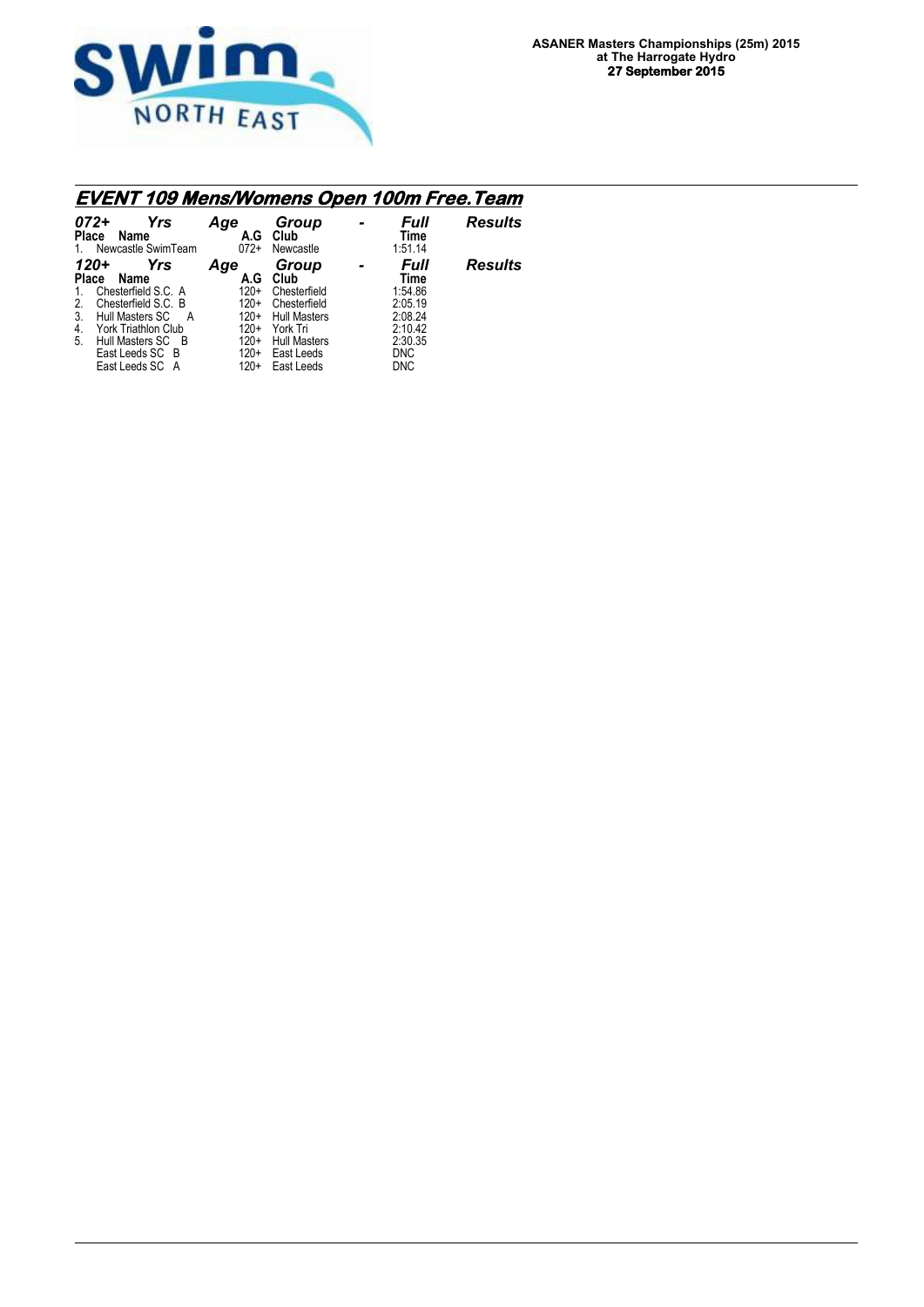**ASANER Masters Championships (25m) 2015**
**at The Harrogate Hydro**
**27 September 2015**

## EVENT 109 Mens/Womens Open 100m Free.Team

***072+ Yrs Age Group - Full Results***

| Place | Name | A.G | Club | Time |
|---|---|---|---|---|
| 1. | Newcastle SwimTeam | 072+ | Newcastle | 1:51.14 |

***120+ Yrs Age Group - Full Results***

| Place | Name | A.G | Club | Time |
|---|---|---|---|---|
| 1. | Chesterfield S.C. A | 120+ | Chesterfield | 1:54.86 |
| 2. | Chesterfield S.C. B | 120+ | Chesterfield | 2:05.19 |
| 3. | Hull Masters SC A | 120+ | Hull Masters | 2:08.24 |
| 4. | York Triathlon Club | 120+ | York Tri | 2:10.42 |
| 5. | Hull Masters SC B | 120+ | Hull Masters | 2:30.35 |
| | East Leeds SC B | 120+ | East Leeds | DNC |
| | East Leeds SC A | 120+ | East Leeds | DNC |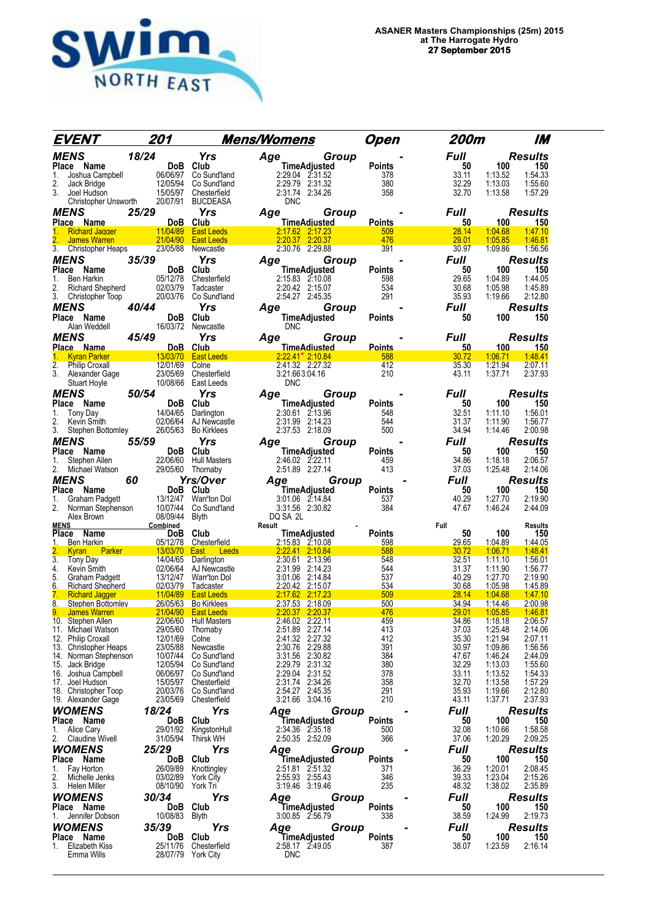**ASANER Masters Championships (25m) 2015**
**at The Harrogate Hydro**
**27 September 2015**

## EVENT 201 Mens/Womens Open 200m IM

### MENS 18/24 Yrs Age Group - Full Results

| Place | Name | DoB | Club | Time | Adjusted | Points | 50 | 100 | 150 |
|---|---|---|---|---|---|---|---|---|---|
| 1. | Joshua Campbell | 06/06/97 | Co Sund'land | 2:29.04 | 2:31.52 | 378 | 33.11 | 1:13.52 | 1:54.33 |
| 2. | Jack Bridge | 12/05/94 | Co Sund'land | 2:29.79 | 2:31.32 | 380 | 32.29 | 1:13.03 | 1:55.60 |
| 3. | Joel Hudson | 15/05/97 | Chesterfield | 2:31.74 | 2:34.26 | 358 | 32.70 | 1:13.58 | 1:57.29 |
| | Christopher Unsworth | 20/07/91 | BUCDEASA | DNC | | | | | |

### MENS 25/29 Yrs Age Group - Full Results

| Place | Name | DoB | Club | Time | Adjusted | Points | 50 | 100 | 150 |
|---|---|---|---|---|---|---|---|---|---|
| 1. | Richard Jagger | 11/04/89 | East Leeds | 2:17.62 | 2:17.23 | 509 | 28.14 | 1:04.68 | 1:47.10 |
| 2. | James Warren | 21/04/90 | East Leeds | 2:20.37 | 2:20.37 | 476 | 29.01 | 1:05.85 | 1:46.81 |
| 3. | Christopher Heaps | 23/05/88 | Newcastle | 2:30.76 | 2:29.88 | 391 | 30.97 | 1:09.86 | 1:56.56 |

### MENS 35/39 Yrs Age Group - Full Results

| Place | Name | DoB | Club | Time | Adjusted | Points | 50 | 100 | 150 |
|---|---|---|---|---|---|---|---|---|---|
| 1. | Ben Harkin | 05/12/78 | Chesterfield | 2:15.83 | 2:10.08 | 598 | 29.65 | 1:04.89 | 1:44.05 |
| 2. | Richard Shepherd | 02/03/79 | Tadcaster | 2:20.42 | 2:15.07 | 534 | 30.68 | 1:05.98 | 1:45.89 |
| 3. | Christopher Toop | 20/03/76 | Co Sund'land | 2:54.27 | 2:45.35 | 291 | 35.93 | 1:19.66 | 2:12.80 |

### MENS 40/44 Yrs Age Group - Full Results

| Place | Name | DoB | Club | Time | Adjusted | Points | 50 | 100 | 150 |
|---|---|---|---|---|---|---|---|---|---|
| | Alan Weddell | 16/03/72 | Newcastle | DNC | | | | | |

### MENS 45/49 Yrs Age Group - Full Results

| Place | Name | DoB | Club | Time | Adjusted | Points | 50 | 100 | 150 |
|---|---|---|---|---|---|---|---|---|---|
| 1. | Kyran Parker | 13/03/70 | East Leeds | 2:22.41* | 2:10.84 | 588 | 30.72 | 1:06.71 | 1:48.41 |
| 2. | Philip Croxall | 12/01/69 | Colne | 2:41.32 | 2:27.32 | 412 | 35.30 | 1:21.94 | 2:07.11 |
| 3. | Alexander Gage | 23/05/69 | Chesterfield | 3:21.66 | 3:04.16 | 210 | 43.11 | 1:37.71 | 2:37.93 |
| | Stuart Hoyle | 10/08/66 | East Leeds | DNC | | | | | |

### MENS 50/54 Yrs Age Group - Full Results

| Place | Name | DoB | Club | Time | Adjusted | Points | 50 | 100 | 150 |
|---|---|---|---|---|---|---|---|---|---|
| 1. | Tony Day | 14/04/65 | Darlington | 2:30.61 | 2:13.96 | 548 | 32.51 | 1:11.10 | 1:56.01 |
| 2. | Kevin Smith | 02/06/64 | AJ Newcastle | 2:31.99 | 2:14.23 | 544 | 31.37 | 1:11.90 | 1:56.77 |
| 3. | Stephen Bottomley | 26/05/63 | Bo Kirklees | 2:37.53 | 2:18.09 | 500 | 34.94 | 1:14.46 | 2:00.98 |

### MENS 55/59 Yrs Age Group - Full Results

| Place | Name | DoB | Club | Time | Adjusted | Points | 50 | 100 | 150 |
|---|---|---|---|---|---|---|---|---|---|
| 1. | Stephen Allen | 22/06/60 | Hull Masters | 2:46.02 | 2:22.11 | 459 | 34.86 | 1:18.18 | 2:06.57 |
| 2. | Michael Watson | 29/05/60 | Thornaby | 2:51.89 | 2:27.14 | 413 | 37.03 | 1:25.48 | 2:14.06 |

### MENS 60 Yrs/Over Age Group - Full Results

| Place | Name | DoB | Club | Time | Adjusted | Points | 50 | 100 | 150 |
|---|---|---|---|---|---|---|---|---|---|
| 1. | Graham Padgett | 13/12/47 | Warr'ton Dol | 3:01.06 | 2:14.84 | 537 | 40.29 | 1:27.70 | 2:19.90 |
| 2. | Norman Stephenson | 10/07/44 | Co Sund'land | 3:31.56 | 2:30.82 | 384 | 47.67 | 1:46.24 | 2:44.09 |
| | Alex Brown | 08/09/44 | Blyth | DQ SA 2L | | | | | |

### MENS Combined Result - Full Results

| Place | Name | DoB | Club | Time | Adjusted | Points | 50 | 100 | 150 |
|---|---|---|---|---|---|---|---|---|---|
| 1. | Ben Harkin | 05/12/78 | Chesterfield | 2:15.83 | 2:10.08 | 598 | 29.65 | 1:04.89 | 1:44.05 |
| 2. | Kyran Parker | 13/03/70 | East Leeds | 2:22.41 | 2:10.84 | 588 | 30.72 | 1:06.71 | 1:48.41 |
| 3. | Tony Day | 14/04/65 | Darlington | 2:30.61 | 2:13.96 | 548 | 32.51 | 1:11.10 | 1:56.01 |
| 4. | Kevin Smith | 02/06/64 | AJ Newcastle | 2:31.99 | 2:14.23 | 544 | 31.37 | 1:11.90 | 1:56.77 |
| 5. | Graham Padgett | 13/12/47 | Warr'ton Dol | 3:01.06 | 2:14.84 | 537 | 40.29 | 1:27.70 | 2:19.90 |
| 6. | Richard Shepherd | 02/03/79 | Tadcaster | 2:20.42 | 2:15.07 | 534 | 30.68 | 1:05.98 | 1:45.89 |
| 7. | Richard Jagger | 11/04/89 | East Leeds | 2:17.62 | 2:17.23 | 509 | 28.14 | 1:04.68 | 1:47.10 |
| 8. | Stephen Bottomley | 26/05/63 | Bo Kirklees | 2:37.53 | 2:18.09 | 500 | 34.94 | 1:14.46 | 2:00.98 |
| 9. | James Warren | 21/04/90 | East Leeds | 2:20.37 | 2:20.37 | 476 | 29.01 | 1:05.85 | 1:46.81 |
| 10. | Stephen Allen | 22/06/60 | Hull Masters | 2:46.02 | 2:22.11 | 459 | 34.86 | 1:18.18 | 2:06.57 |
| 11. | Michael Watson | 29/05/60 | Thornaby | 2:51.89 | 2:27.14 | 413 | 37.03 | 1:25.48 | 2:14.06 |
| 12. | Philip Croxall | 12/01/69 | Colne | 2:41.32 | 2:27.32 | 412 | 35.30 | 1:21.94 | 2:07.11 |
| 13. | Christopher Heaps | 23/05/88 | Newcastle | 2:30.76 | 2:29.88 | 391 | 30.97 | 1:09.86 | 1:56.56 |
| 14. | Norman Stephenson | 10/07/44 | Co Sund'land | 3:31.56 | 2:30.82 | 384 | 47.67 | 1:46.24 | 2:44.09 |
| 15. | Jack Bridge | 12/05/94 | Co Sund'land | 2:29.79 | 2:31.32 | 380 | 32.29 | 1:13.03 | 1:55.60 |
| 16. | Joshua Campbell | 06/06/97 | Co Sund'land | 2:29.04 | 2:31.52 | 378 | 33.11 | 1:13.52 | 1:54.33 |
| 17. | Joel Hudson | 15/05/97 | Chesterfield | 2:31.74 | 2:34.26 | 358 | 32.70 | 1:13.58 | 1:57.29 |
| 18. | Christopher Toop | 20/03/76 | Co Sund'land | 2:54.27 | 2:45.35 | 291 | 35.93 | 1:19.66 | 2:12.80 |
| 19. | Alexander Gage | 23/05/69 | Chesterfield | 3:21.66 | 3:04.16 | 210 | 43.11 | 1:37.71 | 2:37.93 |

### WOMENS 18/24 Yrs Age Group - Full Results

| Place | Name | DoB | Club | Time | Adjusted | Points | 50 | 100 | 150 |
|---|---|---|---|---|---|---|---|---|---|
| 1. | Alice Cary | 29/01/92 | KingstonHull | 2:34.36 | 2:35.18 | 500 | 32.08 | 1:10.66 | 1:58.58 |
| 2. | Claudine Wivell | 31/05/94 | Thirsk WH | 2:50.35 | 2:52.09 | 366 | 37.06 | 1:20.29 | 2:09.25 |

### WOMENS 25/29 Yrs Age Group - Full Results

| Place | Name | DoB | Club | Time | Adjusted | Points | 50 | 100 | 150 |
|---|---|---|---|---|---|---|---|---|---|
| 1. | Fay Horton | 26/09/89 | Knottingley | 2:51.81 | 2:51.32 | 371 | 36.29 | 1:20.01 | 2:08.45 |
| 2. | Michelle Jenks | 03/02/89 | York City | 2:55.93 | 2:55.43 | 346 | 39.33 | 1:23.04 | 2:15.26 |
| 3. | Helen Miller | 08/10/90 | York Tri | 3:19.46 | 3:19.46 | 235 | 48.32 | 1:38.02 | 2:35.89 |

### WOMENS 30/34 Yrs Age Group - Full Results

| Place | Name | DoB | Club | Time | Adjusted | Points | 50 | 100 | 150 |
|---|---|---|---|---|---|---|---|---|---|
| 1. | Jennifer Dobson | 10/08/83 | Blyth | 3:00.85 | 2:56.79 | 338 | 38.59 | 1:24.99 | 2:19.73 |

### WOMENS 35/39 Yrs Age Group - Full Results

| Place | Name | DoB | Club | Time | Adjusted | Points | 50 | 100 | 150 |
|---|---|---|---|---|---|---|---|---|---|
| 1. | Elizabeth Kiss | 25/11/76 | Chesterfield | 2:58.17 | 2:49.05 | 387 | 38.07 | 1:23.59 | 2:16.14 |
| | Emma Wills | 28/07/79 | York City | DNC | | | | | |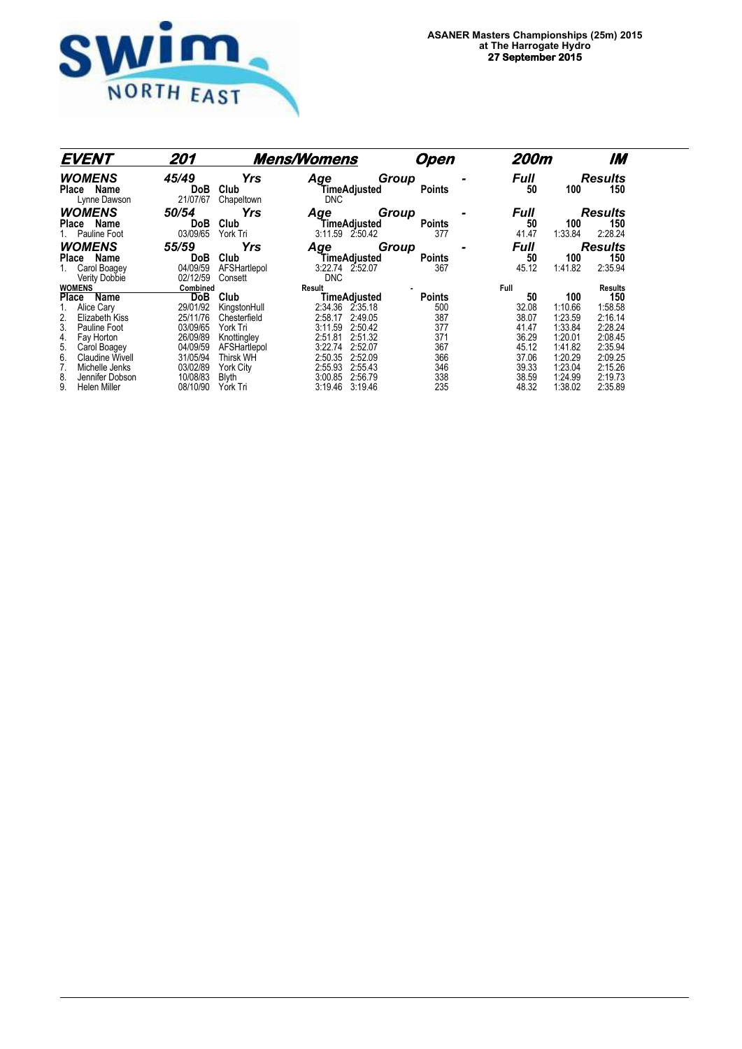**ASANER Masters Championships (25m) 2015**
**at The Harrogate Hydro**
**27 September 2015**

## EVENT 201 Mens/Womens Open 200m IM

### WOMENS 45/49 Yrs Age Group - Full Results

| Place | Name | DoB | Club | TimeAdjusted | | Points | 50 | 100 | 150 |
|---|---|---|---|---|---|---|---|---|---|
| | Lynne Dawson | 21/07/67 | Chapeltown | DNC | | | | | |

### WOMENS 50/54 Yrs Age Group - Full Results

| Place | Name | DoB | Club | TimeAdjusted | | Points | 50 | 100 | 150 |
|---|---|---|---|---|---|---|---|---|---|
| 1. | Pauline Foot | 03/09/65 | York Tri | 3:11.59 | 2:50.42 | 377 | 41.47 | 1:33.84 | 2:28.24 |

### WOMENS 55/59 Yrs Age Group - Full Results

| Place | Name | DoB | Club | TimeAdjusted | | Points | 50 | 100 | 150 |
|---|---|---|---|---|---|---|---|---|---|
| 1. | Carol Boagey | 04/09/59 | AFSHartlepol | 3:22.74 | 2:52.07 | 367 | 45.12 | 1:41.82 | 2:35.94 |
| | Verity Dobbie | 02/12/59 | Consett | DNC | | | | | |

### WOMENS Combined Result - Full Results

| Place | Name | DoB | Club | TimeAdjusted | | Points | 50 | 100 | 150 |
|---|---|---|---|---|---|---|---|---|---|
| 1. | Alice Cary | 29/01/92 | KingstonHull | 2:34.36 | 2:35.18 | 500 | 32.08 | 1:10.66 | 1:58.58 |
| 2. | Elizabeth Kiss | 25/11/76 | Chesterfield | 2:58.17 | 2:49.05 | 387 | 38.07 | 1:23.59 | 2:16.14 |
| 3. | Pauline Foot | 03/09/65 | York Tri | 3:11.59 | 2:50.42 | 377 | 41.47 | 1:33.84 | 2:28.24 |
| 4. | Fay Horton | 26/09/89 | Knottingley | 2:51.81 | 2:51.32 | 371 | 36.29 | 1:20.01 | 2:08.45 |
| 5. | Carol Boagey | 04/09/59 | AFSHartlepol | 3:22.74 | 2:52.07 | 367 | 45.12 | 1:41.82 | 2:35.94 |
| 6. | Claudine Wivell | 31/05/94 | Thirsk WH | 2:50.35 | 2:52.09 | 366 | 37.06 | 1:20.29 | 2:09.25 |
| 7. | Michelle Jenks | 03/02/89 | York City | 2:55.93 | 2:55.43 | 346 | 39.33 | 1:23.04 | 2:15.26 |
| 8. | Jennifer Dobson | 10/08/83 | Blyth | 3:00.85 | 2:56.79 | 338 | 38.59 | 1:24.99 | 2:19.73 |
| 9. | Helen Miller | 08/10/90 | York Tri | 3:19.46 | 3:19.46 | 235 | 48.32 | 1:38.02 | 2:35.89 |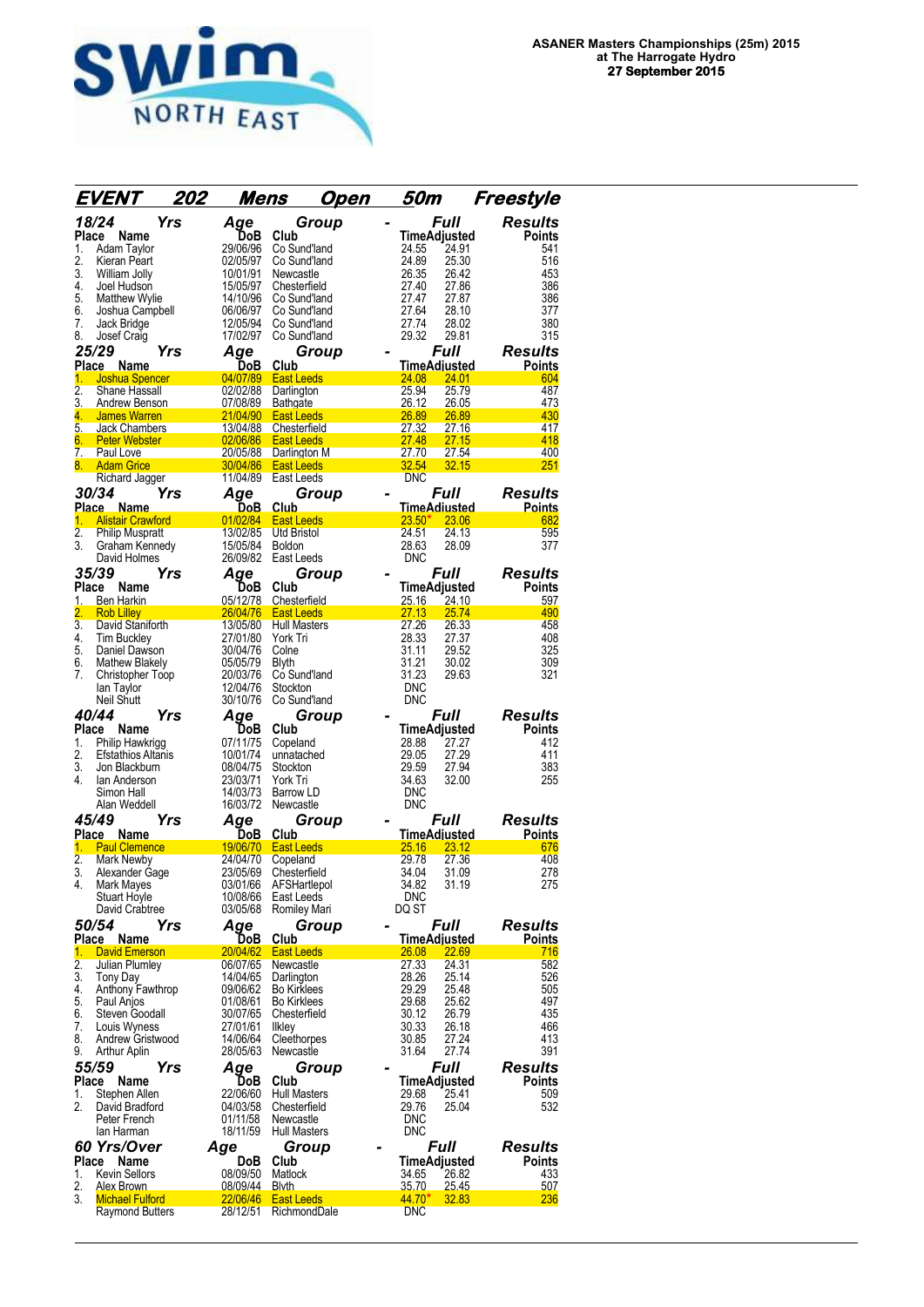ASANER Masters Championships (25m) 2015
at The Harrogate Hydro
27 September 2015

## EVENT 202 Mens Open 50m Freestyle

### 18/24 Yrs Age Group - Full Results

| Place | Name | DoB | Club | Time | Adjusted | Points |
|---|---|---|---|---|---|---|
| 1. | Adam Taylor | 29/06/96 | Co Sund'land | 24.55 | 24.91 | 541 |
| 2. | Kieran Peart | 02/05/97 | Co Sund'land | 24.89 | 25.30 | 516 |
| 3. | William Jolly | 10/01/91 | Newcastle | 26.35 | 26.42 | 453 |
| 4. | Joel Hudson | 15/05/97 | Chesterfield | 27.40 | 27.86 | 386 |
| 5. | Matthew Wylie | 14/10/96 | Co Sund'land | 27.47 | 27.87 | 386 |
| 6. | Joshua Campbell | 06/06/97 | Co Sund'land | 27.64 | 28.10 | 377 |
| 7. | Jack Bridge | 12/05/94 | Co Sund'land | 27.74 | 28.02 | 380 |
| 8. | Josef Craig | 17/02/97 | Co Sund'land | 29.32 | 29.81 | 315 |

### 25/29 Yrs Age Group - Full Results

| Place | Name | DoB | Club | Time | Adjusted | Points |
|---|---|---|---|---|---|---|
| 1. | Joshua Spencer | 04/07/89 | East Leeds | 24.08 | 24.01 | 604 |
| 2. | Shane Hassall | 02/02/88 | Darlington | 25.94 | 25.79 | 487 |
| 3. | Andrew Benson | 07/08/89 | Bathgate | 26.12 | 26.05 | 473 |
| 4. | James Warren | 21/04/90 | East Leeds | 26.89 | 26.89 | 430 |
| 5. | Jack Chambers | 13/04/88 | Chesterfield | 27.32 | 27.16 | 417 |
| 6. | Peter Webster | 02/06/86 | East Leeds | 27.48 | 27.15 | 418 |
| 7. | Paul Love | 20/05/88 | Darlington M | 27.70 | 27.54 | 400 |
| 8. | Adam Grice | 30/04/86 | East Leeds | 32.54 | 32.15 | 251 |
| | Richard Jagger | 11/04/89 | East Leeds | DNC | | |

### 30/34 Yrs Age Group - Full Results

| Place | Name | DoB | Club | Time | Adjusted | Points |
|---|---|---|---|---|---|---|
| 1. | Alistair Crawford | 01/02/84 | East Leeds | 23.50* | 23.06 | 682 |
| 2. | Philip Muspratt | 13/02/85 | Utd Bristol | 24.51 | 24.13 | 595 |
| 3. | Graham Kennedy | 15/05/84 | Boldon | 28.63 | 28.09 | 377 |
| | David Holmes | 26/09/82 | East Leeds | DNC | | |

### 35/39 Yrs Age Group - Full Results

| Place | Name | DoB | Club | Time | Adjusted | Points |
|---|---|---|---|---|---|---|
| 1. | Ben Harkin | 05/12/78 | Chesterfield | 25.16 | 24.10 | 597 |
| 2. | Rob Lilley | 26/04/76 | East Leeds | 27.13 | 25.74 | 490 |
| 3. | David Staniforth | 13/05/80 | Hull Masters | 27.26 | 26.33 | 458 |
| 4. | Tim Buckley | 27/01/80 | York Tri | 28.33 | 27.37 | 408 |
| 5. | Daniel Dawson | 30/04/76 | Colne | 31.11 | 29.52 | 325 |
| 6. | Mathew Blakely | 05/05/79 | Blyth | 31.21 | 30.02 | 309 |
| 7. | Christopher Toop | 20/03/76 | Co Sund'land | 31.23 | 29.63 | 321 |
| | Ian Taylor | 12/04/76 | Stockton | DNC | | |
| | Neil Shutt | 30/10/76 | Co Sund'land | DNC | | |

### 40/44 Yrs Age Group - Full Results

| Place | Name | DoB | Club | Time | Adjusted | Points |
|---|---|---|---|---|---|---|
| 1. | Philip Hawkrigg | 07/11/75 | Copeland | 28.88 | 27.27 | 412 |
| 2. | Efstathios Altanis | 10/01/74 | unattached | 29.05 | 27.29 | 411 |
| 3. | Jon Blackburn | 08/04/75 | Stockton | 29.59 | 27.94 | 383 |
| 4. | Ian Anderson | 23/03/71 | York Tri | 34.63 | 32.00 | 255 |
| | Simon Hall | 14/03/73 | Barrow LD | DNC | | |
| | Alan Weddell | 16/03/72 | Newcastle | DNC | | |

### 45/49 Yrs Age Group - Full Results

| Place | Name | DoB | Club | Time | Adjusted | Points |
|---|---|---|---|---|---|---|
| 1. | Paul Clemence | 19/06/70 | East Leeds | 25.16 | 23.12 | 676 |
| 2. | Mark Newby | 24/04/70 | Copeland | 29.78 | 27.36 | 408 |
| 3. | Alexander Gage | 23/05/69 | Chesterfield | 34.04 | 31.09 | 278 |
| 4. | Mark Mayes | 03/01/66 | AFSHartlepol | 34.82 | 31.19 | 275 |
| | Stuart Hoyle | 10/08/66 | East Leeds | DNC | | |
| | David Crabtree | 03/05/68 | Romiley Mari | DQ ST | | |

### 50/54 Yrs Age Group - Full Results

| Place | Name | DoB | Club | Time | Adjusted | Points |
|---|---|---|---|---|---|---|
| 1. | David Emerson | 20/04/62 | East Leeds | 26.08 | 22.69 | 716 |
| 2. | Julian Plumley | 06/07/65 | Newcastle | 27.33 | 24.31 | 582 |
| 3. | Tony Day | 14/04/65 | Darlington | 28.26 | 25.14 | 526 |
| 4. | Anthony Fawthrop | 09/06/62 | Bo Kirklees | 29.29 | 25.48 | 505 |
| 5. | Paul Anjos | 01/08/61 | Bo Kirklees | 29.68 | 25.62 | 497 |
| 6. | Steven Goodall | 30/07/65 | Chesterfield | 30.12 | 26.79 | 435 |
| 7. | Louis Wyness | 27/01/61 | Ilkley | 30.33 | 26.18 | 466 |
| 8. | Andrew Gristwood | 14/06/64 | Cleethorpes | 30.85 | 27.24 | 413 |
| 9. | Arthur Aplin | 28/05/63 | Newcastle | 31.64 | 27.74 | 391 |

### 55/59 Yrs Age Group - Full Results

| Place | Name | DoB | Club | Time | Adjusted | Points |
|---|---|---|---|---|---|---|
| 1. | Stephen Allen | 22/06/60 | Hull Masters | 29.68 | 25.41 | 509 |
| 2. | David Bradford | 04/03/58 | Chesterfield | 29.76 | 25.04 | 532 |
| | Peter French | 01/11/58 | Newcastle | DNC | | |
| | Ian Harman | 18/11/59 | Hull Masters | DNC | | |

### 60 Yrs/Over Age Group - Full Results

| Place | Name | DoB | Club | Time | Adjusted | Points |
|---|---|---|---|---|---|---|
| 1. | Kevin Sellors | 08/09/50 | Matlock | 34.65 | 26.82 | 433 |
| 2. | Alex Brown | 08/09/44 | Blyth | 35.70 | 25.45 | 507 |
| 3. | Michael Fulford | 22/06/46 | East Leeds | 44.70* | 32.83 | 236 |
| | Raymond Butters | 28/12/51 | RichmondDale | DNC | | |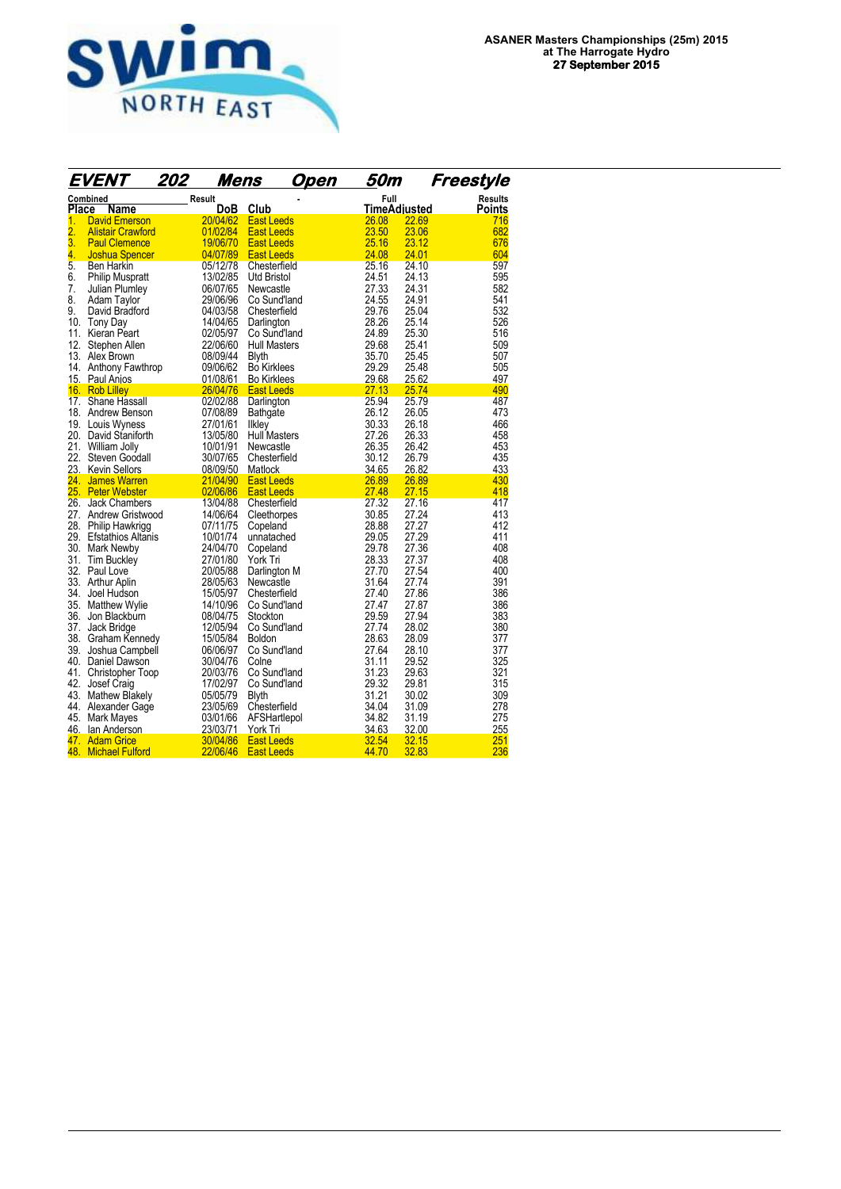**ASANER Masters Championships (25m) 2015**
**at The Harrogate Hydro**
**27 September 2015**

## EVENT 202 Mens Open 50m Freestyle

| Combined Place | Name | Result DoB | Club | Full Time | Adjusted | Results Points |
|---|---|---|---|---|---|---|
| 1. | David Emerson | 20/04/62 | East Leeds | 26.08 | 22.69 | 716 |
| 2. | Alistair Crawford | 01/02/84 | East Leeds | 23.50 | 23.06 | 682 |
| 3. | Paul Clemence | 19/06/70 | East Leeds | 25.16 | 23.12 | 676 |
| 4. | Joshua Spencer | 04/07/89 | East Leeds | 24.08 | 24.01 | 604 |
| 5. | Ben Harkin | 05/12/78 | Chesterfield | 25.16 | 24.10 | 597 |
| 6. | Philip Muspratt | 13/02/85 | Utd Bristol | 24.51 | 24.13 | 595 |
| 7. | Julian Plumley | 06/07/65 | Newcastle | 27.33 | 24.31 | 582 |
| 8. | Adam Taylor | 29/06/96 | Co Sund'land | 24.55 | 24.91 | 541 |
| 9. | David Bradford | 04/03/58 | Chesterfield | 29.76 | 25.04 | 532 |
| 10. | Tony Day | 14/04/65 | Darlington | 28.26 | 25.14 | 526 |
| 11. | Kieran Peart | 02/05/97 | Co Sund'land | 24.89 | 25.30 | 516 |
| 12. | Stephen Allen | 22/06/60 | Hull Masters | 29.68 | 25.41 | 509 |
| 13. | Alex Brown | 08/09/44 | Blyth | 35.70 | 25.45 | 507 |
| 14. | Anthony Fawthrop | 09/06/62 | Bo Kirklees | 29.29 | 25.48 | 505 |
| 15. | Paul Anjos | 01/08/61 | Bo Kirklees | 29.68 | 25.62 | 497 |
| 16. | Rob Lilley | 26/04/76 | East Leeds | 27.13 | 25.74 | 490 |
| 17. | Shane Hassall | 02/02/88 | Darlington | 25.94 | 25.79 | 487 |
| 18. | Andrew Benson | 07/08/89 | Bathgate | 26.12 | 26.05 | 473 |
| 19. | Louis Wyness | 27/01/61 | Ilkley | 30.33 | 26.18 | 466 |
| 20. | David Staniforth | 13/05/80 | Hull Masters | 27.26 | 26.33 | 458 |
| 21. | William Jolly | 10/01/91 | Newcastle | 26.35 | 26.42 | 453 |
| 22. | Steven Goodall | 30/07/65 | Chesterfield | 30.12 | 26.79 | 435 |
| 23. | Kevin Sellors | 08/09/50 | Matlock | 34.65 | 26.82 | 433 |
| 24. | James Warren | 21/04/90 | East Leeds | 26.89 | 26.89 | 430 |
| 25. | Peter Webster | 02/06/86 | East Leeds | 27.48 | 27.15 | 418 |
| 26. | Jack Chambers | 13/04/88 | Chesterfield | 27.32 | 27.16 | 417 |
| 27. | Andrew Gristwood | 14/06/64 | Cleethorpes | 30.85 | 27.24 | 413 |
| 28. | Philip Hawkrigg | 07/11/75 | Copeland | 28.88 | 27.27 | 412 |
| 29. | Efstathios Altanis | 10/01/74 | unnatached | 29.05 | 27.29 | 411 |
| 30. | Mark Newby | 24/04/70 | Copeland | 29.78 | 27.36 | 408 |
| 31. | Tim Buckley | 27/01/80 | York Tri | 28.33 | 27.37 | 408 |
| 32. | Paul Love | 20/05/88 | Darlington M | 27.70 | 27.54 | 400 |
| 33. | Arthur Aplin | 28/05/63 | Newcastle | 31.64 | 27.74 | 391 |
| 34. | Joel Hudson | 15/05/97 | Chesterfield | 27.40 | 27.86 | 386 |
| 35. | Matthew Wylie | 14/10/96 | Co Sund'land | 27.47 | 27.87 | 386 |
| 36. | Jon Blackburn | 08/04/75 | Stockton | 29.59 | 27.94 | 383 |
| 37. | Jack Bridge | 12/05/94 | Co Sund'land | 27.74 | 28.02 | 380 |
| 38. | Graham Kennedy | 15/05/84 | Boldon | 28.63 | 28.09 | 377 |
| 39. | Joshua Campbell | 06/06/97 | Co Sund'land | 27.64 | 28.10 | 377 |
| 40. | Daniel Dawson | 30/04/76 | Colne | 31.11 | 29.52 | 325 |
| 41. | Christopher Toop | 20/03/76 | Co Sund'land | 31.23 | 29.63 | 321 |
| 42. | Josef Craig | 17/02/97 | Co Sund'land | 29.32 | 29.81 | 315 |
| 43. | Mathew Blakely | 05/05/79 | Blyth | 31.21 | 30.02 | 309 |
| 44. | Alexander Gage | 23/05/69 | Chesterfield | 34.04 | 31.09 | 278 |
| 45. | Mark Mayes | 03/01/66 | AFSHartlepol | 34.82 | 31.19 | 275 |
| 46. | Ian Anderson | 23/03/71 | York Tri | 34.63 | 32.00 | 255 |
| 47. | Adam Grice | 30/04/86 | East Leeds | 32.54 | 32.15 | 251 |
| 48. | Michael Fulford | 22/06/46 | East Leeds | 44.70 | 32.83 | 236 |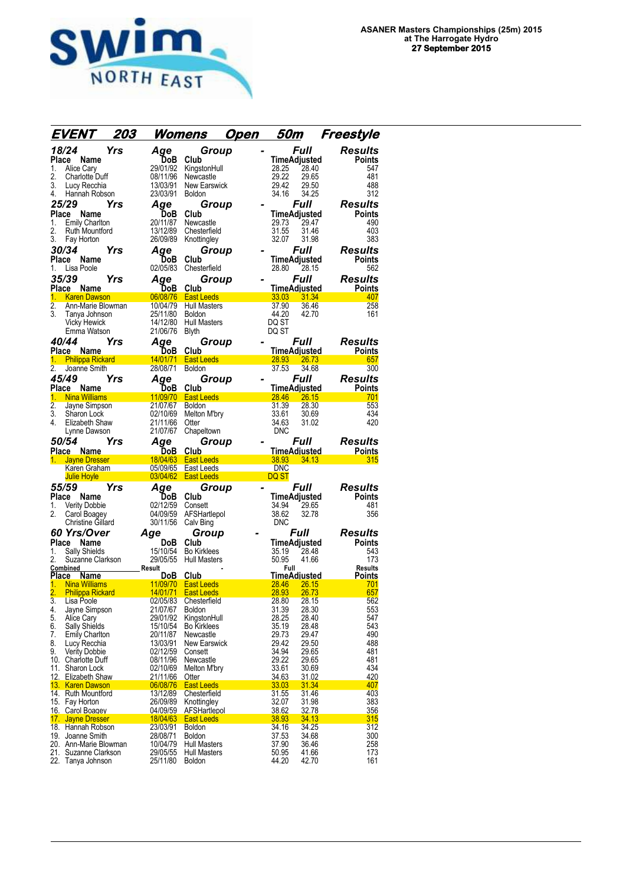**ASANER Masters Championships (25m) 2015**
**at The Harrogate Hydro**
**27 September 2015**

## EVENT 203 Womens Open 50m Freestyle

### 18/24 Yrs Age Group - Full Results

| Place | Name | DoB | Club | Time | Adjusted | Points |
|---|---|---|---|---|---|---|
| 1. | Alice Cary | 29/01/92 | KingstonHull | 28.25 | 28.40 | 547 |
| 2. | Charlotte Duff | 08/11/96 | Newcastle | 29.22 | 29.65 | 481 |
| 3. | Lucy Recchia | 13/03/91 | New Earswick | 29.42 | 29.50 | 488 |
| 4. | Hannah Robson | 23/03/91 | Boldon | 34.16 | 34.25 | 312 |

### 25/29 Yrs Age Group - Full Results

| Place | Name | DoB | Club | Time | Adjusted | Points |
|---|---|---|---|---|---|---|
| 1. | Emily Charlton | 20/11/87 | Newcastle | 29.73 | 29.47 | 490 |
| 2. | Ruth Mountford | 13/12/89 | Chesterfield | 31.55 | 31.46 | 403 |
| 3. | Fay Horton | 26/09/89 | Knottingley | 32.07 | 31.98 | 383 |

### 30/34 Yrs Age Group - Full Results

| Place | Name | DoB | Club | Time | Adjusted | Points |
|---|---|---|---|---|---|---|
| 1. | Lisa Poole | 02/05/83 | Chesterfield | 28.80 | 28.15 | 562 |

### 35/39 Yrs Age Group - Full Results

| Place | Name | DoB | Club | Time | Adjusted | Points |
|---|---|---|---|---|---|---|
| 1. | Karen Dawson | 06/08/76 | East Leeds | 33.03 | 31.34 | 407 |
| 2. | Ann-Marie Blowman | 10/04/79 | Hull Masters | 37.90 | 36.46 | 258 |
| 3. | Tanya Johnson | 25/11/80 | Boldon | 44.20 | 42.70 | 161 |
| | Vicky Hewick | 14/12/80 | Hull Masters | DQ ST | | |
| | Emma Watson | 21/06/76 | Blyth | DQ ST | | |

### 40/44 Yrs Age Group - Full Results

| Place | Name | DoB | Club | Time | Adjusted | Points |
|---|---|---|---|---|---|---|
| 1. | Philippa Rickard | 14/01/71 | East Leeds | 28.93 | 26.73 | 657 |
| 2. | Joanne Smith | 28/08/71 | Boldon | 37.53 | 34.68 | 300 |

### 45/49 Yrs Age Group - Full Results

| Place | Name | DoB | Club | Time | Adjusted | Points |
|---|---|---|---|---|---|---|
| 1. | Nina Williams | 11/09/70 | East Leeds | 28.46 | 26.15 | 701 |
| 2. | Jayne Simpson | 21/07/67 | Boldon | 31.39 | 28.30 | 553 |
| 3. | Sharon Lock | 02/10/69 | Melton M'bry | 33.61 | 30.69 | 434 |
| 4. | Elizabeth Shaw | 21/11/66 | Otter | 34.63 | 31.02 | 420 |
| | Lynne Dawson | 21/07/67 | Chapeltown | DNC | | |

### 50/54 Yrs Age Group - Full Results

| Place | Name | DoB | Club | Time | Adjusted | Points |
|---|---|---|---|---|---|---|
| 1. | Jayne Dresser | 18/04/63 | East Leeds | 38.93 | 34.13 | 315 |
| | Karen Graham | 05/09/65 | East Leeds | DNC | | |
| | Julie Hoyle | 03/04/62 | East Leeds | DQ ST | | |

### 55/59 Yrs Age Group - Full Results

| Place | Name | DoB | Club | Time | Adjusted | Points |
|---|---|---|---|---|---|---|
| 1. | Verity Dobbie | 02/12/59 | Consett | 34.94 | 29.65 | 481 |
| 2. | Carol Boagey | 04/09/59 | AFSHartlepol | 38.62 | 32.78 | 356 |
| | Christine Gillard | 30/11/56 | Calv Bing | DNC | | |

### 60 Yrs/Over Age Group - Full Results

| Place | Name | DoB | Club | Time | Adjusted | Points |
|---|---|---|---|---|---|---|
| 1. | Sally Shields | 15/10/54 | Bo Kirklees | 35.19 | 28.48 | 543 |
| 2. | Suzanne Clarkson | 29/05/55 | Hull Masters | 50.95 | 41.66 | 173 |

### Combined Result - Full Results

| Place | Name | DoB | Club | Time | Adjusted | Points |
|---|---|---|---|---|---|---|
| 1. | Nina Williams | 11/09/70 | East Leeds | 28.46 | 26.15 | 701 |
| 2. | Philippa Rickard | 14/01/71 | East Leeds | 28.93 | 26.73 | 657 |
| 3. | Lisa Poole | 02/05/83 | Chesterfield | 28.80 | 28.15 | 562 |
| 4. | Jayne Simpson | 21/07/67 | Boldon | 31.39 | 28.30 | 553 |
| 5. | Alice Cary | 29/01/92 | KingstonHull | 28.25 | 28.40 | 547 |
| 6. | Sally Shields | 15/10/54 | Bo Kirklees | 35.19 | 28.48 | 543 |
| 7. | Emily Charlton | 20/11/87 | Newcastle | 29.73 | 29.47 | 490 |
| 8. | Lucy Recchia | 13/03/91 | New Earswick | 29.42 | 29.50 | 488 |
| 9. | Verity Dobbie | 02/12/59 | Consett | 34.94 | 29.65 | 481 |
| 10. | Charlotte Duff | 08/11/96 | Newcastle | 29.22 | 29.65 | 481 |
| 11. | Sharon Lock | 02/10/69 | Melton M'bry | 33.61 | 30.69 | 434 |
| 12. | Elizabeth Shaw | 21/11/66 | Otter | 34.63 | 31.02 | 420 |
| 13. | Karen Dawson | 06/08/76 | East Leeds | 33.03 | 31.34 | 407 |
| 14. | Ruth Mountford | 13/12/89 | Chesterfield | 31.55 | 31.46 | 403 |
| 15. | Fay Horton | 26/09/89 | Knottingley | 32.07 | 31.98 | 383 |
| 16. | Carol Boagey | 04/09/59 | AFSHartlepol | 38.62 | 32.78 | 356 |
| 17. | Jayne Dresser | 18/04/63 | East Leeds | 38.93 | 34.13 | 315 |
| 18. | Hannah Robson | 23/03/91 | Boldon | 34.16 | 34.25 | 312 |
| 19. | Joanne Smith | 28/08/71 | Boldon | 37.53 | 34.68 | 300 |
| 20. | Ann-Marie Blowman | 10/04/79 | Hull Masters | 37.90 | 36.46 | 258 |
| 21. | Suzanne Clarkson | 29/05/55 | Hull Masters | 50.95 | 41.66 | 173 |
| 22. | Tanya Johnson | 25/11/80 | Boldon | 44.20 | 42.70 | 161 |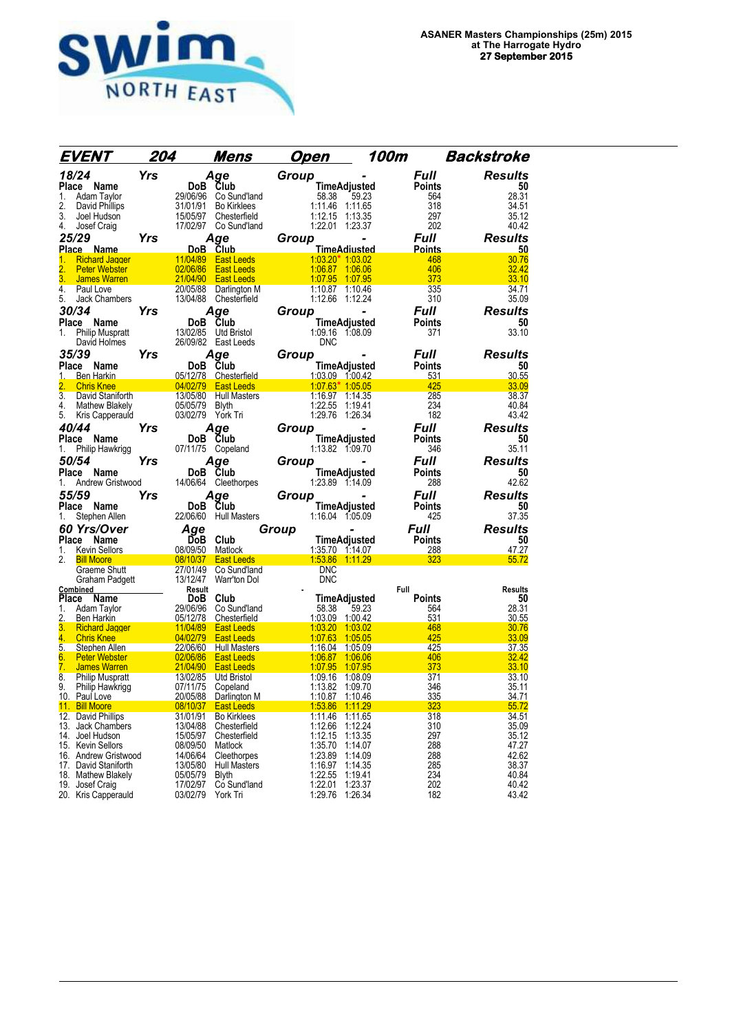**ASANER Masters Championships (25m) 2015**
**at The Harrogate Hydro**
**27 September 2015**

## EVENT 204 Mens Open 100m Backstroke

### 18/24 Yrs Age Group - Full Results

| Place | Name | DoB | Club | Time | Adjusted | Points | 50 |
|---|---|---|---|---|---|---|---|
| 1. | Adam Taylor | 29/06/96 | Co Sund'land | 58.38 | 59.23 | 564 | 28.31 |
| 2. | David Phillips | 31/01/91 | Bo Kirklees | 1:11.46 | 1:11.65 | 318 | 34.51 |
| 3. | Joel Hudson | 15/05/97 | Chesterfield | 1:12.15 | 1:13.35 | 297 | 35.12 |
| 4. | Josef Craig | 17/02/97 | Co Sund'land | 1:22.01 | 1:23.37 | 202 | 40.42 |

### 25/29 Yrs Age Group - Full Results

| Place | Name | DoB | Club | Time | Adjusted | Points | 50 |
|---|---|---|---|---|---|---|---|
| 1. | Richard Jagger | 11/04/89 | East Leeds | 1:03.20* | 1:03.02 | 468 | 30.76 |
| 2. | Peter Webster | 02/06/86 | East Leeds | 1:06.87 | 1:06.06 | 406 | 32.42 |
| 3. | James Warren | 21/04/90 | East Leeds | 1:07.95 | 1:07.95 | 373 | 33.10 |
| 4. | Paul Love | 20/05/88 | Darlington M | 1:10.87 | 1:10.46 | 335 | 34.71 |
| 5. | Jack Chambers | 13/04/88 | Chesterfield | 1:12.66 | 1:12.24 | 310 | 35.09 |

### 30/34 Yrs Age Group - Full Results

| Place | Name | DoB | Club | Time | Adjusted | Points | 50 |
|---|---|---|---|---|---|---|---|
| 1. | Philip Muspratt | 13/02/85 | Utd Bristol | 1:09.16 | 1:08.09 | 371 | 33.10 |
| | David Holmes | 26/09/82 | East Leeds | DNC | | | |

### 35/39 Yrs Age Group - Full Results

| Place | Name | DoB | Club | Time | Adjusted | Points | 50 |
|---|---|---|---|---|---|---|---|
| 1. | Ben Harkin | 05/12/78 | Chesterfield | 1:03.09 | 1:00.42 | 531 | 30.55 |
| 2. | Chris Knee | 04/02/79 | East Leeds | 1:07.63* | 1:05.05 | 425 | 33.09 |
| 3. | David Staniforth | 13/05/80 | Hull Masters | 1:16.97 | 1:14.35 | 285 | 38.37 |
| 4. | Mathew Blakely | 05/05/79 | Blyth | 1:22.55 | 1:19.41 | 234 | 40.84 |
| 5. | Kris Capperauld | 03/02/79 | York Tri | 1:29.76 | 1:26.34 | 182 | 43.42 |

### 40/44 Yrs Age Group - Full Results

| Place | Name | DoB | Club | Time | Adjusted | Points | 50 |
|---|---|---|---|---|---|---|---|
| 1. | Philip Hawkrigg | 07/11/75 | Copeland | 1:13.82 | 1:09.70 | 346 | 35.11 |

### 50/54 Yrs Age Group - Full Results

| Place | Name | DoB | Club | Time | Adjusted | Points | 50 |
|---|---|---|---|---|---|---|---|
| 1. | Andrew Gristwood | 14/06/64 | Cleethorpes | 1:23.89 | 1:14.09 | 288 | 42.62 |

### 55/59 Yrs Age Group - Full Results

| Place | Name | DoB | Club | Time | Adjusted | Points | 50 |
|---|---|---|---|---|---|---|---|
| 1. | Stephen Allen | 22/06/60 | Hull Masters | 1:16.04 | 1:05.09 | 425 | 37.35 |

### 60 Yrs/Over Age Group - Full Results

| Place | Name | DoB | Club | Time | Adjusted | Points | 50 |
|---|---|---|---|---|---|---|---|
| 1. | Kevin Sellors | 08/09/50 | Matlock | 1:35.70 | 1:14.07 | 288 | 47.27 |
| 2. | Bill Moore | 08/10/37 | East Leeds | 1:53.86 | 1:11.29 | 323 | 55.72 |
| | Graeme Shutt | 27/01/49 | Co Sund'land | DNC | | | |
| | Graham Padgett | 13/12/47 | Warr'ton Dol | DNC | | | |

### Combined Result - Full Results

| Place | Name | DoB | Club | Time | Adjusted | Points | 50 |
|---|---|---|---|---|---|---|---|
| 1. | Adam Taylor | 29/06/96 | Co Sund'land | 58.38 | 59.23 | 564 | 28.31 |
| 2. | Ben Harkin | 05/12/78 | Chesterfield | 1:03.09 | 1:00.42 | 531 | 30.55 |
| 3. | Richard Jagger | 11/04/89 | East Leeds | 1:03.20 | 1:03.02 | 468 | 30.76 |
| 4. | Chris Knee | 04/02/79 | East Leeds | 1:07.63 | 1:05.05 | 425 | 33.09 |
| 5. | Stephen Allen | 22/06/60 | Hull Masters | 1:16.04 | 1:05.09 | 425 | 37.35 |
| 6. | Peter Webster | 02/06/86 | East Leeds | 1:06.87 | 1:06.06 | 406 | 32.42 |
| 7. | James Warren | 21/04/90 | East Leeds | 1:07.95 | 1:07.95 | 373 | 33.10 |
| 8. | Philip Muspratt | 13/02/85 | Utd Bristol | 1:09.16 | 1:08.09 | 371 | 33.10 |
| 9. | Philip Hawkrigg | 07/11/75 | Copeland | 1:13.82 | 1:09.70 | 346 | 35.11 |
| 10. | Paul Love | 20/05/88 | Darlington M | 1:10.87 | 1:10.46 | 335 | 34.71 |
| 11. | Bill Moore | 08/10/37 | East Leeds | 1:53.86 | 1:11.29 | 323 | 55.72 |
| 12. | David Phillips | 31/01/91 | Bo Kirklees | 1:11.46 | 1:11.65 | 318 | 34.51 |
| 13. | Jack Chambers | 13/04/88 | Chesterfield | 1:12.66 | 1:12.24 | 310 | 35.09 |
| 14. | Joel Hudson | 15/05/97 | Chesterfield | 1:12.15 | 1:13.35 | 297 | 35.12 |
| 15. | Kevin Sellors | 08/09/50 | Matlock | 1:35.70 | 1:14.07 | 288 | 47.27 |
| 16. | Andrew Gristwood | 14/06/64 | Cleethorpes | 1:23.89 | 1:14.09 | 288 | 42.62 |
| 17. | David Staniforth | 13/05/80 | Hull Masters | 1:16.97 | 1:14.35 | 285 | 38.37 |
| 18. | Mathew Blakely | 05/05/79 | Blyth | 1:22.55 | 1:19.41 | 234 | 40.84 |
| 19. | Josef Craig | 17/02/97 | Co Sund'land | 1:22.01 | 1:23.37 | 202 | 40.42 |
| 20. | Kris Capperauld | 03/02/79 | York Tri | 1:29.76 | 1:26.34 | 182 | 43.42 |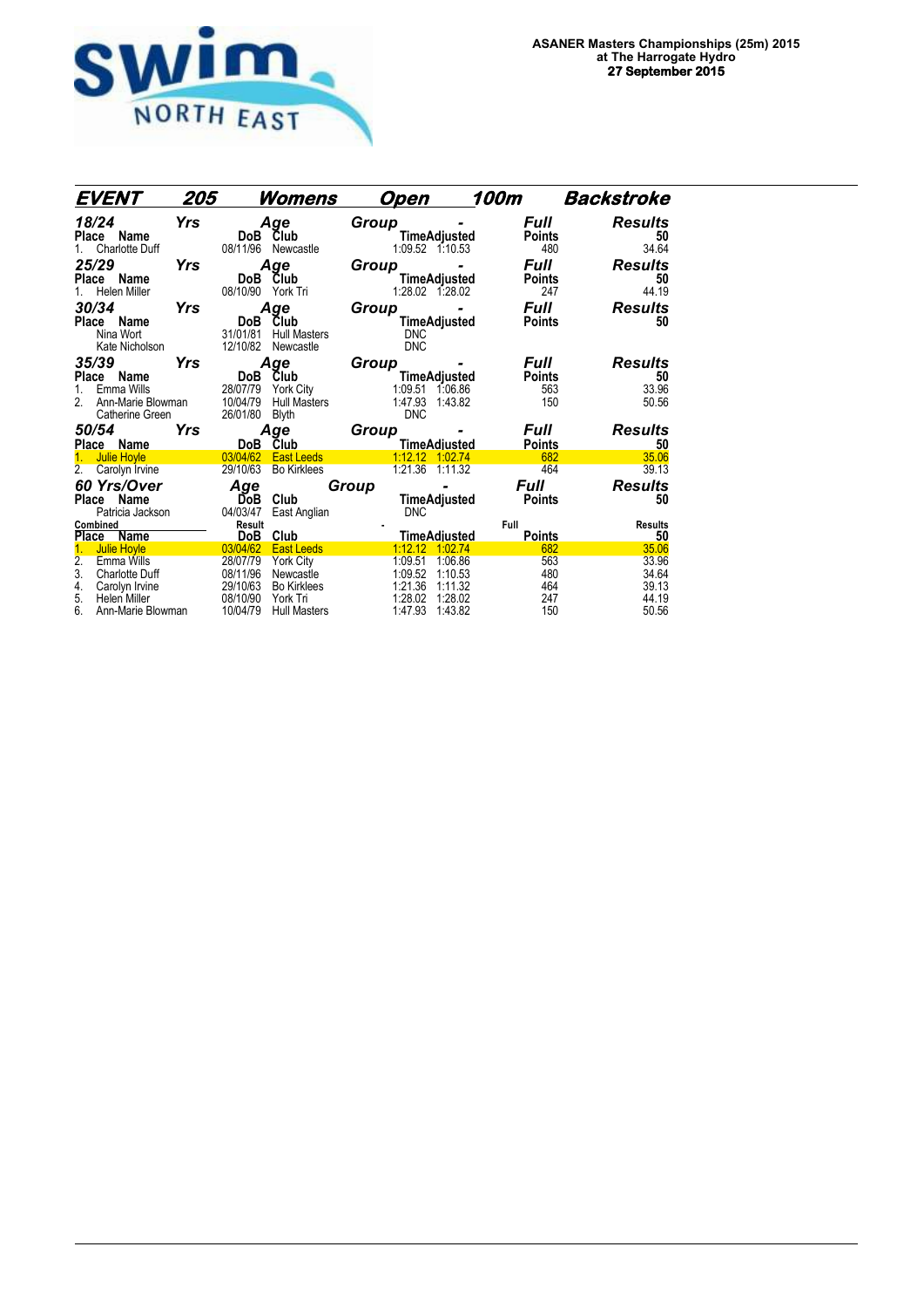**ASANER Masters Championships (25m) 2015**
**at The Harrogate Hydro**
**27 September 2015**

## EVENT 205 Womens Open 100m Backstroke

### 18/24 Yrs Age Group - Full Results

| Place | Name | DoB | Club | Time | Adjusted | Points | 50 |
|---|---|---|---|---|---|---|---|
| 1. | Charlotte Duff | 08/11/96 | Newcastle | 1:09.52 | 1:10.53 | 480 | 34.64 |

### 25/29 Yrs Age Group - Full Results

| Place | Name | DoB | Club | Time | Adjusted | Points | 50 |
|---|---|---|---|---|---|---|---|
| 1. | Helen Miller | 08/10/90 | York Tri | 1:28.02 | 1:28.02 | 247 | 44.19 |

### 30/34 Yrs Age Group - Full Results

| Place | Name | DoB | Club | Time | Adjusted | Points | 50 |
|---|---|---|---|---|---|---|---|
| | Nina Wort | 31/01/81 | Hull Masters | DNC | | | |
| | Kate Nicholson | 12/10/82 | Newcastle | DNC | | | |

### 35/39 Yrs Age Group - Full Results

| Place | Name | DoB | Club | Time | Adjusted | Points | 50 |
|---|---|---|---|---|---|---|---|
| 1. | Emma Wills | 28/07/79 | York City | 1:09.51 | 1:06.86 | 563 | 33.96 |
| 2. | Ann-Marie Blowman | 10/04/79 | Hull Masters | 1:47.93 | 1:43.82 | 150 | 50.56 |
| | Catherine Green | 26/01/80 | Blyth | DNC | | | |

### 50/54 Yrs Age Group - Full Results

| Place | Name | DoB | Club | Time | Adjusted | Points | 50 |
|---|---|---|---|---|---|---|---|
| 1. | Julie Hoyle | 03/04/62 | East Leeds | 1:12.12 | 1:02.74 | 682 | 35.06 |
| 2. | Carolyn Irvine | 29/10/63 | Bo Kirklees | 1:21.36 | 1:11.32 | 464 | 39.13 |

### 60 Yrs/Over Age Group - Full Results

| Place | Name | DoB | Club | Time | Adjusted | Points | 50 |
|---|---|---|---|---|---|---|---|
| | Patricia Jackson | 04/03/47 | East Anglian | DNC | | | |

### Combined Result - Full Results

| Place | Name | DoB | Club | Time | Adjusted | Points | 50 |
|---|---|---|---|---|---|---|---|
| 1. | Julie Hoyle | 03/04/62 | East Leeds | 1:12.12 | 1:02.74 | 682 | 35.06 |
| 2. | Emma Wills | 28/07/79 | York City | 1:09.51 | 1:06.86 | 563 | 33.96 |
| 3. | Charlotte Duff | 08/11/96 | Newcastle | 1:09.52 | 1:10.53 | 480 | 34.64 |
| 4. | Carolyn Irvine | 29/10/63 | Bo Kirklees | 1:21.36 | 1:11.32 | 464 | 39.13 |
| 5. | Helen Miller | 08/10/90 | York Tri | 1:28.02 | 1:28.02 | 247 | 44.19 |
| 6. | Ann-Marie Blowman | 10/04/79 | Hull Masters | 1:47.93 | 1:43.82 | 150 | 50.56 |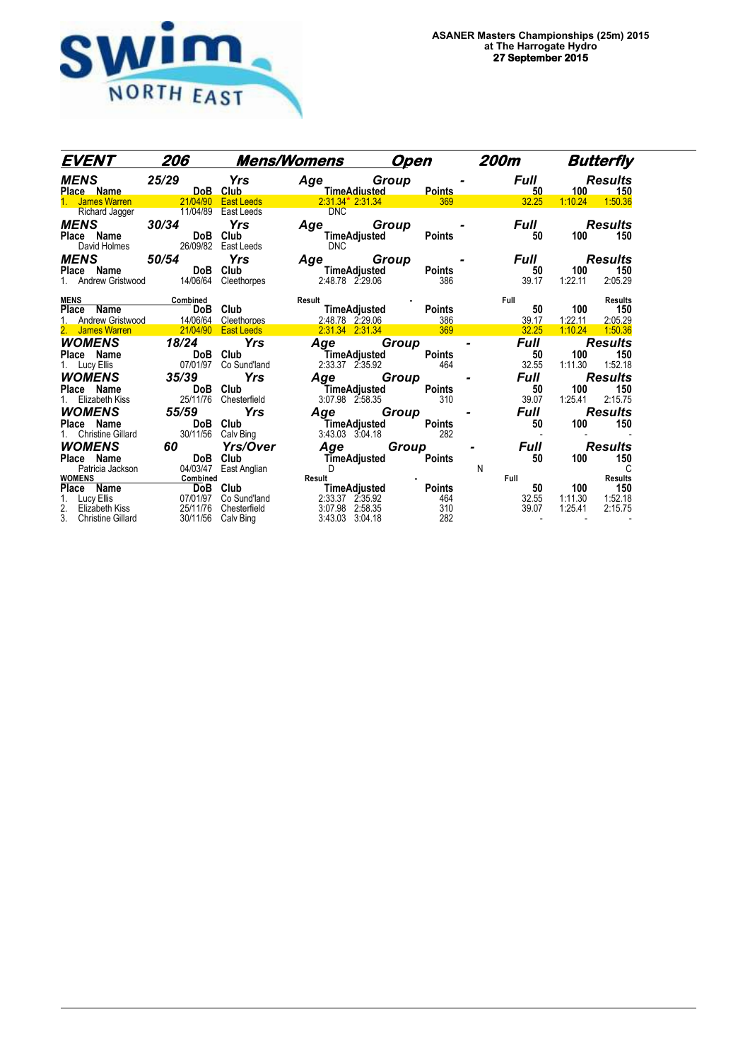**ASANER Masters Championships (25m) 2015**
**at The Harrogate Hydro**
**27 September 2015**

## EVENT 206 Mens/Womens Open 200m Butterfly

### MENS 25/29 Yrs Age Group - Full Results

| Place | Name | DoB | Club | Time | Adjusted | Points | 50 | 100 | 150 |
|---|---|---|---|---|---|---|---|---|---|
| 1. | James Warren | 21/04/90 | East Leeds | 2:31.34* | 2:31.34 | 369 | 32.25 | 1:10.24 | 1:50.36 |
| | Richard Jagger | 11/04/89 | East Leeds | DNC | | | | | |

### MENS 30/34 Yrs Age Group - Full Results

| Place | Name | DoB | Club | Time | Adjusted | Points | 50 | 100 | 150 |
|---|---|---|---|---|---|---|---|---|---|
| | David Holmes | 26/09/82 | East Leeds | DNC | | | | | |

### MENS 50/54 Yrs Age Group - Full Results

| Place | Name | DoB | Club | Time | Adjusted | Points | 50 | 100 | 150 |
|---|---|---|---|---|---|---|---|---|---|
| 1. | Andrew Gristwood | 14/06/64 | Cleethorpes | 2:48.78 | 2:29.06 | 386 | 39.17 | 1:22.11 | 2:05.29 |

### MENS Combined Result - Full Results

| Place | Name | DoB | Club | Time | Adjusted | Points | 50 | 100 | 150 |
|---|---|---|---|---|---|---|---|---|---|
| 1. | Andrew Gristwood | 14/06/64 | Cleethorpes | 2:48.78 | 2:29.06 | 386 | 39.17 | 1:22.11 | 2:05.29 |
| 2. | James Warren | 21/04/90 | East Leeds | 2:31.34 | 2:31.34 | 369 | 32.25 | 1:10.24 | 1:50.36 |

### WOMENS 18/24 Yrs Age Group - Full Results

| Place | Name | DoB | Club | Time | Adjusted | Points | 50 | 100 | 150 |
|---|---|---|---|---|---|---|---|---|---|
| 1. | Lucy Ellis | 07/01/97 | Co Sund'land | 2:33.37 | 2:35.92 | 464 | 32.55 | 1:11.30 | 1:52.18 |

### WOMENS 35/39 Yrs Age Group - Full Results

| Place | Name | DoB | Club | Time | Adjusted | Points | 50 | 100 | 150 |
|---|---|---|---|---|---|---|---|---|---|
| 1. | Elizabeth Kiss | 25/11/76 | Chesterfield | 3:07.98 | 2:58.35 | 310 | 39.07 | 1:25.41 | 2:15.75 |

### WOMENS 55/59 Yrs Age Group - Full Results

| Place | Name | DoB | Club | Time | Adjusted | Points | 50 | 100 | 150 |
|---|---|---|---|---|---|---|---|---|---|
| 1. | Christine Gillard | 30/11/56 | Calv Bing | 3:43.03 | 3:04.18 | 282 | - | - | - |

### WOMENS 60 Yrs/Over Age Group - Full Results

| Place | Name | DoB | Club | Time | Adjusted | Points | 50 | 100 | 150 |
|---|---|---|---|---|---|---|---|---|---|
| | Patricia Jackson | 04/03/47 | East Anglian | DNC | | | | | |

### WOMENS Combined Result - Full Results

| Place | Name | DoB | Club | Time | Adjusted | Points | 50 | 100 | 150 |
|---|---|---|---|---|---|---|---|---|---|
| 1. | Lucy Ellis | 07/01/97 | Co Sund'land | 2:33.37 | 2:35.92 | 464 | 32.55 | 1:11.30 | 1:52.18 |
| 2. | Elizabeth Kiss | 25/11/76 | Chesterfield | 3:07.98 | 2:58.35 | 310 | 39.07 | 1:25.41 | 2:15.75 |
| 3. | Christine Gillard | 30/11/56 | Calv Bing | 3:43.03 | 3:04.18 | 282 | - | - | - |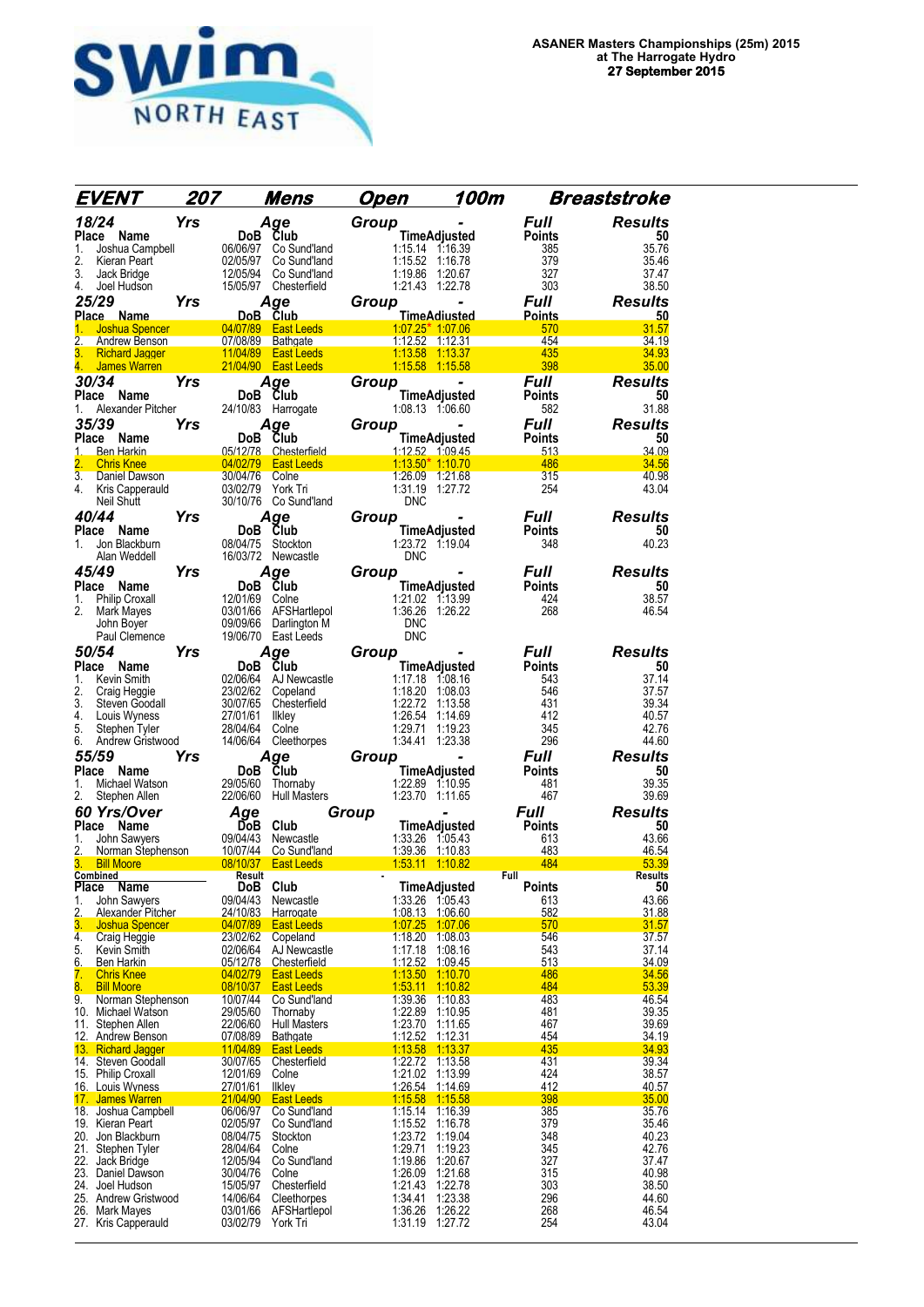**ASANER Masters Championships (25m) 2015**
**at The Harrogate Hydro**
**27 September 2015**

## EVENT 207 Mens Open 100m Breaststroke

### 18/24 Yrs Age Group - Full Results

| Place | Name | DoB | Club | Time | Adjusted | Points | 50 |
|---|---|---|---|---|---|---|---|
| 1. | Joshua Campbell | 06/06/97 | Co Sund'land | 1:15.14 | 1:16.39 | 385 | 35.76 |
| 2. | Kieran Peart | 02/05/97 | Co Sund'land | 1:15.52 | 1:16.78 | 379 | 35.46 |
| 3. | Jack Bridge | 12/05/94 | Co Sund'land | 1:19.86 | 1:20.67 | 327 | 37.47 |
| 4. | Joel Hudson | 15/05/97 | Chesterfield | 1:21.43 | 1:22.78 | 303 | 38.50 |

### 25/29 Yrs Age Group - Full Results

| Place | Name | DoB | Club | Time | Adjusted | Points | 50 |
|---|---|---|---|---|---|---|---|
| 1. | Joshua Spencer | 04/07/89 | East Leeds | 1:07.25* | 1:07.06 | 570 | 31.57 |
| 2. | Andrew Benson | 07/08/89 | Bathgate | 1:12.52 | 1:12.31 | 454 | 34.19 |
| 3. | Richard Jagger | 11/04/89 | East Leeds | 1:13.58 | 1:13.37 | 435 | 34.93 |
| 4. | James Warren | 21/04/90 | East Leeds | 1:15.58 | 1:15.58 | 398 | 35.00 |

### 30/34 Yrs Age Group - Full Results

| Place | Name | DoB | Club | Time | Adjusted | Points | 50 |
|---|---|---|---|---|---|---|---|
| 1. | Alexander Pitcher | 24/10/83 | Harrogate | 1:08.13 | 1:06.60 | 582 | 31.88 |

### 35/39 Yrs Age Group - Full Results

| Place | Name | DoB | Club | Time | Adjusted | Points | 50 |
|---|---|---|---|---|---|---|---|
| 1. | Ben Harkin | 05/12/78 | Chesterfield | 1:12.52 | 1:09.45 | 513 | 34.09 |
| 2. | Chris Knee | 04/02/79 | East Leeds | 1:13.50* | 1:10.70 | 486 | 34.56 |
| 3. | Daniel Dawson | 30/04/76 | Colne | 1:26.09 | 1:21.68 | 315 | 40.98 |
| 4. | Kris Capperauld | 03/02/79 | York Tri | 1:31.19 | 1:27.72 | 254 | 43.04 |
| | Neil Shutt | 30/10/76 | Co Sund'land | DNC | | | |

### 40/44 Yrs Age Group - Full Results

| Place | Name | DoB | Club | Time | Adjusted | Points | 50 |
|---|---|---|---|---|---|---|---|
| 1. | Jon Blackburn | 08/04/75 | Stockton | 1:23.72 | 1:19.04 | 348 | 40.23 |
| | Alan Weddell | 16/03/72 | Newcastle | DNC | | | |

### 45/49 Yrs Age Group - Full Results

| Place | Name | DoB | Club | Time | Adjusted | Points | 50 |
|---|---|---|---|---|---|---|---|
| 1. | Philip Croxall | 12/01/69 | Colne | 1:21.02 | 1:13.99 | 424 | 38.57 |
| 2. | Mark Mayes | 03/01/66 | AFSHartlepol | 1:36.26 | 1:26.22 | 268 | 46.54 |
| | John Boyer | 09/09/66 | Darlington M | DNC | | | |
| | Paul Clemence | 19/06/70 | East Leeds | DNC | | | |

### 50/54 Yrs Age Group - Full Results

| Place | Name | DoB | Club | Time | Adjusted | Points | 50 |
|---|---|---|---|---|---|---|---|
| 1. | Kevin Smith | 02/06/64 | AJ Newcastle | 1:17.18 | 1:08.16 | 543 | 37.14 |
| 2. | Craig Heggie | 23/02/62 | Copeland | 1:18.20 | 1:08.03 | 546 | 37.57 |
| 3. | Steven Goodall | 30/07/65 | Chesterfield | 1:22.72 | 1:13.58 | 431 | 39.34 |
| 4. | Louis Wyness | 27/01/61 | Ilkley | 1:26.54 | 1:14.69 | 412 | 40.57 |
| 5. | Stephen Tyler | 28/04/64 | Colne | 1:29.71 | 1:19.23 | 345 | 42.76 |
| 6. | Andrew Gristwood | 14/06/64 | Cleethorpes | 1:34.41 | 1:23.38 | 296 | 44.60 |

### 55/59 Yrs Age Group - Full Results

| Place | Name | DoB | Club | Time | Adjusted | Points | 50 |
|---|---|---|---|---|---|---|---|
| 1. | Michael Watson | 29/05/60 | Thornaby | 1:22.89 | 1:10.95 | 481 | 39.35 |
| 2. | Stephen Allen | 22/06/60 | Hull Masters | 1:23.70 | 1:11.65 | 467 | 39.69 |

### 60 Yrs/Over Age Group - Full Results

| Place | Name | DoB | Club | Time | Adjusted | Points | 50 |
|---|---|---|---|---|---|---|---|
| 1. | John Sawyers | 09/04/43 | Newcastle | 1:33.26 | 1:05.43 | 613 | 43.66 |
| 2. | Norman Stephenson | 10/07/44 | Co Sund'land | 1:39.36 | 1:10.83 | 483 | 46.54 |
| 3. | Bill Moore | 08/10/37 | East Leeds | 1:53.11 | 1:10.82 | 484 | 53.39 |

### Combined Result - Full Results

| Place | Name | DoB | Club | Time | Adjusted | Points | 50 |
|---|---|---|---|---|---|---|---|
| 1. | John Sawyers | 09/04/43 | Newcastle | 1:33.26 | 1:05.43 | 613 | 43.66 |
| 2. | Alexander Pitcher | 24/10/83 | Harrogate | 1:08.13 | 1:06.60 | 582 | 31.88 |
| 3. | Joshua Spencer | 04/07/89 | East Leeds | 1:07.25 | 1:07.06 | 570 | 31.57 |
| 4. | Craig Heggie | 23/02/62 | Copeland | 1:18.20 | 1:08.03 | 546 | 37.57 |
| 5. | Kevin Smith | 02/06/64 | AJ Newcastle | 1:17.18 | 1:08.16 | 543 | 37.14 |
| 6. | Ben Harkin | 05/12/78 | Chesterfield | 1:12.52 | 1:09.45 | 513 | 34.09 |
| 7. | Chris Knee | 04/02/79 | East Leeds | 1:13.50 | 1:10.70 | 486 | 34.56 |
| 8. | Bill Moore | 08/10/37 | East Leeds | 1:53.11 | 1:10.82 | 484 | 53.39 |
| 9. | Norman Stephenson | 10/07/44 | Co Sund'land | 1:39.36 | 1:10.83 | 483 | 46.54 |
| 10. | Michael Watson | 29/05/60 | Thornaby | 1:22.89 | 1:10.95 | 481 | 39.35 |
| 11. | Stephen Allen | 22/06/60 | Hull Masters | 1:23.70 | 1:11.65 | 467 | 39.69 |
| 12. | Andrew Benson | 07/08/89 | Bathgate | 1:12.52 | 1:12.31 | 454 | 34.19 |
| 13. | Richard Jagger | 11/04/89 | East Leeds | 1:13.58 | 1:13.37 | 435 | 34.93 |
| 14. | Steven Goodall | 30/07/65 | Chesterfield | 1:22.72 | 1:13.58 | 431 | 39.34 |
| 15. | Philip Croxall | 12/01/69 | Colne | 1:21.02 | 1:13.99 | 424 | 38.57 |
| 16. | Louis Wyness | 27/01/61 | Ilkley | 1:26.54 | 1:14.69 | 412 | 40.57 |
| 17. | James Warren | 21/04/90 | East Leeds | 1:15.58 | 1:15.58 | 398 | 35.00 |
| 18. | Joshua Campbell | 06/06/97 | Co Sund'land | 1:15.14 | 1:16.39 | 385 | 35.76 |
| 19. | Kieran Peart | 02/05/97 | Co Sund'land | 1:15.52 | 1:16.78 | 379 | 35.46 |
| 20. | Jon Blackburn | 08/04/75 | Stockton | 1:23.72 | 1:19.04 | 348 | 40.23 |
| 21. | Stephen Tyler | 28/04/64 | Colne | 1:29.71 | 1:19.23 | 345 | 42.76 |
| 22. | Jack Bridge | 12/05/94 | Co Sund'land | 1:19.86 | 1:20.67 | 327 | 37.47 |
| 23. | Daniel Dawson | 30/04/76 | Colne | 1:26.09 | 1:21.68 | 315 | 40.98 |
| 24. | Joel Hudson | 15/05/97 | Chesterfield | 1:21.43 | 1:22.78 | 303 | 38.50 |
| 25. | Andrew Gristwood | 14/06/64 | Cleethorpes | 1:34.41 | 1:23.38 | 296 | 44.60 |
| 26. | Mark Mayes | 03/01/66 | AFSHartlepol | 1:36.26 | 1:26.22 | 268 | 46.54 |
| 27. | Kris Capperauld | 03/02/79 | York Tri | 1:31.19 | 1:27.72 | 254 | 43.04 |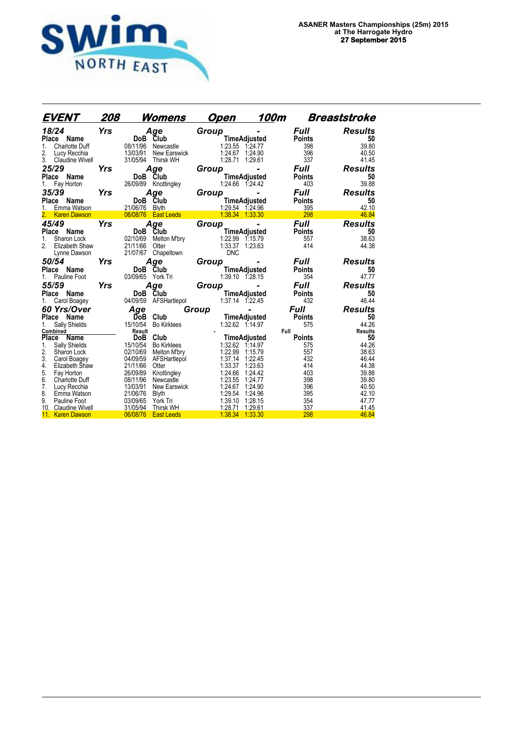**ASANER Masters Championships (25m) 2015**
**at The Harrogate Hydro**
**27 September 2015**

## EVENT 208 Womens Open 100m Breaststroke

### 18/24 Yrs Age Group - Full Results

| Place | Name | DoB | Club | Time | Adjusted | Points | 50 |
|---|---|---|---|---|---|---|---|
| 1. | Charlotte Duff | 08/11/96 | Newcastle | 1:23.55 | 1:24.77 | 398 | 39.80 |
| 2. | Lucy Recchia | 13/03/91 | New Earswick | 1:24.67 | 1:24.90 | 396 | 40.50 |
| 3. | Claudine Wivell | 31/05/94 | Thirsk WH | 1:28.71 | 1:29.61 | 337 | 41.45 |

### 25/29 Yrs Age Group - Full Results

| Place | Name | DoB | Club | Time | Adjusted | Points | 50 |
|---|---|---|---|---|---|---|---|
| 1. | Fay Horton | 26/09/89 | Knottingley | 1:24.66 | 1:24.42 | 403 | 39.88 |

### 35/39 Yrs Age Group - Full Results

| Place | Name | DoB | Club | Time | Adjusted | Points | 50 |
|---|---|---|---|---|---|---|---|
| 1. | Emma Watson | 21/06/76 | Blyth | 1:29.54 | 1:24.96 | 395 | 42.10 |
| 2. | Karen Dawson | 06/08/76 | East Leeds | 1:38.34 | 1:33.30 | 298 | 46.84 |

### 45/49 Yrs Age Group - Full Results

| Place | Name | DoB | Club | Time | Adjusted | Points | 50 |
|---|---|---|---|---|---|---|---|
| 1. | Sharon Lock | 02/10/69 | Melton M'bry | 1:22.99 | 1:15.79 | 557 | 38.63 |
| 2. | Elizabeth Shaw | 21/11/66 | Otter | 1:33.37 | 1:23.63 | 414 | 44.38 |
| | Lynne Dawson | 21/07/67 | Chapeltown | DNC | | | |

### 50/54 Yrs Age Group - Full Results

| Place | Name | DoB | Club | Time | Adjusted | Points | 50 |
|---|---|---|---|---|---|---|---|
| 1. | Pauline Foot | 03/09/65 | York Tri | 1:39.10 | 1:28.15 | 354 | 47.77 |

### 55/59 Yrs Age Group - Full Results

| Place | Name | DoB | Club | Time | Adjusted | Points | 50 |
|---|---|---|---|---|---|---|---|
| 1. | Carol Boagey | 04/09/59 | AFSHartlepol | 1:37.14 | 1:22.45 | 432 | 46.44 |

### 60 Yrs/Over Age Group - Full Results

| Place | Name | DoB | Club | Time | Adjusted | Points | 50 |
|---|---|---|---|---|---|---|---|
| 1. | Sally Shields | 15/10/54 | Bo Kirklees | 1:32.62 | 1:14.97 | 575 | 44.26 |

### Combined Result - Full Results

| Place | Name | DoB | Club | Time | Adjusted | Points | 50 |
|---|---|---|---|---|---|---|---|
| 1. | Sally Shields | 15/10/54 | Bo Kirklees | 1:32.62 | 1:14.97 | 575 | 44.26 |
| 2. | Sharon Lock | 02/10/69 | Melton M'bry | 1:22.99 | 1:15.79 | 557 | 38.63 |
| 3. | Carol Boagey | 04/09/59 | AFSHartlepol | 1:37.14 | 1:22.45 | 432 | 46.44 |
| 4. | Elizabeth Shaw | 21/11/66 | Otter | 1:33.37 | 1:23.63 | 414 | 44.38 |
| 5. | Fay Horton | 26/09/89 | Knottingley | 1:24.66 | 1:24.42 | 403 | 39.88 |
| 6. | Charlotte Duff | 08/11/96 | Newcastle | 1:23.55 | 1:24.77 | 398 | 39.80 |
| 7. | Lucy Recchia | 13/03/91 | New Earswick | 1:24.67 | 1:24.90 | 396 | 40.50 |
| 8. | Emma Watson | 21/06/76 | Blyth | 1:29.54 | 1:24.96 | 395 | 42.10 |
| 9. | Pauline Foot | 03/09/65 | York Tri | 1:39.10 | 1:28.15 | 354 | 47.77 |
| 10. | Claudine Wivell | 31/05/94 | Thirsk WH | 1:28.71 | 1:29.61 | 337 | 41.45 |
| 11. | Karen Dawson | 06/08/76 | East Leeds | 1:38.34 | 1:33.30 | 298 | 46.84 |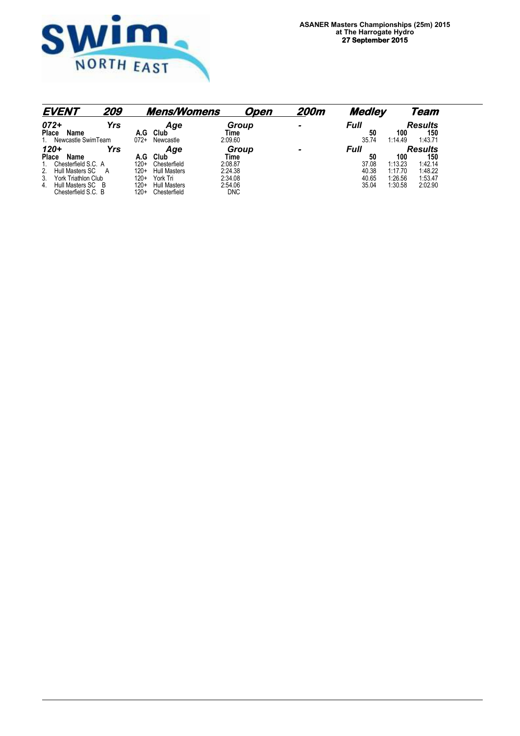**ASANER Masters Championships (25m) 2015**
**at The Harrogate Hydro**
**27 September 2015**

## EVENT 209 Mens/Womens Open 200m Medley Team

### 072+ Yrs Age Group - Full Results

| Place | Name | A.G | Club | Time | 50 | 100 | 150 |
|---|---|---|---|---|---|---|---|
| 1. | Newcastle SwimTeam | 072+ | Newcastle | 2:09.60 | 35.74 | 1:14.49 | 1:43.71 |

### 120+ Yrs Age Group - Full Results

| Place | Name | A.G | Club | Time | 50 | 100 | 150 |
|---|---|---|---|---|---|---|---|
| 1. | Chesterfield S.C. A | 120+ | Chesterfield | 2:08.87 | 37.08 | 1:13.23 | 1:42.14 |
| 2. | Hull Masters SC A | 120+ | Hull Masters | 2:24.38 | 40.38 | 1:17.70 | 1:48.22 |
| 3. | York Triathlon Club | 120+ | York Tri | 2:34.08 | 40.65 | 1:26.56 | 1:53.47 |
| 4. | Hull Masters SC B | 120+ | Hull Masters | 2:54.06 | 35.04 | 1:30.58 | 2:02.90 |
| | Chesterfield S.C. B | 120+ | Chesterfield | DNC | | | |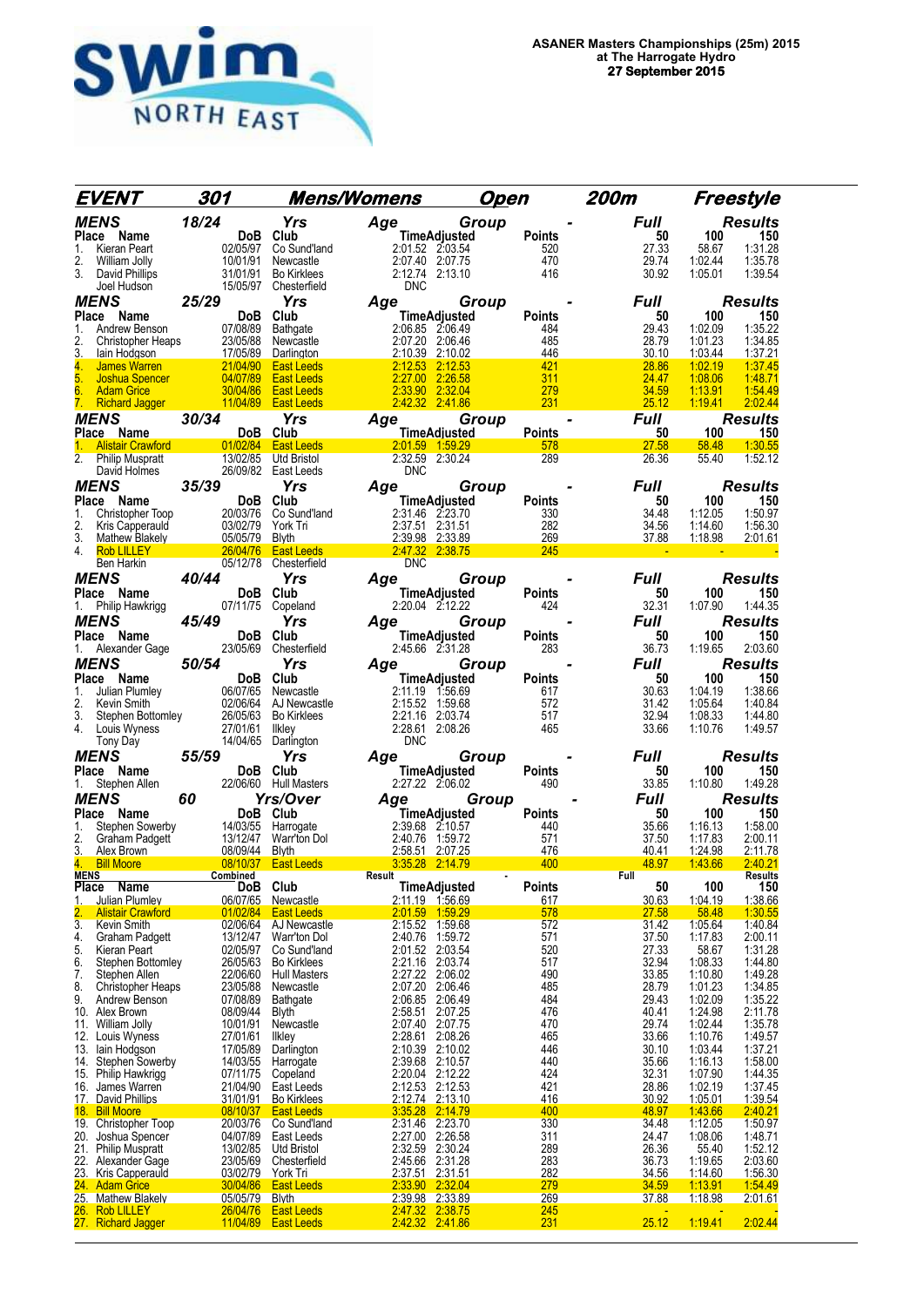**ASANER Masters Championships (25m) 2015**
**at The Harrogate Hydro**
**27 September 2015**

## EVENT 301 Mens/Womens Open 200m Freestyle

### MENS 18/24 Yrs Age Group - Full Results

| Place | Name | DoB | Club | Time | Adjusted | Points | 50 | 100 | 150 |
|---|---|---|---|---|---|---|---|---|---|
| 1. | Kieran Peart | 02/05/97 | Co Sund'land | 2:01.52 | 2:03.54 | 520 | 27.33 | 58.67 | 1:31.28 |
| 2. | William Jolly | 10/01/91 | Newcastle | 2:07.40 | 2:07.75 | 470 | 29.74 | 1:02.44 | 1:35.78 |
| 3. | David Phillips | 31/01/91 | Bo Kirklees | 2:12.74 | 2:13.10 | 416 | 30.92 | 1:05.01 | 1:39.54 |
| | Joel Hudson | 15/05/97 | Chesterfield | DNC | | | | | |

### MENS 25/29 Yrs Age Group - Full Results

| Place | Name | DoB | Club | Time | Adjusted | Points | 50 | 100 | 150 |
|---|---|---|---|---|---|---|---|---|---|
| 1. | Andrew Benson | 07/08/89 | Bathgate | 2:06.85 | 2:06.49 | 484 | 29.43 | 1:02.09 | 1:35.22 |
| 2. | Christopher Heaps | 23/05/88 | Newcastle | 2:07.20 | 2:06.46 | 485 | 28.79 | 1:01.23 | 1:34.85 |
| 3. | Iain Hodgson | 17/05/89 | Darlington | 2:10.39 | 2:10.02 | 446 | 30.10 | 1:03.44 | 1:37.21 |
| 4. | James Warren | 21/04/90 | East Leeds | 2:12.53 | 2:12.53 | 421 | 28.86 | 1:02.19 | 1:37.45 |
| 5. | Joshua Spencer | 04/07/89 | East Leeds | 2:27.00 | 2:26.58 | 311 | 24.47 | 1:08.06 | 1:48.71 |
| 6. | Adam Grice | 30/04/86 | East Leeds | 2:33.90 | 2:32.04 | 279 | 34.59 | 1:13.91 | 1:54.49 |
| 7. | Richard Jagger | 11/04/89 | East Leeds | 2:42.32 | 2:41.86 | 231 | 25.12 | 1:19.41 | 2:02.44 |

### MENS 30/34 Yrs Age Group - Full Results

| Place | Name | DoB | Club | Time | Adjusted | Points | 50 | 100 | 150 |
|---|---|---|---|---|---|---|---|---|---|
| 1. | Alistair Crawford | 01/02/84 | East Leeds | 2:01.59 | 1:59.29 | 578 | 27.58 | 58.48 | 1:30.55 |
| 2. | Philip Muspratt | 13/02/85 | Utd Bristol | 2:32.59 | 2:30.24 | 289 | 26.36 | 55.40 | 1:52.12 |
| | David Holmes | 26/09/82 | East Leeds | DNC | | | | | |

### MENS 35/39 Yrs Age Group - Full Results

| Place | Name | DoB | Club | Time | Adjusted | Points | 50 | 100 | 150 |
|---|---|---|---|---|---|---|---|---|---|
| 1. | Christopher Toop | 20/03/76 | Co Sund'land | 2:31.46 | 2:23.70 | 330 | 34.48 | 1:12.05 | 1:50.97 |
| 2. | Kris Capperauld | 03/02/79 | York Tri | 2:37.51 | 2:31.51 | 282 | 34.56 | 1:14.60 | 1:56.30 |
| 3. | Mathew Blakely | 05/05/79 | Blyth | 2:39.98 | 2:33.89 | 269 | 37.88 | 1:18.98 | 2:01.61 |
| 4. | Rob LILLEY | 26/04/76 | East Leeds | 2:47.32 | 2:38.75 | 245 | - | - | - |
| | Ben Harkin | 05/12/78 | Chesterfield | DNC | | | | | |

### MENS 40/44 Yrs Age Group - Full Results

| Place | Name | DoB | Club | Time | Adjusted | Points | 50 | 100 | 150 |
|---|---|---|---|---|---|---|---|---|---|
| 1. | Philip Hawkrigg | 07/11/75 | Copeland | 2:20.04 | 2:12.22 | 424 | 32.31 | 1:07.90 | 1:44.35 |

### MENS 45/49 Yrs Age Group - Full Results

| Place | Name | DoB | Club | Time | Adjusted | Points | 50 | 100 | 150 |
|---|---|---|---|---|---|---|---|---|---|
| 1. | Alexander Gage | 23/05/69 | Chesterfield | 2:45.66 | 2:31.28 | 283 | 36.73 | 1:19.65 | 2:03.60 |

### MENS 50/54 Yrs Age Group - Full Results

| Place | Name | DoB | Club | Time | Adjusted | Points | 50 | 100 | 150 |
|---|---|---|---|---|---|---|---|---|---|
| 1. | Julian Plumley | 06/07/65 | Newcastle | 2:11.19 | 1:56.69 | 617 | 30.63 | 1:04.19 | 1:38.66 |
| 2. | Kevin Smith | 02/06/64 | AJ Newcastle | 2:15.52 | 1:59.68 | 572 | 31.42 | 1:05.64 | 1:40.84 |
| 3. | Stephen Bottomley | 26/05/63 | Bo Kirklees | 2:21.16 | 2:03.74 | 517 | 32.94 | 1:08.33 | 1:44.80 |
| 4. | Louis Wyness | 27/01/61 | Ilkley | 2:28.61 | 2:08.26 | 465 | 33.66 | 1:10.76 | 1:49.57 |
| | Tony Day | 14/04/65 | Darlington | DNC | | | | | |

### MENS 55/59 Yrs Age Group - Full Results

| Place | Name | DoB | Club | Time | Adjusted | Points | 50 | 100 | 150 |
|---|---|---|---|---|---|---|---|---|---|
| 1. | Stephen Allen | 22/06/60 | Hull Masters | 2:27.22 | 2:06.02 | 490 | 33.85 | 1:10.80 | 1:49.28 |

### MENS 60 Yrs/Over Age Group - Full Results

| Place | Name | DoB | Club | Time | Adjusted | Points | 50 | 100 | 150 |
|---|---|---|---|---|---|---|---|---|---|
| 1. | Stephen Sowerby | 14/03/55 | Harrogate | 2:39.68 | 2:10.57 | 440 | 35.66 | 1:16.13 | 1:58.00 |
| 2. | Graham Padgett | 13/12/47 | Warr'ton Dol | 2:40.76 | 1:59.72 | 571 | 37.50 | 1:17.83 | 2:00.11 |
| 3. | Alex Brown | 08/09/44 | Blyth | 2:58.51 | 2:07.25 | 476 | 40.41 | 1:24.98 | 2:11.78 |
| 4. | Bill Moore | 08/10/37 | East Leeds | 3:35.28 | 2:14.79 | 400 | 48.97 | 1:43.66 | 2:40.21 |

### MENS Combined Result - Full Results

| Place | Name | DoB | Club | Time | Adjusted | Points | 50 | 100 | 150 |
|---|---|---|---|---|---|---|---|---|---|
| 1. | Julian Plumley | 06/07/65 | Newcastle | 2:11.19 | 1:56.69 | 617 | 30.63 | 1:04.19 | 1:38.66 |
| 2. | Alistair Crawford | 01/02/84 | East Leeds | 2:01.59 | 1:59.29 | 578 | 27.58 | 58.48 | 1:30.55 |
| 3. | Kevin Smith | 02/06/64 | AJ Newcastle | 2:15.52 | 1:59.68 | 572 | 31.42 | 1:05.64 | 1:40.84 |
| 4. | Graham Padgett | 13/12/47 | Warr'ton Dol | 2:40.76 | 1:59.72 | 571 | 37.50 | 1:17.83 | 2:00.11 |
| 5. | Kieran Peart | 02/05/97 | Co Sund'land | 2:01.52 | 2:03.54 | 520 | 27.33 | 58.67 | 1:31.28 |
| 6. | Stephen Bottomley | 26/05/63 | Bo Kirklees | 2:21.16 | 2:03.74 | 517 | 32.94 | 1:08.33 | 1:44.80 |
| 7. | Stephen Allen | 22/06/60 | Hull Masters | 2:27.22 | 2:06.02 | 490 | 33.85 | 1:10.80 | 1:49.28 |
| 8. | Christopher Heaps | 23/05/88 | Newcastle | 2:07.20 | 2:06.46 | 485 | 28.79 | 1:01.23 | 1:34.85 |
| 9. | Andrew Benson | 07/08/89 | Bathgate | 2:06.85 | 2:06.49 | 484 | 29.43 | 1:02.09 | 1:35.22 |
| 10. | Alex Brown | 08/09/44 | Blyth | 2:58.51 | 2:07.25 | 476 | 40.41 | 1:24.98 | 2:11.78 |
| 11. | William Jolly | 10/01/91 | Newcastle | 2:07.40 | 2:07.75 | 470 | 29.74 | 1:02.44 | 1:35.78 |
| 12. | Louis Wyness | 27/01/61 | Ilkley | 2:28.61 | 2:08.26 | 465 | 33.66 | 1:10.76 | 1:49.57 |
| 13. | Iain Hodgson | 17/05/89 | Darlington | 2:10.39 | 2:10.02 | 446 | 30.10 | 1:03.44 | 1:37.21 |
| 14. | Stephen Sowerby | 14/03/55 | Harrogate | 2:39.68 | 2:10.57 | 440 | 35.66 | 1:16.13 | 1:58.00 |
| 15. | Philip Hawkrigg | 07/11/75 | Copeland | 2:20.04 | 2:12.22 | 424 | 32.31 | 1:07.90 | 1:44.35 |
| 16. | James Warren | 21/04/90 | East Leeds | 2:12.53 | 2:12.53 | 421 | 28.86 | 1:02.19 | 1:37.45 |
| 17. | David Phillips | 31/01/91 | Bo Kirklees | 2:12.74 | 2:13.10 | 416 | 30.92 | 1:05.01 | 1:39.54 |
| 18. | Bill Moore | 08/10/37 | East Leeds | 3:35.28 | 2:14.79 | 400 | 48.97 | 1:43.66 | 2:40.21 |
| 19. | Christopher Toop | 20/03/76 | Co Sund'land | 2:31.46 | 2:23.70 | 330 | 34.48 | 1:12.05 | 1:50.97 |
| 20. | Joshua Spencer | 04/07/89 | East Leeds | 2:27.00 | 2:26.58 | 311 | 24.47 | 1:08.06 | 1:48.71 |
| 21. | Philip Muspratt | 13/02/85 | Utd Bristol | 2:32.59 | 2:30.24 | 289 | 26.36 | 55.40 | 1:52.12 |
| 22. | Alexander Gage | 23/05/69 | Chesterfield | 2:45.66 | 2:31.28 | 283 | 36.73 | 1:19.65 | 2:03.60 |
| 23. | Kris Capperauld | 03/02/79 | York Tri | 2:37.51 | 2:31.51 | 282 | 34.56 | 1:14.60 | 1:56.30 |
| 24. | Adam Grice | 30/04/86 | East Leeds | 2:33.90 | 2:32.04 | 279 | 34.59 | 1:13.91 | 1:54.49 |
| 25. | Mathew Blakely | 05/05/79 | Blyth | 2:39.98 | 2:33.89 | 269 | 37.88 | 1:18.98 | 2:01.61 |
| 26. | Rob LILLEY | 26/04/76 | East Leeds | 2:47.32 | 2:38.75 | 245 | - | - | - |
| 27. | Richard Jagger | 11/04/89 | East Leeds | 2:42.32 | 2:41.86 | 231 | 25.12 | 1:19.41 | 2:02.44 |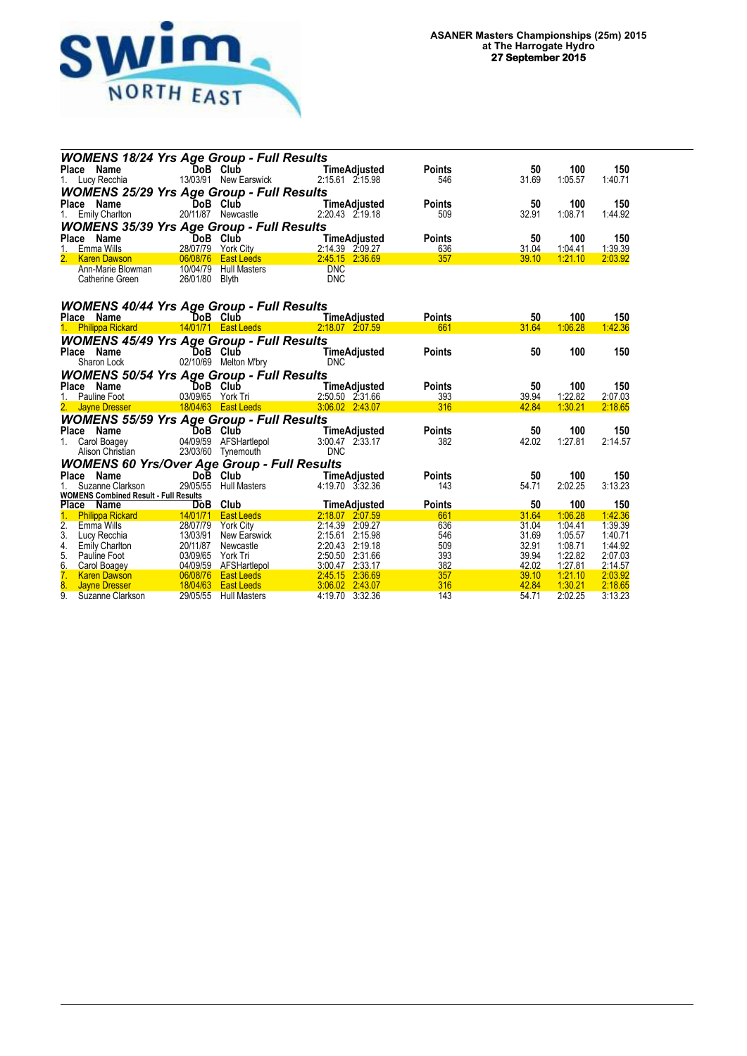**ASANER Masters Championships (25m) 2015**
**at The Harrogate Hydro**
**27 September 2015**

### *WOMENS 18/24 Yrs Age Group - Full Results*

| Place | Name | DoB | Club | Time | Adjusted | Points | 50 | 100 | 150 |
|---|---|---|---|---|---|---|---|---|---|
| 1. | Lucy Recchia | 13/03/91 | New Earswick | 2:15.61 | 2:15.98 | 546 | 31.69 | 1:05.57 | 1:40.71 |

### *WOMENS 25/29 Yrs Age Group - Full Results*

| Place | Name | DoB | Club | Time | Adjusted | Points | 50 | 100 | 150 |
|---|---|---|---|---|---|---|---|---|---|
| 1. | Emily Charlton | 20/11/87 | Newcastle | 2:20.43 | 2:19.18 | 509 | 32.91 | 1:08.71 | 1:44.92 |

### *WOMENS 35/39 Yrs Age Group - Full Results*

| Place | Name | DoB | Club | Time | Adjusted | Points | 50 | 100 | 150 |
|---|---|---|---|---|---|---|---|---|---|
| 1. | Emma Wills | 28/07/79 | York City | 2:14.39 | 2:09.27 | 636 | 31.04 | 1:04.41 | 1:39.39 |
| 2. | Karen Dawson | 06/08/76 | East Leeds | 2:45.15 | 2:36.69 | 357 | 39.10 | 1:21.10 | 2:03.92 |
| | Ann-Marie Blowman | 10/04/79 | Hull Masters | DNC | | | | | |
| | Catherine Green | 26/01/80 | Blyth | DNC | | | | | |

### *WOMENS 40/44 Yrs Age Group - Full Results*

| Place | Name | DoB | Club | Time | Adjusted | Points | 50 | 100 | 150 |
|---|---|---|---|---|---|---|---|---|---|
| 1. | Philippa Rickard | 14/01/71 | East Leeds | 2:18.07 | 2:07.59 | 661 | 31.64 | 1:06.28 | 1:42.36 |

### *WOMENS 45/49 Yrs Age Group - Full Results*

| Place | Name | DoB | Club | Time | Adjusted | Points | 50 | 100 | 150 |
|---|---|---|---|---|---|---|---|---|---|
| | Sharon Lock | 02/10/69 | Melton M'bry | DNC | | | | | |

### *WOMENS 50/54 Yrs Age Group - Full Results*

| Place | Name | DoB | Club | Time | Adjusted | Points | 50 | 100 | 150 |
|---|---|---|---|---|---|---|---|---|---|
| 1. | Pauline Foot | 03/09/65 | York Tri | 2:50.50 | 2:31.66 | 393 | 39.94 | 1:22.82 | 2:07.03 |
| 2. | Jayne Dresser | 18/04/63 | East Leeds | 3:06.02 | 2:43.07 | 316 | 42.84 | 1:30.21 | 2:18.65 |

### *WOMENS 55/59 Yrs Age Group - Full Results*

| Place | Name | DoB | Club | Time | Adjusted | Points | 50 | 100 | 150 |
|---|---|---|---|---|---|---|---|---|---|
| 1. | Carol Boagey | 04/09/59 | AFSHartlepol | 3:00.47 | 2:33.17 | 382 | 42.02 | 1:27.81 | 2:14.57 |
| | Alison Christian | 23/03/60 | Tynemouth | DNC | | | | | |

### *WOMENS 60 Yrs/Over Age Group - Full Results*

| Place | Name | DoB | Club | Time | Adjusted | Points | 50 | 100 | 150 |
|---|---|---|---|---|---|---|---|---|---|
| 1. | Suzanne Clarkson | 29/05/55 | Hull Masters | 4:19.70 | 3:32.36 | 143 | 54.71 | 2:02.25 | 3:13.23 |

**WOMENS Combined Result - Full Results**

| Place | Name | DoB | Club | Time | Adjusted | Points | 50 | 100 | 150 |
|---|---|---|---|---|---|---|---|---|---|
| 1. | Philippa Rickard | 14/01/71 | East Leeds | 2:18.07 | 2:07.59 | 661 | 31.64 | 1:06.28 | 1:42.36 |
| 2. | Emma Wills | 28/07/79 | York City | 2:14.39 | 2:09.27 | 636 | 31.04 | 1:04.41 | 1:39.39 |
| 3. | Lucy Recchia | 13/03/91 | New Earswick | 2:15.61 | 2:15.98 | 546 | 31.69 | 1:05.57 | 1:40.71 |
| 4. | Emily Charlton | 20/11/87 | Newcastle | 2:20.43 | 2:19.18 | 509 | 32.91 | 1:08.71 | 1:44.92 |
| 5. | Pauline Foot | 03/09/65 | York Tri | 2:50.50 | 2:31.66 | 393 | 39.94 | 1:22.82 | 2:07.03 |
| 6. | Carol Boagey | 04/09/59 | AFSHartlepol | 3:00.47 | 2:33.17 | 382 | 42.02 | 1:27.81 | 2:14.57 |
| 7. | Karen Dawson | 06/08/76 | East Leeds | 2:45.15 | 2:36.69 | 357 | 39.10 | 1:21.10 | 2:03.92 |
| 8. | Jayne Dresser | 18/04/63 | East Leeds | 3:06.02 | 2:43.07 | 316 | 42.84 | 1:30.21 | 2:18.65 |
| 9. | Suzanne Clarkson | 29/05/55 | Hull Masters | 4:19.70 | 3:32.36 | 143 | 54.71 | 2:02.25 | 3:13.23 |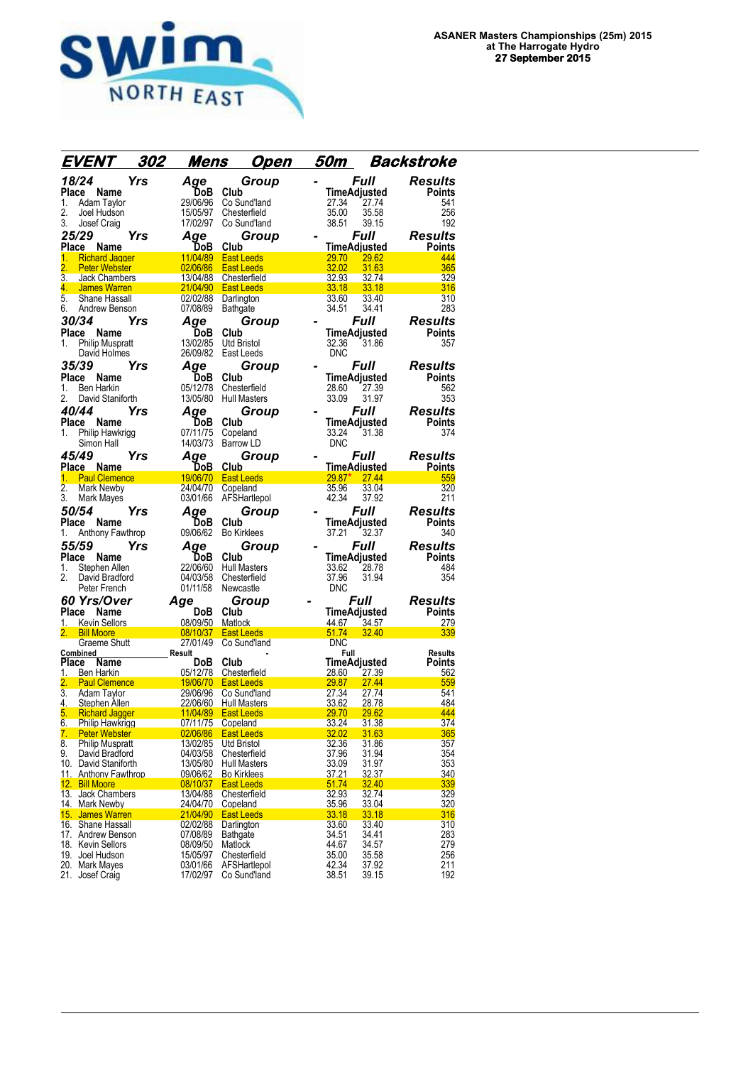**ASANER Masters Championships (25m) 2015**
**at The Harrogate Hydro**
**27 September 2015**

## EVENT 302 Mens Open 50m Backstroke

### 18/24 Yrs Age Group - Full Results

| Place | Name | DoB | Club | Time | Adjusted | Points |
|---|---|---|---|---|---|---|
| 1. | Adam Taylor | 29/06/96 | Co Sund'land | 27.34 | 27.74 | 541 |
| 2. | Joel Hudson | 15/05/97 | Chesterfield | 35.00 | 35.58 | 256 |
| 3. | Josef Craig | 17/02/97 | Co Sund'land | 38.51 | 39.15 | 192 |

### 25/29 Yrs Age Group - Full Results

| Place | Name | DoB | Club | Time | Adjusted | Points |
|---|---|---|---|---|---|---|
| 1. | Richard Jagger | 11/04/89 | East Leeds | 29.70 | 29.62 | 444 |
| 2. | Peter Webster | 02/06/86 | East Leeds | 32.02 | 31.63 | 365 |
| 3. | Jack Chambers | 13/04/88 | Chesterfield | 32.93 | 32.74 | 329 |
| 4. | James Warren | 21/04/90 | East Leeds | 33.18 | 33.18 | 316 |
| 5. | Shane Hassall | 02/02/88 | Darlington | 33.60 | 33.40 | 310 |
| 6. | Andrew Benson | 07/08/89 | Bathgate | 34.51 | 34.41 | 283 |

### 30/34 Yrs Age Group - Full Results

| Place | Name | DoB | Club | Time | Adjusted | Points |
|---|---|---|---|---|---|---|
| 1. | Philip Muspratt | 13/02/85 | Utd Bristol | 32.36 | 31.86 | 357 |
| | David Holmes | 26/09/82 | East Leeds | DNC | | |

### 35/39 Yrs Age Group - Full Results

| Place | Name | DoB | Club | Time | Adjusted | Points |
|---|---|---|---|---|---|---|
| 1. | Ben Harkin | 05/12/78 | Chesterfield | 28.60 | 27.39 | 562 |
| 2. | David Staniforth | 13/05/80 | Hull Masters | 33.09 | 31.97 | 353 |

### 40/44 Yrs Age Group - Full Results

| Place | Name | DoB | Club | Time | Adjusted | Points |
|---|---|---|---|---|---|---|
| 1. | Philip Hawkrigg | 07/11/75 | Copeland | 33.24 | 31.38 | 374 |
| | Simon Hall | 14/03/73 | Barrow LD | DNC | | |

### 45/49 Yrs Age Group - Full Results

| Place | Name | DoB | Club | Time | Adjusted | Points |
|---|---|---|---|---|---|---|
| 1. | Paul Clemence | 19/06/70 | East Leeds | 29.87* | 27.44 | 559 |
| 2. | Mark Newby | 24/04/70 | Copeland | 35.96 | 33.04 | 320 |
| 3. | Mark Mayes | 03/01/66 | AFSHartlepol | 42.34 | 37.92 | 211 |

### 50/54 Yrs Age Group - Full Results

| Place | Name | DoB | Club | Time | Adjusted | Points |
|---|---|---|---|---|---|---|
| 1. | Anthony Fawthrop | 09/06/62 | Bo Kirklees | 37.21 | 32.37 | 340 |

### 55/59 Yrs Age Group - Full Results

| Place | Name | DoB | Club | Time | Adjusted | Points |
|---|---|---|---|---|---|---|
| 1. | Stephen Allen | 22/06/60 | Hull Masters | 33.62 | 28.78 | 484 |
| 2. | David Bradford | 04/03/58 | Chesterfield | 37.96 | 31.94 | 354 |
| | Peter French | 01/11/58 | Newcastle | DNC | | |

### 60 Yrs/Over Age Group - Full Results

| Place | Name | DoB | Club | Time | Adjusted | Points |
|---|---|---|---|---|---|---|
| 1. | Kevin Sellors | 08/09/50 | Matlock | 44.67 | 34.57 | 279 |
| 2. | Bill Moore | 08/10/37 | East Leeds | 51.74 | 32.40 | 339 |
| | Graeme Shutt | 27/01/49 | Co Sund'land | DNC | | |

### Combined Result - Full Results

| Place | Name | DoB | Club | Time | Adjusted | Points |
|---|---|---|---|---|---|---|
| 1. | Ben Harkin | 05/12/78 | Chesterfield | 28.60 | 27.39 | 562 |
| 2. | Paul Clemence | 19/06/70 | East Leeds | 29.87 | 27.44 | 559 |
| 3. | Adam Taylor | 29/06/96 | Co Sund'land | 27.34 | 27.74 | 541 |
| 4. | Stephen Allen | 22/06/60 | Hull Masters | 33.62 | 28.78 | 484 |
| 5. | Richard Jagger | 11/04/89 | East Leeds | 29.70 | 29.62 | 444 |
| 6. | Philip Hawkrigg | 07/11/75 | Copeland | 33.24 | 31.38 | 374 |
| 7. | Peter Webster | 02/06/86 | East Leeds | 32.02 | 31.63 | 365 |
| 8. | Philip Muspratt | 13/02/85 | Utd Bristol | 32.36 | 31.86 | 357 |
| 9. | David Bradford | 04/03/58 | Chesterfield | 37.96 | 31.94 | 354 |
| 10. | David Staniforth | 13/05/80 | Hull Masters | 33.09 | 31.97 | 353 |
| 11. | Anthony Fawthrop | 09/06/62 | Bo Kirklees | 37.21 | 32.37 | 340 |
| 12. | Bill Moore | 08/10/37 | East Leeds | 51.74 | 32.40 | 339 |
| 13. | Jack Chambers | 13/04/88 | Chesterfield | 32.93 | 32.74 | 329 |
| 14. | Mark Newby | 24/04/70 | Copeland | 35.96 | 33.04 | 320 |
| 15. | James Warren | 21/04/90 | East Leeds | 33.18 | 33.18 | 316 |
| 16. | Shane Hassall | 02/02/88 | Darlington | 33.60 | 33.40 | 310 |
| 17. | Andrew Benson | 07/08/89 | Bathgate | 34.51 | 34.41 | 283 |
| 18. | Kevin Sellors | 08/09/50 | Matlock | 44.67 | 34.57 | 279 |
| 19. | Joel Hudson | 15/05/97 | Chesterfield | 35.00 | 35.58 | 256 |
| 20. | Mark Mayes | 03/01/66 | AFSHartlepol | 42.34 | 37.92 | 211 |
| 21. | Josef Craig | 17/02/97 | Co Sund'land | 38.51 | 39.15 | 192 |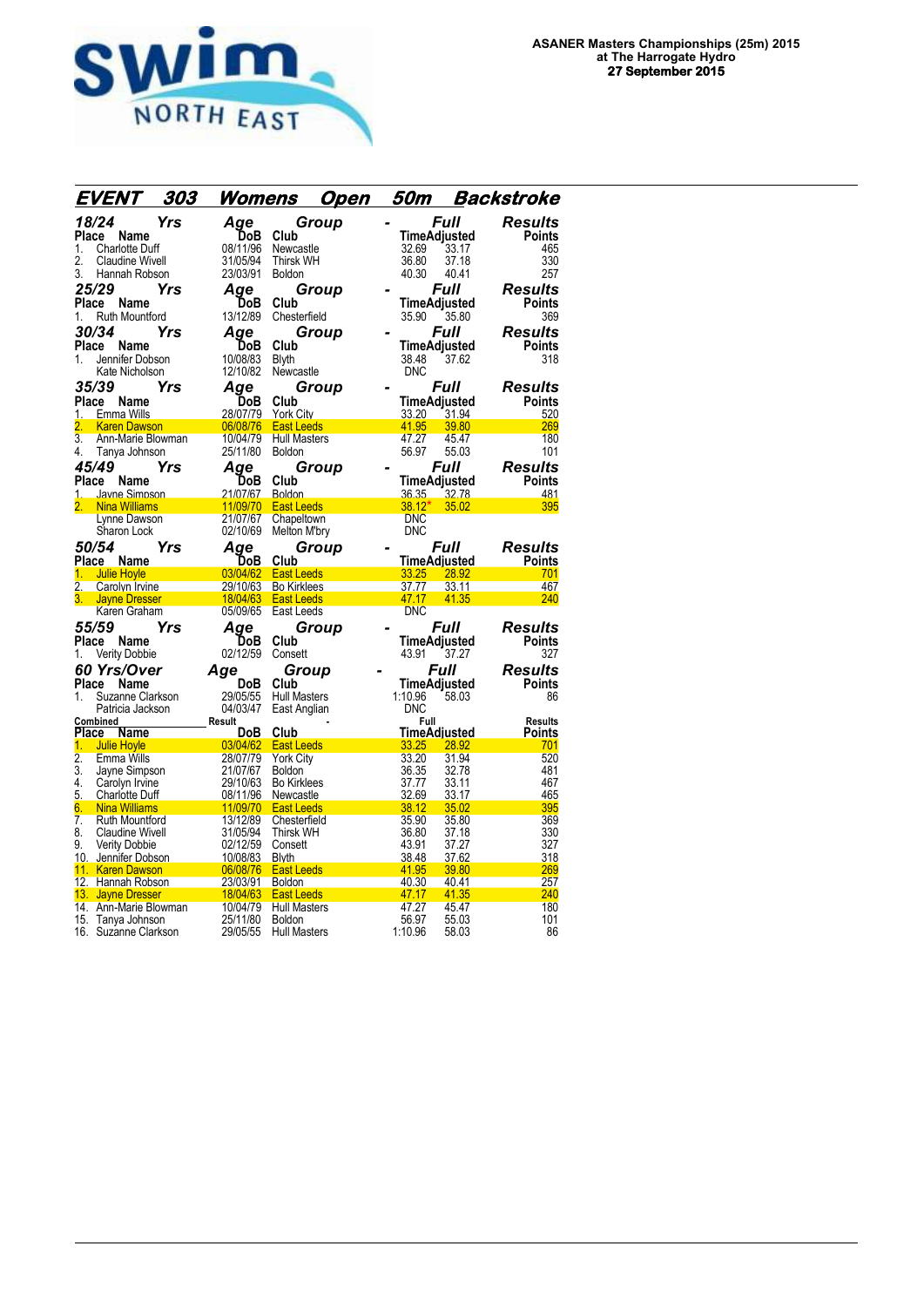**ASANER Masters Championships (25m) 2015**
**at The Harrogate Hydro**
**27 September 2015**

## EVENT 303 Womens Open 50m Backstroke

### 18/24 Yrs Age Group - Full Results

| Place | Name | DoB | Club | Time | Adjusted | Points |
|---|---|---|---|---|---|---|
| 1. | Charlotte Duff | 08/11/96 | Newcastle | 32.69 | 33.17 | 465 |
| 2. | Claudine Wivell | 31/05/94 | Thirsk WH | 36.80 | 37.18 | 330 |
| 3. | Hannah Robson | 23/03/91 | Boldon | 40.30 | 40.41 | 257 |

### 25/29 Yrs Age Group - Full Results

| Place | Name | DoB | Club | Time | Adjusted | Points |
|---|---|---|---|---|---|---|
| 1. | Ruth Mountford | 13/12/89 | Chesterfield | 35.90 | 35.80 | 369 |

### 30/34 Yrs Age Group - Full Results

| Place | Name | DoB | Club | Time | Adjusted | Points |
|---|---|---|---|---|---|---|
| 1. | Jennifer Dobson | 10/08/83 | Blyth | 38.48 | 37.62 | 318 |
| | Kate Nicholson | 12/10/82 | Newcastle | DNC | | |

### 35/39 Yrs Age Group - Full Results

| Place | Name | DoB | Club | Time | Adjusted | Points |
|---|---|---|---|---|---|---|
| 1. | Emma Wills | 28/07/79 | York City | 33.20 | 31.94 | 520 |
| 2. | Karen Dawson | 06/08/76 | East Leeds | 41.95 | 39.80 | 269 |
| 3. | Ann-Marie Blowman | 10/04/79 | Hull Masters | 47.27 | 45.47 | 180 |
| 4. | Tanya Johnson | 25/11/80 | Boldon | 56.97 | 55.03 | 101 |

### 45/49 Yrs Age Group - Full Results

| Place | Name | DoB | Club | Time | Adjusted | Points |
|---|---|---|---|---|---|---|
| 1. | Jayne Simpson | 21/07/67 | Boldon | 36.35 | 32.78 | 481 |
| 2. | Nina Williams | 11/09/70 | East Leeds | 38.12* | 35.02 | 395 |
| | Lynne Dawson | 21/07/67 | Chapeltown | DNC | | |
| | Sharon Lock | 02/10/69 | Melton M'bry | DNC | | |

### 50/54 Yrs Age Group - Full Results

| Place | Name | DoB | Club | Time | Adjusted | Points |
|---|---|---|---|---|---|---|
| 1. | Julie Hoyle | 03/04/62 | East Leeds | 33.25 | 28.92 | 701 |
| 2. | Carolyn Irvine | 29/10/63 | Bo Kirklees | 37.77 | 33.11 | 467 |
| 3. | Jayne Dresser | 18/04/63 | East Leeds | 47.17 | 41.35 | 240 |
| | Karen Graham | 05/09/65 | East Leeds | DNC | | |

### 55/59 Yrs Age Group - Full Results

| Place | Name | DoB | Club | Time | Adjusted | Points |
|---|---|---|---|---|---|---|
| 1. | Verity Dobbie | 02/12/59 | Consett | 43.91 | 37.27 | 327 |

### 60 Yrs/Over Age Group - Full Results

| Place | Name | DoB | Club | Time | Adjusted | Points |
|---|---|---|---|---|---|---|
| 1. | Suzanne Clarkson | 29/05/55 | Hull Masters | 1:10.96 | 58.03 | 86 |
| | Patricia Jackson | 04/03/47 | East Anglian | DNC | | |

### Combined Result - Full Results

| Place | Name | DoB | Club | Time | Adjusted | Points |
|---|---|---|---|---|---|---|
| 1. | Julie Hoyle | 03/04/62 | East Leeds | 33.25 | 28.92 | 701 |
| 2. | Emma Wills | 28/07/79 | York City | 33.20 | 31.94 | 520 |
| 3. | Jayne Simpson | 21/07/67 | Boldon | 36.35 | 32.78 | 481 |
| 4. | Carolyn Irvine | 29/10/63 | Bo Kirklees | 37.77 | 33.11 | 467 |
| 5. | Charlotte Duff | 08/11/96 | Newcastle | 32.69 | 33.17 | 465 |
| 6. | Nina Williams | 11/09/70 | East Leeds | 38.12 | 35.02 | 395 |
| 7. | Ruth Mountford | 13/12/89 | Chesterfield | 35.90 | 35.80 | 369 |
| 8. | Claudine Wivell | 31/05/94 | Thirsk WH | 36.80 | 37.18 | 330 |
| 9. | Verity Dobbie | 02/12/59 | Consett | 43.91 | 37.27 | 327 |
| 10. | Jennifer Dobson | 10/08/83 | Blyth | 38.48 | 37.62 | 318 |
| 11. | Karen Dawson | 06/08/76 | East Leeds | 41.95 | 39.80 | 269 |
| 12. | Hannah Robson | 23/03/91 | Boldon | 40.30 | 40.41 | 257 |
| 13. | Jayne Dresser | 18/04/63 | East Leeds | 47.17 | 41.35 | 240 |
| 14. | Ann-Marie Blowman | 10/04/79 | Hull Masters | 47.27 | 45.47 | 180 |
| 15. | Tanya Johnson | 25/11/80 | Boldon | 56.97 | 55.03 | 101 |
| 16. | Suzanne Clarkson | 29/05/55 | Hull Masters | 1:10.96 | 58.03 | 86 |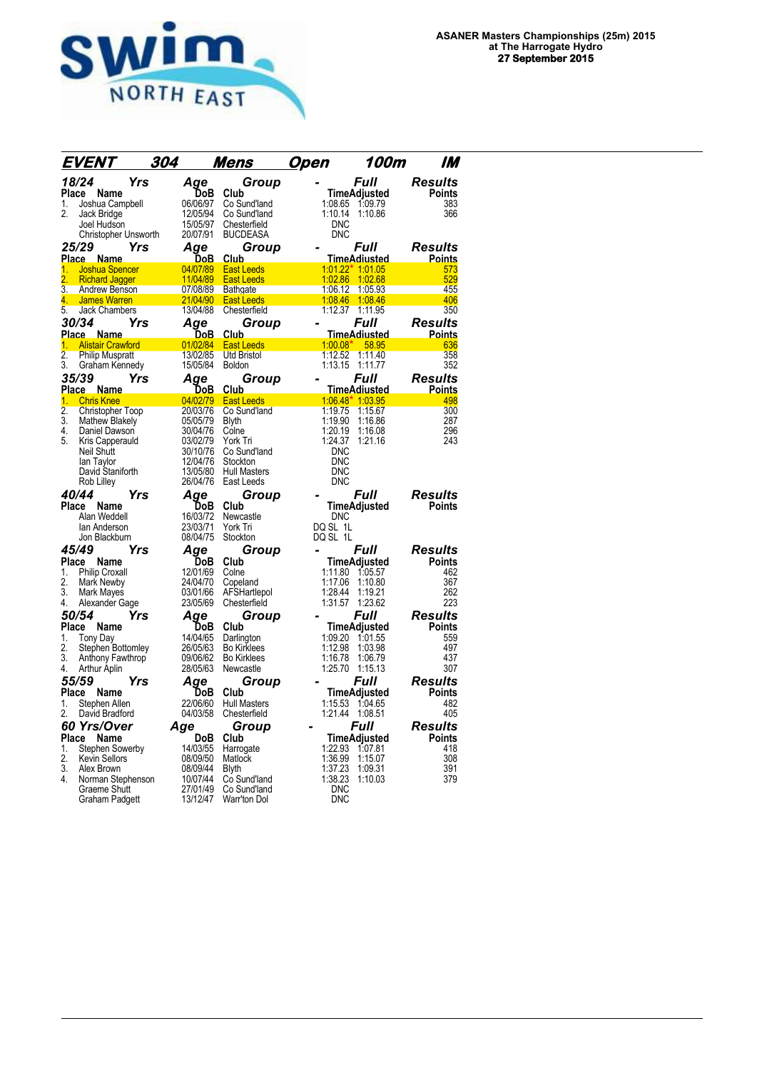**ASANER Masters Championships (25m) 2015**
**at The Harrogate Hydro**
**27 September 2015**

## EVENT 304 Mens Open 100m IM

### 18/24 Yrs Age Group - Full Results

| Place | Name | DoB | Club | Time | Adjusted | Points |
|---|---|---|---|---|---|---|
| 1. | Joshua Campbell | 06/06/97 | Co Sund'land | 1:08.65 | 1:09.79 | 383 |
| 2. | Jack Bridge | 12/05/94 | Co Sund'land | 1:10.14 | 1:10.86 | 366 |
| | Joel Hudson | 15/05/97 | Chesterfield | DNC | | |
| | Christopher Unsworth | 20/07/91 | BUCDEASA | DNC | | |

### 25/29 Yrs Age Group - Full Results

| Place | Name | DoB | Club | Time | Adjusted | Points |
|---|---|---|---|---|---|---|
| 1. | Joshua Spencer | 04/07/89 | East Leeds | 1:01.22* | 1:01.05 | 573 |
| 2. | Richard Jagger | 11/04/89 | East Leeds | 1:02.86 | 1:02.68 | 529 |
| 3. | Andrew Benson | 07/08/89 | Bathgate | 1:06.12 | 1:05.93 | 455 |
| 4. | James Warren | 21/04/90 | East Leeds | 1:08.46 | 1:08.46 | 406 |
| 5. | Jack Chambers | 13/04/88 | Chesterfield | 1:12.37 | 1:11.95 | 350 |

### 30/34 Yrs Age Group - Full Results

| Place | Name | DoB | Club | Time | Adjusted | Points |
|---|---|---|---|---|---|---|
| 1. | Alistair Crawford | 01/02/84 | East Leeds | 1:00.08* | 58.95 | 636 |
| 2. | Philip Muspratt | 13/02/85 | Utd Bristol | 1:12.52 | 1:11.40 | 358 |
| 3. | Graham Kennedy | 15/05/84 | Boldon | 1:13.15 | 1:11.77 | 352 |

### 35/39 Yrs Age Group - Full Results

| Place | Name | DoB | Club | Time | Adjusted | Points |
|---|---|---|---|---|---|---|
| 1. | Chris Knee | 04/02/79 | East Leeds | 1:06.48* | 1:03.95 | 498 |
| 2. | Christopher Toop | 20/03/76 | Co Sund'land | 1:19.75 | 1:15.67 | 300 |
| 3. | Mathew Blakely | 05/05/79 | Blyth | 1:19.90 | 1:16.86 | 287 |
| 4. | Daniel Dawson | 30/04/76 | Colne | 1:20.19 | 1:16.08 | 296 |
| 5. | Kris Capperauld | 03/02/79 | York Tri | 1:24.37 | 1:21.16 | 243 |
| | Neil Shutt | 30/10/76 | Co Sund'land | DNC | | |
| | Ian Taylor | 12/04/76 | Stockton | DNC | | |
| | David Staniforth | 13/05/80 | Hull Masters | DNC | | |
| | Rob Lilley | 26/04/76 | East Leeds | DNC | | |

### 40/44 Yrs Age Group - Full Results

| Place | Name | DoB | Club | Time | Adjusted | Points |
|---|---|---|---|---|---|---|
| | Alan Weddell | 16/03/72 | Newcastle | DNC | | |
| | Ian Anderson | 23/03/71 | York Tri | DQ SL 1L | | |
| | Jon Blackburn | 08/04/75 | Stockton | DQ SL 1L | | |

### 45/49 Yrs Age Group - Full Results

| Place | Name | DoB | Club | Time | Adjusted | Points |
|---|---|---|---|---|---|---|
| 1. | Philip Croxall | 12/01/69 | Colne | 1:11.80 | 1:05.57 | 462 |
| 2. | Mark Newby | 24/04/70 | Copeland | 1:17.06 | 1:10.80 | 367 |
| 3. | Mark Mayes | 03/01/66 | AFSHartlepol | 1:28.44 | 1:19.21 | 262 |
| 4. | Alexander Gage | 23/05/69 | Chesterfield | 1:31.57 | 1:23.62 | 223 |

### 50/54 Yrs Age Group - Full Results

| Place | Name | DoB | Club | Time | Adjusted | Points |
|---|---|---|---|---|---|---|
| 1. | Tony Day | 14/04/65 | Darlington | 1:09.20 | 1:01.55 | 559 |
| 2. | Stephen Bottomley | 26/05/63 | Bo Kirklees | 1:12.98 | 1:03.98 | 497 |
| 3. | Anthony Fawthrop | 09/06/62 | Bo Kirklees | 1:16.78 | 1:06.79 | 437 |
| 4. | Arthur Aplin | 28/05/63 | Newcastle | 1:25.70 | 1:15.13 | 307 |

### 55/59 Yrs Age Group - Full Results

| Place | Name | DoB | Club | Time | Adjusted | Points |
|---|---|---|---|---|---|---|
| 1. | Stephen Allen | 22/06/60 | Hull Masters | 1:15.53 | 1:04.65 | 482 |
| 2. | David Bradford | 04/03/58 | Chesterfield | 1:21.44 | 1:08.51 | 405 |

### 60 Yrs/Over Age Group - Full Results

| Place | Name | DoB | Club | Time | Adjusted | Points |
|---|---|---|---|---|---|---|
| 1. | Stephen Sowerby | 14/03/55 | Harrogate | 1:22.93 | 1:07.81 | 418 |
| 2. | Kevin Sellors | 08/09/50 | Matlock | 1:36.99 | 1:15.07 | 308 |
| 3. | Alex Brown | 08/09/44 | Blyth | 1:37.23 | 1:09.31 | 391 |
| 4. | Norman Stephenson | 10/07/44 | Co Sund'land | 1:38.23 | 1:10.03 | 379 |
| | Graeme Shutt | 27/01/49 | Co Sund'land | DNC | | |
| | Graham Padgett | 13/12/47 | Warr'ton Dol | DNC | | |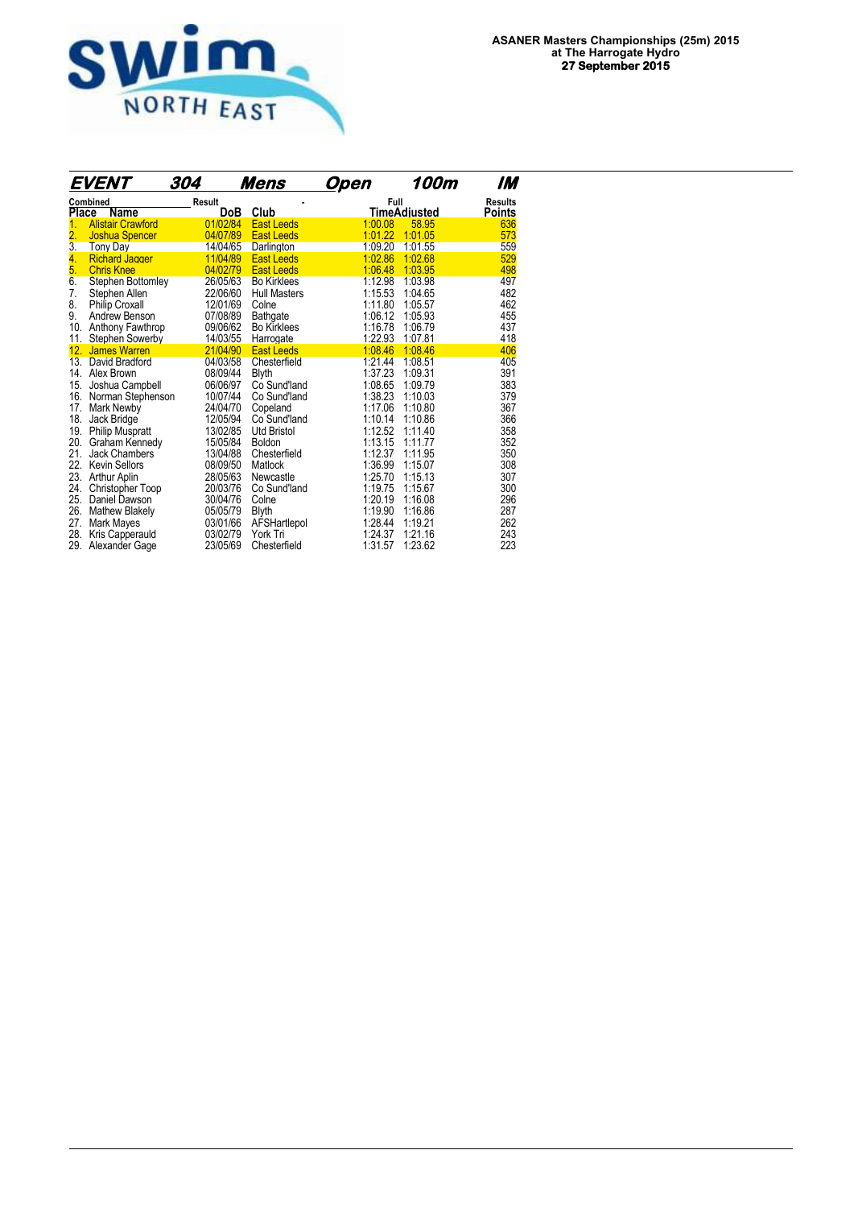**ASANER Masters Championships (25m) 2015**
**at The Harrogate Hydro**
**27 September 2015**

## EVENT 304 Mens Open 100m IM

| Combined Place | Name | Result DoB | Club | Full Time | Adjusted | Results Points |
|---|---|---|---|---|---|---|
| 1. | Alistair Crawford | 01/02/84 | East Leeds | 1:00.08 | 58.95 | 636 |
| 2. | Joshua Spencer | 04/07/89 | East Leeds | 1:01.22 | 1:01.05 | 573 |
| 3. | Tony Day | 14/04/65 | Darlington | 1:09.20 | 1:01.55 | 559 |
| 4. | Richard Jagger | 11/04/89 | East Leeds | 1:02.86 | 1:02.68 | 529 |
| 5. | Chris Knee | 04/02/79 | East Leeds | 1:06.48 | 1:03.95 | 498 |
| 6. | Stephen Bottomley | 26/05/63 | Bo Kirklees | 1:12.98 | 1:03.98 | 497 |
| 7. | Stephen Allen | 22/06/60 | Hull Masters | 1:15.53 | 1:04.65 | 482 |
| 8. | Philip Croxall | 12/01/69 | Colne | 1:11.80 | 1:05.57 | 462 |
| 9. | Andrew Benson | 07/08/89 | Bathgate | 1:06.12 | 1:05.93 | 455 |
| 10. | Anthony Fawthrop | 09/06/62 | Bo Kirklees | 1:16.78 | 1:06.79 | 437 |
| 11. | Stephen Sowerby | 14/03/55 | Harrogate | 1:22.93 | 1:07.81 | 418 |
| 12. | James Warren | 21/04/90 | East Leeds | 1:08.46 | 1:08.46 | 406 |
| 13. | David Bradford | 04/03/58 | Chesterfield | 1:21.44 | 1:08.51 | 405 |
| 14. | Alex Brown | 08/09/44 | Blyth | 1:37.23 | 1:09.31 | 391 |
| 15. | Joshua Campbell | 06/06/97 | Co Sund'land | 1:08.65 | 1:09.79 | 383 |
| 16. | Norman Stephenson | 10/07/44 | Co Sund'land | 1:38.23 | 1:10.03 | 379 |
| 17. | Mark Newby | 24/04/70 | Copeland | 1:17.06 | 1:10.80 | 367 |
| 18. | Jack Bridge | 12/05/94 | Co Sund'land | 1:10.14 | 1:10.86 | 366 |
| 19. | Philip Muspratt | 13/02/85 | Utd Bristol | 1:12.52 | 1:11.40 | 358 |
| 20. | Graham Kennedy | 15/05/84 | Boldon | 1:13.15 | 1:11.77 | 352 |
| 21. | Jack Chambers | 13/04/88 | Chesterfield | 1:12.37 | 1:11.95 | 350 |
| 22. | Kevin Sellors | 08/09/50 | Matlock | 1:36.99 | 1:15.07 | 308 |
| 23. | Arthur Aplin | 28/05/63 | Newcastle | 1:25.70 | 1:15.13 | 307 |
| 24. | Christopher Toop | 20/03/76 | Co Sund'land | 1:19.75 | 1:15.67 | 300 |
| 25. | Daniel Dawson | 30/04/76 | Colne | 1:20.19 | 1:16.08 | 296 |
| 26. | Mathew Blakely | 05/05/79 | Blyth | 1:19.90 | 1:16.86 | 287 |
| 27. | Mark Mayes | 03/01/66 | AFSHartlepol | 1:28.44 | 1:19.21 | 262 |
| 28. | Kris Capperauld | 03/02/79 | York Tri | 1:24.37 | 1:21.16 | 243 |
| 29. | Alexander Gage | 23/05/69 | Chesterfield | 1:31.57 | 1:23.62 | 223 |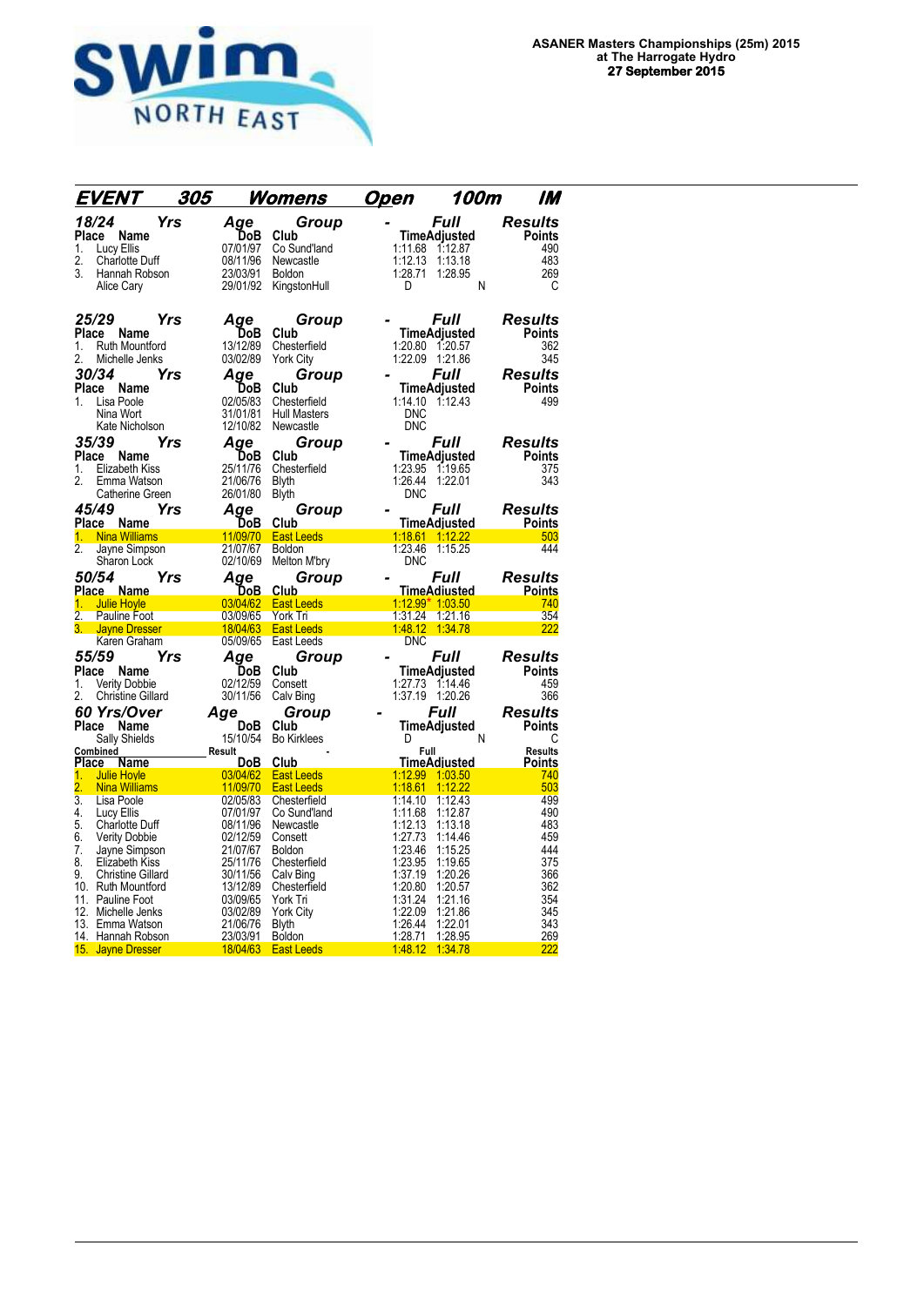**ASANER Masters Championships (25m) 2015**
**at The Harrogate Hydro**
**27 September 2015**

## EVENT 305 Womens Open 100m IM

### 18/24 Yrs

| Place | Name | DoB | Club | Time | Adjusted | Points |
|---|---|---|---|---|---|---|
| 1. | Lucy Ellis | 07/01/97 | Co Sund'land | 1:11.68 | 1:12.87 | 490 |
| 2. | Charlotte Duff | 08/11/96 | Newcastle | 1:12.13 | 1:13.18 | 483 |
| 3. | Hannah Robson | 23/03/91 | Boldon | 1:28.71 | 1:28.95 | 269 |
| | Alice Cary | 29/01/92 | KingstonHull | D | N | C |

### 25/29 Yrs

| Place | Name | DoB | Club | Time | Adjusted | Points |
|---|---|---|---|---|---|---|
| 1. | Ruth Mountford | 13/12/89 | Chesterfield | 1:20.80 | 1:20.57 | 362 |
| 2. | Michelle Jenks | 03/02/89 | York City | 1:22.09 | 1:21.86 | 345 |

### 30/34 Yrs

| Place | Name | DoB | Club | Time | Adjusted | Points |
|---|---|---|---|---|---|---|
| 1. | Lisa Poole | 02/05/83 | Chesterfield | 1:14.10 | 1:12.43 | 499 |
| | Nina Wort | 31/01/81 | Hull Masters | DNC | | |
| | Kate Nicholson | 12/10/82 | Newcastle | DNC | | |

### 35/39 Yrs

| Place | Name | DoB | Club | Time | Adjusted | Points |
|---|---|---|---|---|---|---|
| 1. | Elizabeth Kiss | 25/11/76 | Chesterfield | 1:23.95 | 1:19.65 | 375 |
| 2. | Emma Watson | 21/06/76 | Blyth | 1:26.44 | 1:22.01 | 343 |
| | Catherine Green | 26/01/80 | Blyth | DNC | | |

### 45/49 Yrs

| Place | Name | DoB | Club | Time | Adjusted | Points |
|---|---|---|---|---|---|---|
| 1. | Nina Williams | 11/09/70 | East Leeds | 1:18.61 | 1:12.22 | 503 |
| 2. | Jayne Simpson | 21/07/67 | Boldon | 1:23.46 | 1:15.25 | 444 |
| | Sharon Lock | 02/10/69 | Melton M'bry | DNC | | |

### 50/54 Yrs

| Place | Name | DoB | Club | Time | Adjusted | Points |
|---|---|---|---|---|---|---|
| 1. | Julie Hoyle | 03/04/62 | East Leeds | 1:12.99* | 1:03.50 | 740 |
| 2. | Pauline Foot | 03/09/65 | York Tri | 1:31.24 | 1:21.16 | 354 |
| 3. | Jayne Dresser | 18/04/63 | East Leeds | 1:48.12 | 1:34.78 | 222 |
| | Karen Graham | 05/09/65 | East Leeds | DNC | | |

### 55/59 Yrs

| Place | Name | DoB | Club | Time | Adjusted | Points |
|---|---|---|---|---|---|---|
| 1. | Verity Dobbie | 02/12/59 | Consett | 1:27.73 | 1:14.46 | 459 |
| 2. | Christine Gillard | 30/11/56 | Calv Bing | 1:37.19 | 1:20.26 | 366 |

### 60 Yrs/Over

| Place | Name | DoB | Club | Time | Adjusted | Points |
|---|---|---|---|---|---|---|
| | Sally Shields | 15/10/54 | Bo Kirklees | D | N | C |

### Combined Result

| Place | Name | DoB | Club | Time | Adjusted | Points |
|---|---|---|---|---|---|---|
| 1. | Julie Hoyle | 03/04/62 | East Leeds | 1:12.99 | 1:03.50 | 740 |
| 2. | Nina Williams | 11/09/70 | East Leeds | 1:18.61 | 1:12.22 | 503 |
| 3. | Lisa Poole | 02/05/83 | Chesterfield | 1:14.10 | 1:12.43 | 499 |
| 4. | Lucy Ellis | 07/01/97 | Co Sund'land | 1:11.68 | 1:12.87 | 490 |
| 5. | Charlotte Duff | 08/11/96 | Newcastle | 1:12.13 | 1:13.18 | 483 |
| 6. | Verity Dobbie | 02/12/59 | Consett | 1:27.73 | 1:14.46 | 459 |
| 7. | Jayne Simpson | 21/07/67 | Boldon | 1:23.46 | 1:15.25 | 444 |
| 8. | Elizabeth Kiss | 25/11/76 | Chesterfield | 1:23.95 | 1:19.65 | 375 |
| 9. | Christine Gillard | 30/11/56 | Calv Bing | 1:37.19 | 1:20.26 | 366 |
| 10. | Ruth Mountford | 13/12/89 | Chesterfield | 1:20.80 | 1:20.57 | 362 |
| 11. | Pauline Foot | 03/09/65 | York Tri | 1:31.24 | 1:21.16 | 354 |
| 12. | Michelle Jenks | 03/02/89 | York City | 1:22.09 | 1:21.86 | 345 |
| 13. | Emma Watson | 21/06/76 | Blyth | 1:26.44 | 1:22.01 | 343 |
| 14. | Hannah Robson | 23/03/91 | Boldon | 1:28.71 | 1:28.95 | 269 |
| 15. | Jayne Dresser | 18/04/63 | East Leeds | 1:48.12 | 1:34.78 | 222 |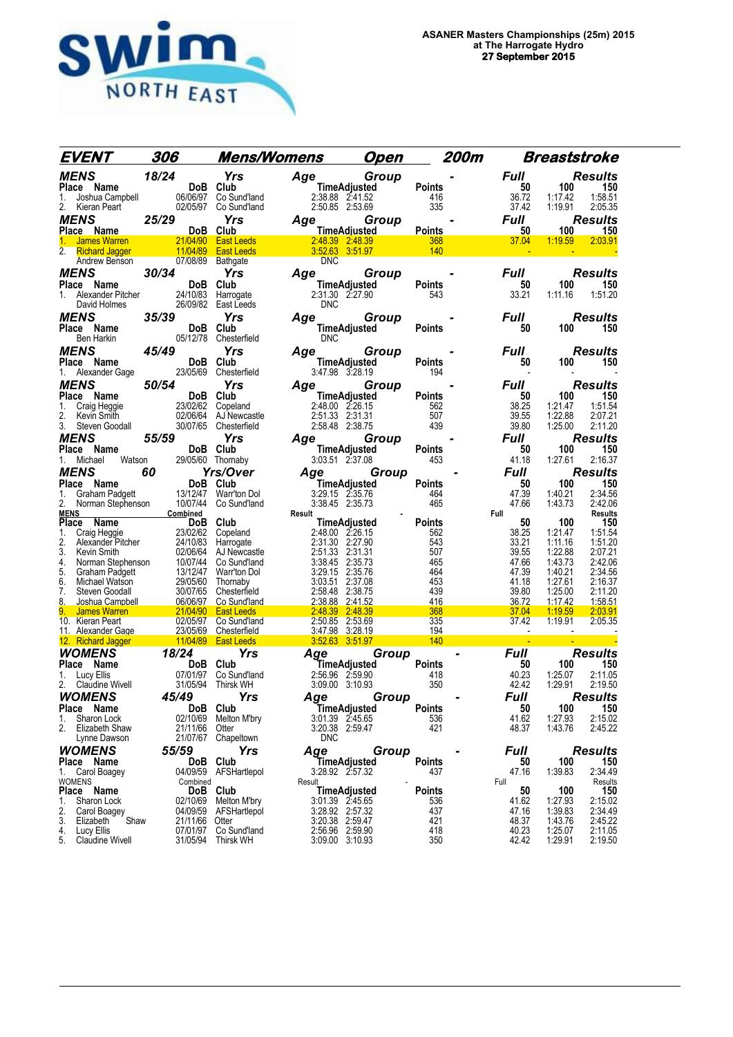**ASANER Masters Championships (25m) 2015**
**at The Harrogate Hydro**
**27 September 2015**

## EVENT 306 Mens/Womens Open 200m Breaststroke

### MENS 18/24 Yrs Age Group - Full Results

| Place | Name | DoB | Club | Time | Adjusted | Points | 50 | 100 | 150 |
|---|---|---|---|---|---|---|---|---|---|
| 1. | Joshua Campbell | 06/06/97 | Co Sund'land | 2:38.88 | 2:41.52 | 416 | 36.72 | 1:17.42 | 1:58.51 |
| 2. | Kieran Peart | 02/05/97 | Co Sund'land | 2:50.85 | 2:53.69 | 335 | 37.42 | 1:19.91 | 2:05.35 |

### MENS 25/29 Yrs Age Group - Full Results

| Place | Name | DoB | Club | Time | Adjusted | Points | 50 | 100 | 150 |
|---|---|---|---|---|---|---|---|---|---|
| 1. | James Warren | 21/04/90 | East Leeds | 2:48.39 | 2:48.39 | 368 | 37.04 | 1:19.59 | 2:03.91 |
| 2. | Richard Jagger | 11/04/89 | East Leeds | 3:52.63 | 3:51.97 | 140 | - | - | - |
| | Andrew Benson | 07/08/89 | Bathgate | DNC | | | | | |

### MENS 30/34 Yrs Age Group - Full Results

| Place | Name | DoB | Club | Time | Adjusted | Points | 50 | 100 | 150 |
|---|---|---|---|---|---|---|---|---|---|
| 1. | Alexander Pitcher | 24/10/83 | Harrogate | 2:31.30 | 2:27.90 | 543 | 33.21 | 1:11.16 | 1:51.20 |
| | David Holmes | 26/09/82 | East Leeds | DNC | | | | | |

### MENS 35/39 Yrs Age Group - Full Results

| Place | Name | DoB | Club | Time | Adjusted | Points | 50 | 100 | 150 |
|---|---|---|---|---|---|---|---|---|---|
| | Ben Harkin | 05/12/78 | Chesterfield | DNC | | | | | |

### MENS 45/49 Yrs Age Group - Full Results

| Place | Name | DoB | Club | Time | Adjusted | Points | 50 | 100 | 150 |
|---|---|---|---|---|---|---|---|---|---|
| 1. | Alexander Gage | 23/05/69 | Chesterfield | 3:47.98 | 3:28.19 | 194 | - | - | - |

### MENS 50/54 Yrs Age Group - Full Results

| Place | Name | DoB | Club | Time | Adjusted | Points | 50 | 100 | 150 |
|---|---|---|---|---|---|---|---|---|---|
| 1. | Craig Heggie | 23/02/62 | Copeland | 2:48.00 | 2:26.15 | 562 | 38.25 | 1:21.47 | 1:51.54 |
| 2. | Kevin Smith | 02/06/64 | AJ Newcastle | 2:51.33 | 2:31.31 | 507 | 39.55 | 1:22.88 | 2:07.21 |
| 3. | Steven Goodall | 30/07/65 | Chesterfield | 2:58.48 | 2:38.75 | 439 | 39.80 | 1:25.00 | 2:11.20 |

### MENS 55/59 Yrs Age Group - Full Results

| Place | Name | DoB | Club | Time | Adjusted | Points | 50 | 100 | 150 |
|---|---|---|---|---|---|---|---|---|---|
| 1. | Michael Watson | 29/05/60 | Thornaby | 3:03.51 | 2:37.08 | 453 | 41.18 | 1:27.61 | 2:16.37 |

### MENS 60 Yrs/Over Age Group - Full Results

| Place | Name | DoB | Club | Time | Adjusted | Points | 50 | 100 | 150 |
|---|---|---|---|---|---|---|---|---|---|
| 1. | Graham Padgett | 13/12/47 | Warr'ton Dol | 3:29.15 | 2:35.76 | 464 | 47.39 | 1:40.21 | 2:34.56 |
| 2. | Norman Stephenson | 10/07/44 | Co Sund'land | 3:38.45 | 2:35.73 | 465 | 47.66 | 1:43.73 | 2:42.06 |

### MENS Combined Result - Full Results

| Place | Name | DoB | Club | Time | Adjusted | Points | 50 | 100 | 150 |
|---|---|---|---|---|---|---|---|---|---|
| 1. | Craig Heggie | 23/02/62 | Copeland | 2:48.00 | 2:26.15 | 562 | 38.25 | 1:21.47 | 1:51.54 |
| 2. | Alexander Pitcher | 24/10/83 | Harrogate | 2:31.30 | 2:27.90 | 543 | 33.21 | 1:11.16 | 1:51.20 |
| 3. | Kevin Smith | 02/06/64 | AJ Newcastle | 2:51.33 | 2:31.31 | 507 | 39.55 | 1:22.88 | 2:07.21 |
| 4. | Norman Stephenson | 10/07/44 | Co Sund'land | 3:38.45 | 2:35.73 | 465 | 47.66 | 1:43.73 | 2:42.06 |
| 5. | Graham Padgett | 13/12/47 | Warr'ton Dol | 3:29.15 | 2:35.76 | 464 | 47.39 | 1:40.21 | 2:34.56 |
| 6. | Michael Watson | 29/05/60 | Thornaby | 3:03.51 | 2:37.08 | 453 | 41.18 | 1:27.61 | 2:16.37 |
| 7. | Steven Goodall | 30/07/65 | Chesterfield | 2:58.48 | 2:38.75 | 439 | 39.80 | 1:25.00 | 2:11.20 |
| 8. | Joshua Campbell | 06/06/97 | Co Sund'land | 2:38.88 | 2:41.52 | 416 | 36.72 | 1:17.42 | 1:58.51 |
| 9. | James Warren | 21/04/90 | East Leeds | 2:48.39 | 2:48.39 | 368 | 37.04 | 1:19.59 | 2:03.91 |
| 10. | Kieran Peart | 02/05/97 | Co Sund'land | 2:50.85 | 2:53.69 | 335 | 37.42 | 1:19.91 | 2:05.35 |
| 11. | Alexander Gage | 23/05/69 | Chesterfield | 3:47.98 | 3:28.19 | 194 | - | - | - |
| 12. | Richard Jagger | 11/04/89 | East Leeds | 3:52.63 | 3:51.97 | 140 | - | - | - |

### WOMENS 18/24 Yrs Age Group - Full Results

| Place | Name | DoB | Club | Time | Adjusted | Points | 50 | 100 | 150 |
|---|---|---|---|---|---|---|---|---|---|
| 1. | Lucy Ellis | 07/01/97 | Co Sund'land | 2:56.96 | 2:59.90 | 418 | 40.23 | 1:25.07 | 2:11.05 |
| 2. | Claudine Wivell | 31/05/94 | Thirsk WH | 3:09.00 | 3:10.93 | 350 | 42.42 | 1:29.91 | 2:19.50 |

### WOMENS 45/49 Yrs Age Group - Full Results

| Place | Name | DoB | Club | Time | Adjusted | Points | 50 | 100 | 150 |
|---|---|---|---|---|---|---|---|---|---|
| 1. | Sharon Lock | 02/10/69 | Melton M'bry | 3:01.39 | 2:45.65 | 536 | 41.62 | 1:27.93 | 2:15.02 |
| 2. | Elizabeth Shaw | 21/11/66 | Otter | 3:20.38 | 2:59.47 | 421 | 48.37 | 1:43.76 | 2:45.22 |
| | Lynne Dawson | 21/07/67 | Chapeltown | DNC | | | | | |

### WOMENS 55/59 Yrs Age Group - Full Results

| Place | Name | DoB | Club | Time | Adjusted | Points | 50 | 100 | 150 |
|---|---|---|---|---|---|---|---|---|---|
| 1. | Carol Boagey | 04/09/59 | AFSHartlepol | 3:28.92 | 2:57.32 | 437 | 47.16 | 1:39.83 | 2:34.49 |

### WOMENS Combined Result - Full Results

| Place | Name | DoB | Club | Time | Adjusted | Points | 50 | 100 | 150 |
|---|---|---|---|---|---|---|---|---|---|
| 1. | Sharon Lock | 02/10/69 | Melton M'bry | 3:01.39 | 2:45.65 | 536 | 41.62 | 1:27.93 | 2:15.02 |
| 2. | Carol Boagey | 04/09/59 | AFSHartlepol | 3:28.92 | 2:57.32 | 437 | 47.16 | 1:39.83 | 2:34.49 |
| 3. | Elizabeth Shaw | 21/11/66 | Otter | 3:20.38 | 2:59.47 | 421 | 48.37 | 1:43.76 | 2:45.22 |
| 4. | Lucy Ellis | 07/01/97 | Co Sund'land | 2:56.96 | 2:59.90 | 418 | 40.23 | 1:25.07 | 2:11.05 |
| 5. | Claudine Wivell | 31/05/94 | Thirsk WH | 3:09.00 | 3:10.93 | 350 | 42.42 | 1:29.91 | 2:19.50 |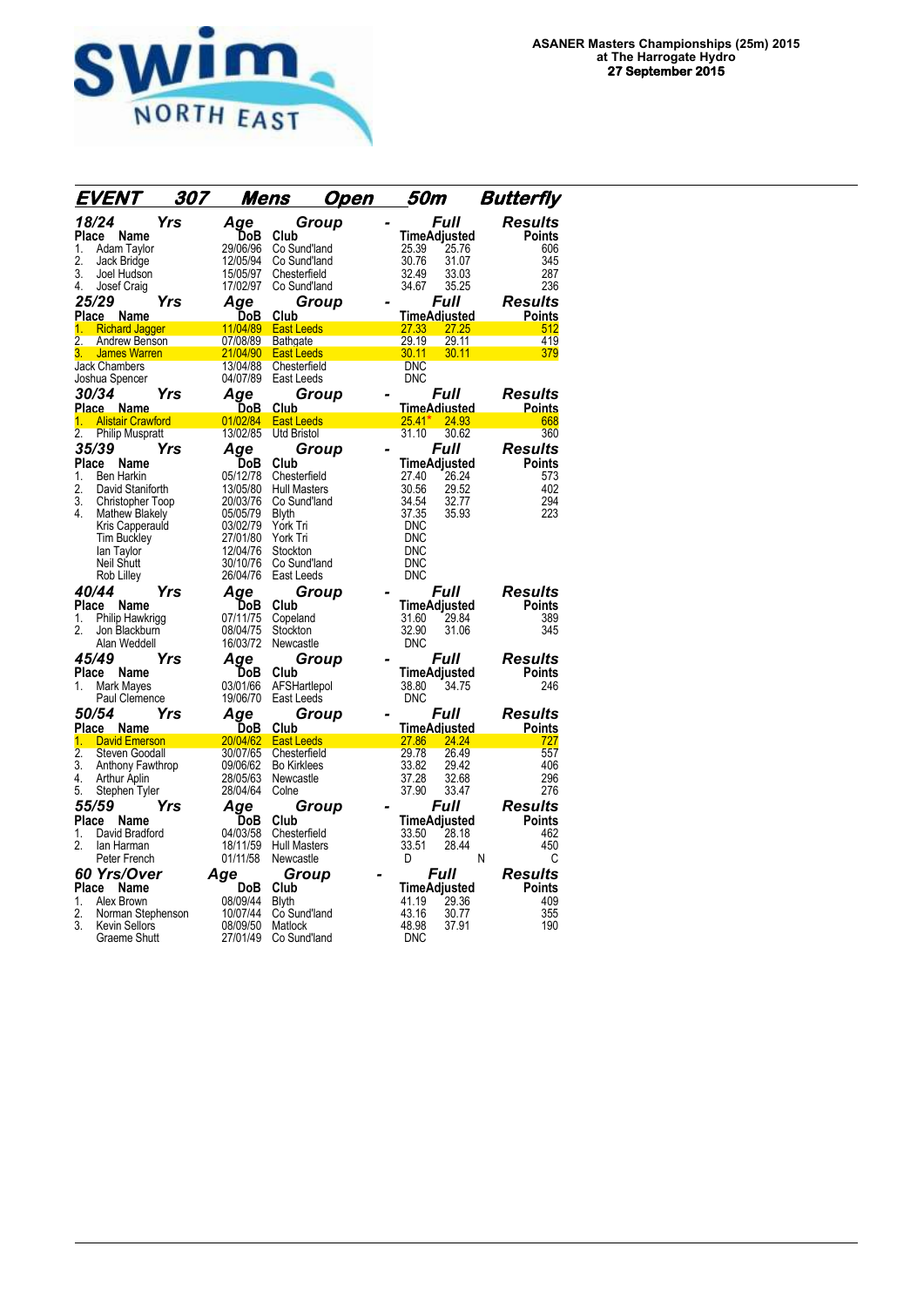**ASANER Masters Championships (25m) 2015**
**at The Harrogate Hydro**
**27 September 2015**

## EVENT 307 Mens Open 50m Butterfly

### 18/24 Yrs Age Group - Full Results

| Place | Name | DoB | Club | Time | Adjusted | Points |
|---|---|---|---|---|---|---|
| 1. | Adam Taylor | 29/06/96 | Co Sund'land | 25.39 | 25.76 | 606 |
| 2. | Jack Bridge | 12/05/94 | Co Sund'land | 30.76 | 31.07 | 345 |
| 3. | Joel Hudson | 15/05/97 | Chesterfield | 32.49 | 33.03 | 287 |
| 4. | Josef Craig | 17/02/97 | Co Sund'land | 34.67 | 35.25 | 236 |

### 25/29 Yrs Age Group - Full Results

| Place | Name | DoB | Club | Time | Adjusted | Points |
|---|---|---|---|---|---|---|
| 1. | Richard Jagger | 11/04/89 | East Leeds | 27.33 | 27.25 | 512 |
| 2. | Andrew Benson | 07/08/89 | Bathgate | 29.19 | 29.11 | 419 |
| 3. | James Warren | 21/04/90 | East Leeds | 30.11 | 30.11 | 379 |
| | Jack Chambers | 13/04/88 | Chesterfield | DNC | | |
| | Joshua Spencer | 04/07/89 | East Leeds | DNC | | |

### 30/34 Yrs Age Group - Full Results

| Place | Name | DoB | Club | Time | Adjusted | Points |
|---|---|---|---|---|---|---|
| 1. | Alistair Crawford | 01/02/84 | East Leeds | 25.41* | 24.93 | 668 |
| 2. | Philip Muspratt | 13/02/85 | Utd Bristol | 31.10 | 30.62 | 360 |

### 35/39 Yrs Age Group - Full Results

| Place | Name | DoB | Club | Time | Adjusted | Points |
|---|---|---|---|---|---|---|
| 1. | Ben Harkin | 05/12/78 | Chesterfield | 27.40 | 26.24 | 573 |
| 2. | David Staniforth | 13/05/80 | Hull Masters | 30.56 | 29.52 | 402 |
| 3. | Christopher Toop | 20/03/76 | Co Sund'land | 34.54 | 32.77 | 294 |
| 4. | Mathew Blakely | 05/05/79 | Blyth | 37.35 | 35.93 | 223 |
| | Kris Capperauld | 03/02/79 | York Tri | DNC | | |
| | Tim Buckley | 27/01/80 | York Tri | DNC | | |
| | Ian Taylor | 12/04/76 | Stockton | DNC | | |
| | Neil Shutt | 30/10/76 | Co Sund'land | DNC | | |
| | Rob Lilley | 26/04/76 | East Leeds | DNC | | |

### 40/44 Yrs Age Group - Full Results

| Place | Name | DoB | Club | Time | Adjusted | Points |
|---|---|---|---|---|---|---|
| 1. | Philip Hawkrigg | 07/11/75 | Copeland | 31.60 | 29.84 | 389 |
| 2. | Jon Blackburn | 08/04/75 | Stockton | 32.90 | 31.06 | 345 |
| | Alan Weddell | 16/03/72 | Newcastle | DNC | | |

### 45/49 Yrs Age Group - Full Results

| Place | Name | DoB | Club | Time | Adjusted | Points |
|---|---|---|---|---|---|---|
| 1. | Mark Mayes | 03/01/66 | AFSHartlepol | 38.80 | 34.75 | 246 |
| | Paul Clemence | 19/06/70 | East Leeds | DNC | | |

### 50/54 Yrs Age Group - Full Results

| Place | Name | DoB | Club | Time | Adjusted | Points |
|---|---|---|---|---|---|---|
| 1. | David Emerson | 20/04/62 | East Leeds | 27.86 | 24.24 | 727 |
| 2. | Steven Goodall | 30/07/65 | Chesterfield | 29.78 | 26.49 | 557 |
| 3. | Anthony Fawthrop | 09/06/62 | Bo Kirklees | 33.82 | 29.42 | 406 |
| 4. | Arthur Aplin | 28/05/63 | Newcastle | 37.28 | 32.68 | 296 |
| 5. | Stephen Tyler | 28/04/64 | Colne | 37.90 | 33.47 | 276 |

### 55/59 Yrs Age Group - Full Results

| Place | Name | DoB | Club | Time | Adjusted | Points |
|---|---|---|---|---|---|---|
| 1. | David Bradford | 04/03/58 | Chesterfield | 33.50 | 28.18 | 462 |
| 2. | Ian Harman | 18/11/59 | Hull Masters | 33.51 | 28.44 | 450 |
| | Peter French | 01/11/58 | Newcastle | D | N | C |

### 60 Yrs/Over Age Group - Full Results

| Place | Name | DoB | Club | Time | Adjusted | Points |
|---|---|---|---|---|---|---|
| 1. | Alex Brown | 08/09/44 | Blyth | 41.19 | 29.36 | 409 |
| 2. | Norman Stephenson | 10/07/44 | Co Sund'land | 43.16 | 30.77 | 355 |
| 3. | Kevin Sellors | 08/09/50 | Matlock | 48.98 | 37.91 | 190 |
| | Graeme Shutt | 27/01/49 | Co Sund'land | DNC | | |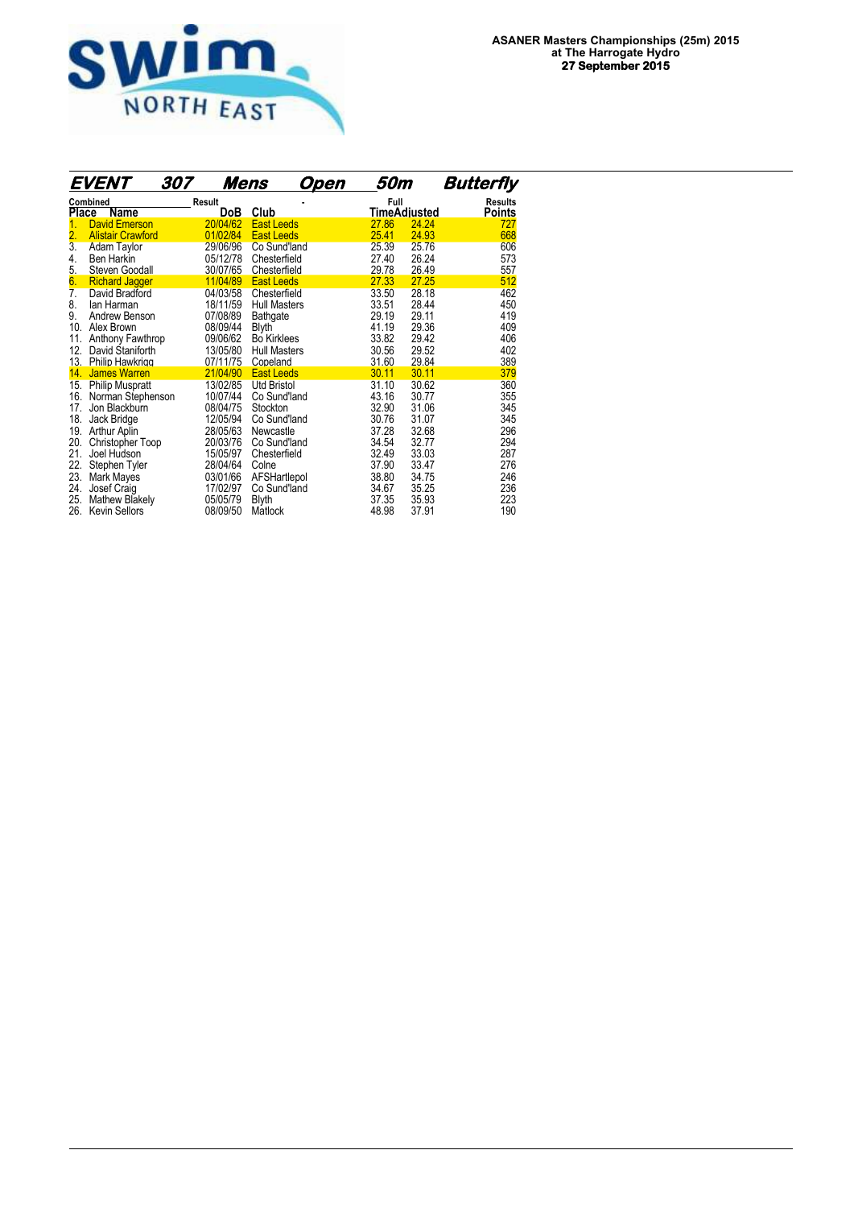**ASANER Masters Championships (25m) 2015**
**at The Harrogate Hydro**
**27 September 2015**

## EVENT 307 Mens Open 50m Butterfly

| Combined Place | Result Name | DoB | Club | Full Time | Adjusted | Results Points |
|---|---|---|---|---|---|---|
| 1. | David Emerson | 20/04/62 | East Leeds | 27.86 | 24.24 | 727 |
| 2. | Alistair Crawford | 01/02/84 | East Leeds | 25.41 | 24.93 | 668 |
| 3. | Adam Taylor | 29/06/96 | Co Sund'land | 25.39 | 25.76 | 606 |
| 4. | Ben Harkin | 05/12/78 | Chesterfield | 27.40 | 26.24 | 573 |
| 5. | Steven Goodall | 30/07/65 | Chesterfield | 29.78 | 26.49 | 557 |
| 6. | Richard Jagger | 11/04/89 | East Leeds | 27.33 | 27.25 | 512 |
| 7. | David Bradford | 04/03/58 | Chesterfield | 33.50 | 28.18 | 462 |
| 8. | Ian Harman | 18/11/59 | Hull Masters | 33.51 | 28.44 | 450 |
| 9. | Andrew Benson | 07/08/89 | Bathgate | 29.19 | 29.11 | 419 |
| 10. | Alex Brown | 08/09/44 | Blyth | 41.19 | 29.36 | 409 |
| 11. | Anthony Fawthrop | 09/06/62 | Bo Kirklees | 33.82 | 29.42 | 406 |
| 12. | David Staniforth | 13/05/80 | Hull Masters | 30.56 | 29.52 | 402 |
| 13. | Philip Hawkrigg | 07/11/75 | Copeland | 31.60 | 29.84 | 389 |
| 14. | James Warren | 21/04/90 | East Leeds | 30.11 | 30.11 | 379 |
| 15. | Philip Muspratt | 13/02/85 | Utd Bristol | 31.10 | 30.62 | 360 |
| 16. | Norman Stephenson | 10/07/44 | Co Sund'land | 43.16 | 30.77 | 355 |
| 17. | Jon Blackburn | 08/04/75 | Stockton | 32.90 | 31.06 | 345 |
| 18. | Jack Bridge | 12/05/94 | Co Sund'land | 30.76 | 31.07 | 345 |
| 19. | Arthur Aplin | 28/05/63 | Newcastle | 37.28 | 32.68 | 296 |
| 20. | Christopher Toop | 20/03/76 | Co Sund'land | 34.54 | 32.77 | 294 |
| 21. | Joel Hudson | 15/05/97 | Chesterfield | 32.49 | 33.03 | 287 |
| 22. | Stephen Tyler | 28/04/64 | Colne | 37.90 | 33.47 | 276 |
| 23. | Mark Mayes | 03/01/66 | AFSHartlepol | 38.80 | 34.75 | 246 |
| 24. | Josef Craig | 17/02/97 | Co Sund'land | 34.67 | 35.25 | 236 |
| 25. | Mathew Blakely | 05/05/79 | Blyth | 37.35 | 35.93 | 223 |
| 26. | Kevin Sellors | 08/09/50 | Matlock | 48.98 | 37.91 | 190 |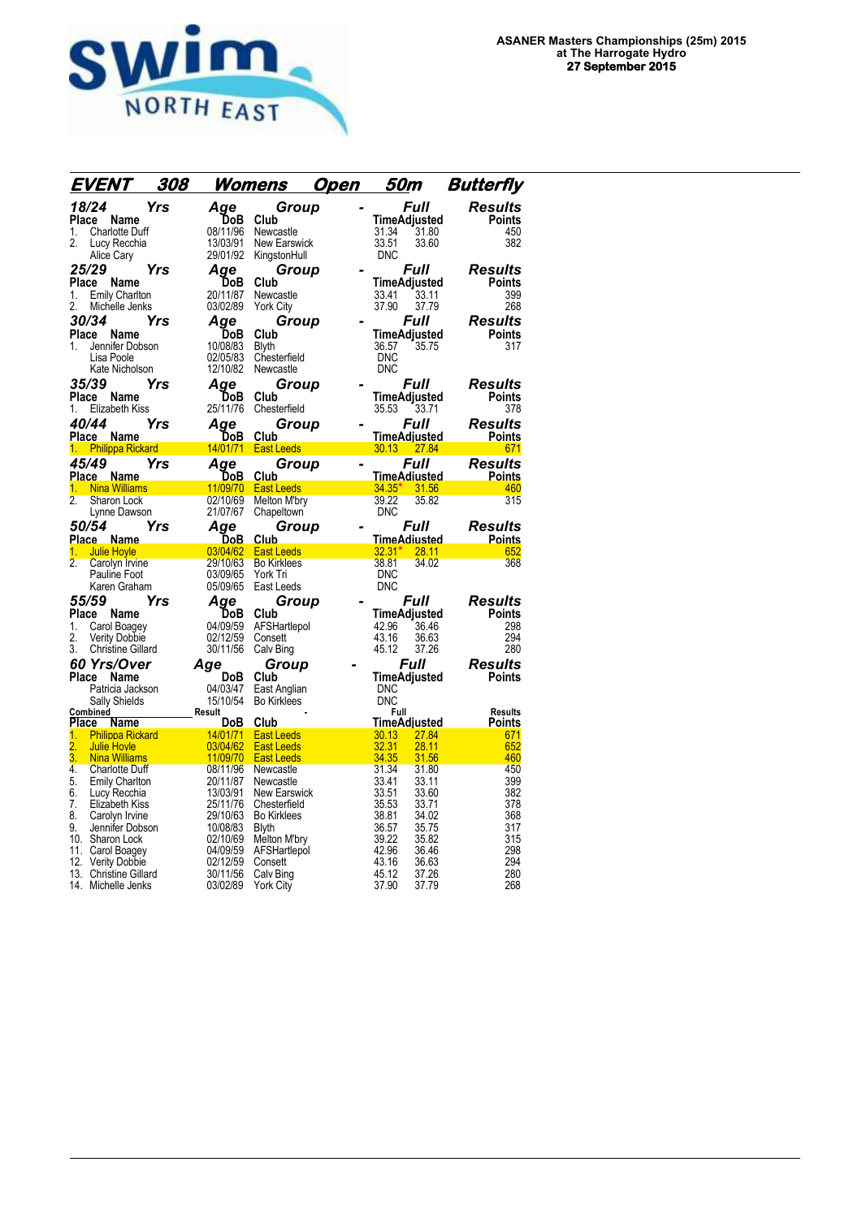**ASANER Masters Championships (25m) 2015**
**at The Harrogate Hydro**
**27 September 2015**

## EVENT 308 Womens Open 50m Butterfly

### 18/24 Yrs Age Group - Full Results

| Place | Name | DoB | Club | Time | Adjusted | Points |
|---|---|---|---|---|---|---|
| 1. | Charlotte Duff | 08/11/96 | Newcastle | 31.34 | 31.80 | 450 |
| 2. | Lucy Recchia | 13/03/91 | New Earswick | 33.51 | 33.60 | 382 |
| | Alice Cary | 29/01/92 | KingstonHull | DNC | | |

### 25/29 Yrs Age Group - Full Results

| Place | Name | DoB | Club | Time | Adjusted | Points |
|---|---|---|---|---|---|---|
| 1. | Emily Charlton | 20/11/87 | Newcastle | 33.41 | 33.11 | 399 |
| 2. | Michelle Jenks | 03/02/89 | York City | 37.90 | 37.79 | 268 |

### 30/34 Yrs Age Group - Full Results

| Place | Name | DoB | Club | Time | Adjusted | Points |
|---|---|---|---|---|---|---|
| 1. | Jennifer Dobson | 10/08/83 | Blyth | 36.57 | 35.75 | 317 |
| | Lisa Poole | 02/05/83 | Chesterfield | DNC | | |
| | Kate Nicholson | 12/10/82 | Newcastle | DNC | | |

### 35/39 Yrs Age Group - Full Results

| Place | Name | DoB | Club | Time | Adjusted | Points |
|---|---|---|---|---|---|---|
| 1. | Elizabeth Kiss | 25/11/76 | Chesterfield | 35.53 | 33.71 | 378 |

### 40/44 Yrs Age Group - Full Results

| Place | Name | DoB | Club | Time | Adjusted | Points |
|---|---|---|---|---|---|---|
| 1. | Philippa Rickard | 14/01/71 | East Leeds | 30.13 | 27.84 | 671 |

### 45/49 Yrs Age Group - Full Results

| Place | Name | DoB | Club | Time | Adjusted | Points |
|---|---|---|---|---|---|---|
| 1. | Nina Williams | 11/09/70 | East Leeds | 34.35* | 31.56 | 460 |
| 2. | Sharon Lock | 02/10/69 | Melton M'bry | 39.22 | 35.82 | 315 |
| | Lynne Dawson | 21/07/67 | Chapeltown | DNC | | |

### 50/54 Yrs Age Group - Full Results

| Place | Name | DoB | Club | Time | Adjusted | Points |
|---|---|---|---|---|---|---|
| 1. | Julie Hoyle | 03/04/62 | East Leeds | 32.31* | 28.11 | 652 |
| 2. | Carolyn Irvine | 29/10/63 | Bo Kirklees | 38.81 | 34.02 | 368 |
| | Pauline Foot | 03/09/65 | York Tri | DNC | | |
| | Karen Graham | 05/09/65 | East Leeds | DNC | | |

### 55/59 Yrs Age Group - Full Results

| Place | Name | DoB | Club | Time | Adjusted | Points |
|---|---|---|---|---|---|---|
| 1. | Carol Boagey | 04/09/59 | AFSHartlepol | 42.96 | 36.46 | 298 |
| 2. | Verity Dobbie | 02/12/59 | Consett | 43.16 | 36.63 | 294 |
| 3. | Christine Gillard | 30/11/56 | Calv Bing | 45.12 | 37.26 | 280 |

### 60 Yrs/Over Age Group - Full Results

| Place | Name | DoB | Club | Time | Adjusted | Points |
|---|---|---|---|---|---|---|
| | Patricia Jackson | 04/03/47 | East Anglian | DNC | | |
| | Sally Shields | 15/10/54 | Bo Kirklees | DNC | | |

### Combined Result - Full Results

| Place | Name | DoB | Club | Time | Adjusted | Points |
|---|---|---|---|---|---|---|
| 1. | Philippa Rickard | 14/01/71 | East Leeds | 30.13 | 27.84 | 671 |
| 2. | Julie Hoyle | 03/04/62 | East Leeds | 32.31 | 28.11 | 652 |
| 3. | Nina Williams | 11/09/70 | East Leeds | 34.35 | 31.56 | 460 |
| 4. | Charlotte Duff | 08/11/96 | Newcastle | 31.34 | 31.80 | 450 |
| 5. | Emily Charlton | 20/11/87 | Newcastle | 33.41 | 33.11 | 399 |
| 6. | Lucy Recchia | 13/03/91 | New Earswick | 33.51 | 33.60 | 382 |
| 7. | Elizabeth Kiss | 25/11/76 | Chesterfield | 35.53 | 33.71 | 378 |
| 8. | Carolyn Irvine | 29/10/63 | Bo Kirklees | 38.81 | 34.02 | 368 |
| 9. | Jennifer Dobson | 10/08/83 | Blyth | 36.57 | 35.75 | 317 |
| 10. | Sharon Lock | 02/10/69 | Melton M'bry | 39.22 | 35.82 | 315 |
| 11. | Carol Boagey | 04/09/59 | AFSHartlepol | 42.96 | 36.46 | 298 |
| 12. | Verity Dobbie | 02/12/59 | Consett | 43.16 | 36.63 | 294 |
| 13. | Christine Gillard | 30/11/56 | Calv Bing | 45.12 | 37.26 | 280 |
| 14. | Michelle Jenks | 03/02/89 | York City | 37.90 | 37.79 | 268 |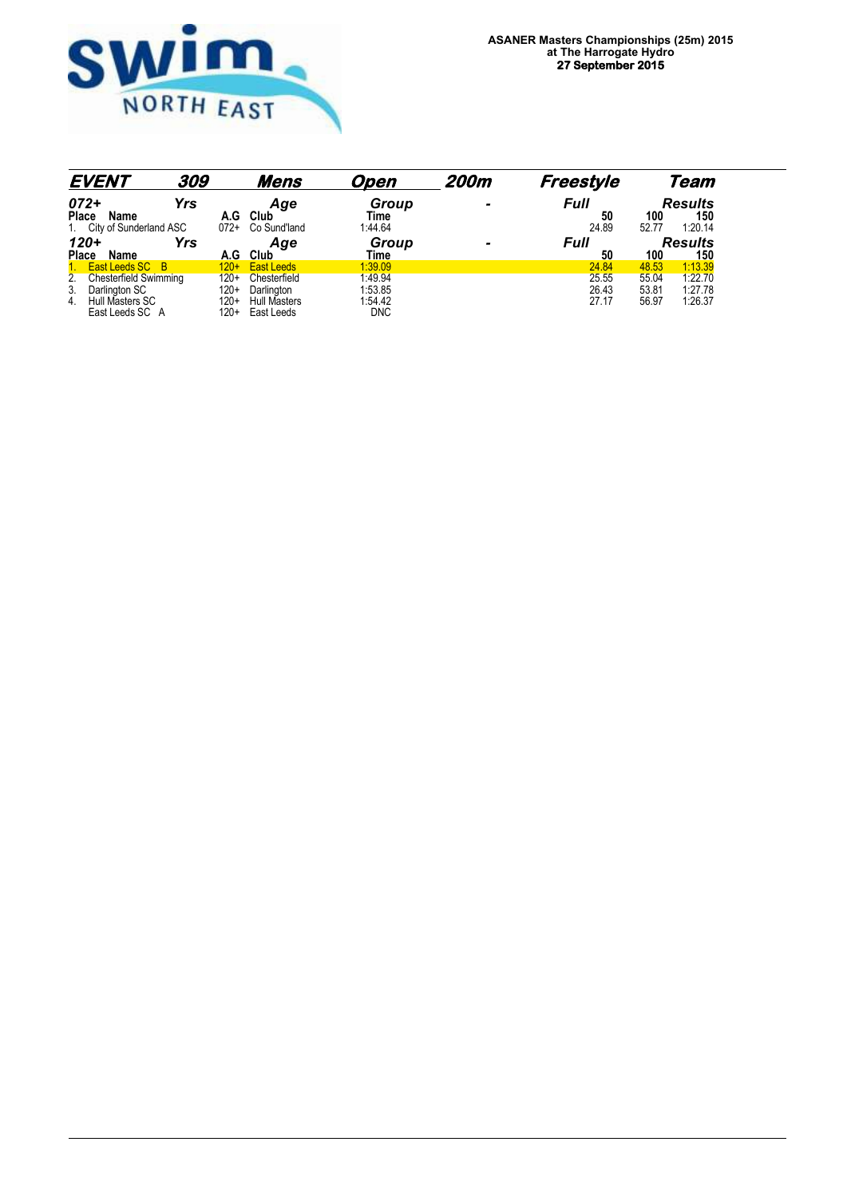**ASANER Masters Championships (25m) 2015**
**at The Harrogate Hydro**
**27 September 2015**

## EVENT 309 Mens Open 200m Freestyle Team

### 072+ Yrs Age Group - Full Results

| Place | Name | A.G | Club | Time | 50 | 100 | 150 |
|---|---|---|---|---|---|---|---|
| 1. | City of Sunderland ASC | 072+ | Co Sund'land | 1:44.64 | 24.89 | 52.77 | 1:20.14 |

### 120+ Yrs Age Group - Full Results

| Place | Name | A.G | Club | Time | 50 | 100 | 150 |
|---|---|---|---|---|---|---|---|
| 1. | East Leeds SC B | 120+ | East Leeds | 1:39.09 | 24.84 | 48.53 | 1:13.39 |
| 2. | Chesterfield Swimming | 120+ | Chesterfield | 1:49.94 | 25.55 | 55.04 | 1:22.70 |
| 3. | Darlington SC | 120+ | Darlington | 1:53.85 | 26.43 | 53.81 | 1:27.78 |
| 4. | Hull Masters SC | 120+ | Hull Masters | 1:54.42 | 27.17 | 56.97 | 1:26.37 |
| | East Leeds SC A | 120+ | East Leeds | DNC | | | |